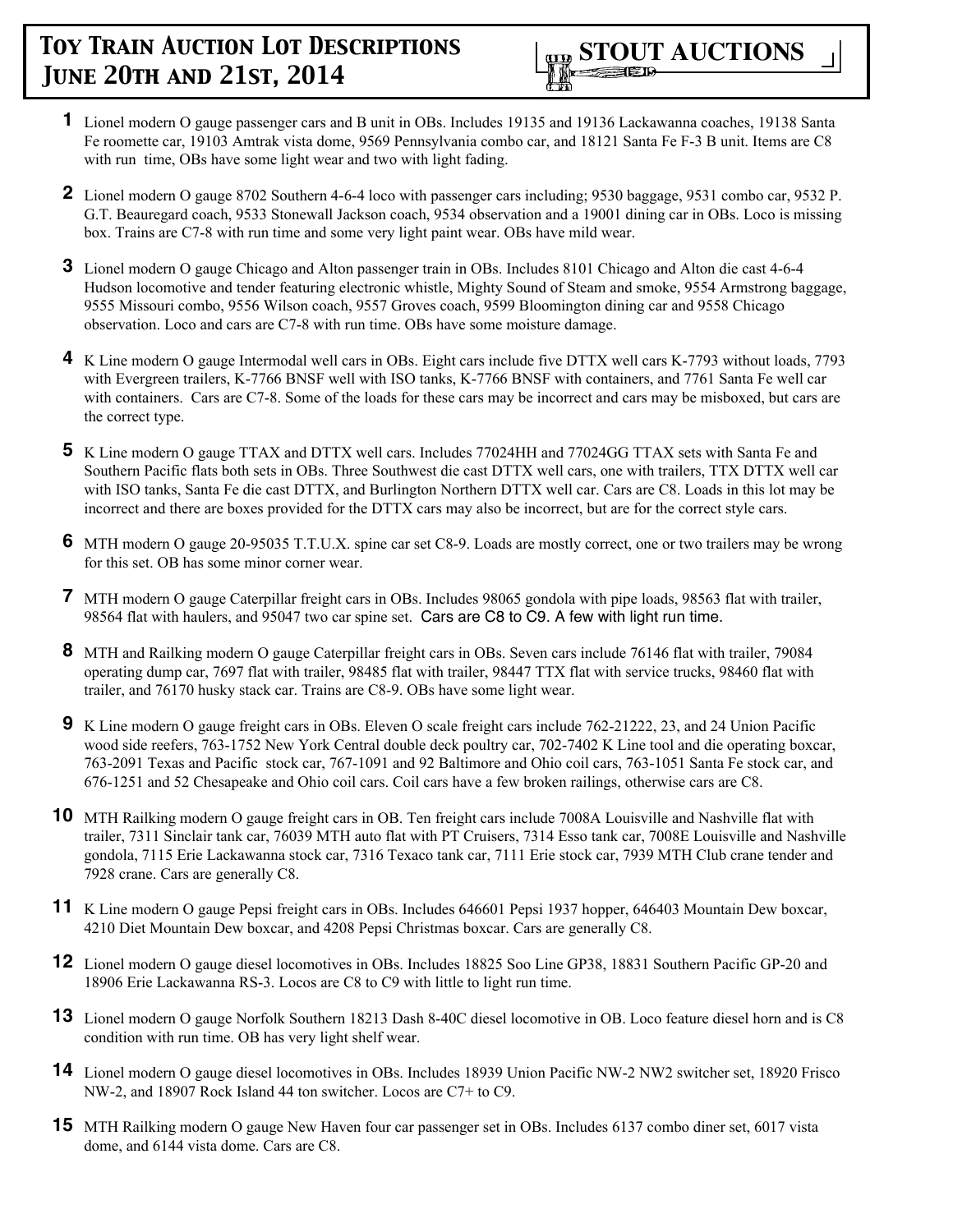# Toy Train Auction Lot Descriptions
# June 20th and 21st, 2014

STOUT AUCTIONS

**1** Lionel modern O gauge passenger cars and B unit in OBs. Includes 19135 and 19136 Lackawanna coaches, 19138 Santa Fe roomette car, 19103 Amtrak vista dome, 9569 Pennsylvania combo car, and 18121 Santa Fe F-3 B unit. Items are C8 with run time, OBs have some light wear and two with light fading.

**2** Lionel modern O gauge 8702 Southern 4-6-4 loco with passenger cars including; 9530 baggage, 9531 combo car, 9532 P. G.T. Beauregard coach, 9533 Stonewall Jackson coach, 9534 observation and a 19001 dining car in OBs. Loco is missing box. Trains are C7-8 with run time and some very light paint wear. OBs have mild wear.

**3** Lionel modern O gauge Chicago and Alton passenger train in OBs. Includes 8101 Chicago and Alton die cast 4-6-4 Hudson locomotive and tender featuring electronic whistle, Mighty Sound of Steam and smoke, 9554 Armstrong baggage, 9555 Missouri combo, 9556 Wilson coach, 9557 Groves coach, 9599 Bloomington dining car and 9558 Chicago observation. Loco and cars are C7-8 with run time. OBs have some moisture damage.

**4** K Line modern O gauge Intermodal well cars in OBs. Eight cars include five DTTX well cars K-7793 without loads, 7793 with Evergreen trailers, K-7766 BNSF well with ISO tanks, K-7766 BNSF with containers, and 7761 Santa Fe well car with containers. Cars are C7-8. Some of the loads for these cars may be incorrect and cars may be misboxed, but cars are the correct type.

**5** K Line modern O gauge TTAX and DTTX well cars. Includes 77024HH and 77024GG TTAX sets with Santa Fe and Southern Pacific flats both sets in OBs. Three Southwest die cast DTTX well cars, one with trailers, TTX DTTX well car with ISO tanks, Santa Fe die cast DTTX, and Burlington Northern DTTX well car. Cars are C8. Loads in this lot may be incorrect and there are boxes provided for the DTTX cars may also be incorrect, but are for the correct style cars.

**6** MTH modern O gauge 20-95035 T.T.U.X. spine car set C8-9. Loads are mostly correct, one or two trailers may be wrong for this set. OB has some minor corner wear.

**7** MTH modern O gauge Caterpillar freight cars in OBs. Includes 98065 gondola with pipe loads, 98563 flat with trailer, 98564 flat with haulers, and 95047 two car spine set. Cars are C8 to C9. A few with light run time.

**8** MTH and Railking modern O gauge Caterpillar freight cars in OBs. Seven cars include 76146 flat with trailer, 79084 operating dump car, 7697 flat with trailer, 98485 flat with trailer, 98447 TTX flat with service trucks, 98460 flat with trailer, and 76170 husky stack car. Trains are C8-9. OBs have some light wear.

**9** K Line modern O gauge freight cars in OBs. Eleven O scale freight cars include 762-21222, 23, and 24 Union Pacific wood side reefers, 763-1752 New York Central double deck poultry car, 702-7402 K Line tool and die operating boxcar, 763-2091 Texas and Pacific stock car, 767-1091 and 92 Baltimore and Ohio coil cars, 763-1051 Santa Fe stock car, and 676-1251 and 52 Chesapeake and Ohio coil cars. Coil cars have a few broken railings, otherwise cars are C8.

**10** MTH Railking modern O gauge freight cars in OB. Ten freight cars include 7008A Louisville and Nashville flat with trailer, 7311 Sinclair tank car, 76039 MTH auto flat with PT Cruisers, 7314 Esso tank car, 7008E Louisville and Nashville gondola, 7115 Erie Lackawanna stock car, 7316 Texaco tank car, 7111 Erie stock car, 7939 MTH Club crane tender and 7928 crane. Cars are generally C8.

**11** K Line modern O gauge Pepsi freight cars in OBs. Includes 646601 Pepsi 1937 hopper, 646403 Mountain Dew boxcar, 4210 Diet Mountain Dew boxcar, and 4208 Pepsi Christmas boxcar. Cars are generally C8.

**12** Lionel modern O gauge diesel locomotives in OBs. Includes 18825 Soo Line GP38, 18831 Southern Pacific GP-20 and 18906 Erie Lackawanna RS-3. Locos are C8 to C9 with little to light run time.

**13** Lionel modern O gauge Norfolk Southern 18213 Dash 8-40C diesel locomotive in OB. Loco feature diesel horn and is C8 condition with run time. OB has very light shelf wear.

**14** Lionel modern O gauge diesel locomotives in OBs. Includes 18939 Union Pacific NW-2 NW2 switcher set, 18920 Frisco NW-2, and 18907 Rock Island 44 ton switcher. Locos are C7+ to C9.

**15** MTH Railking modern O gauge New Haven four car passenger set in OBs. Includes 6137 combo diner set, 6017 vista dome, and 6144 vista dome. Cars are C8.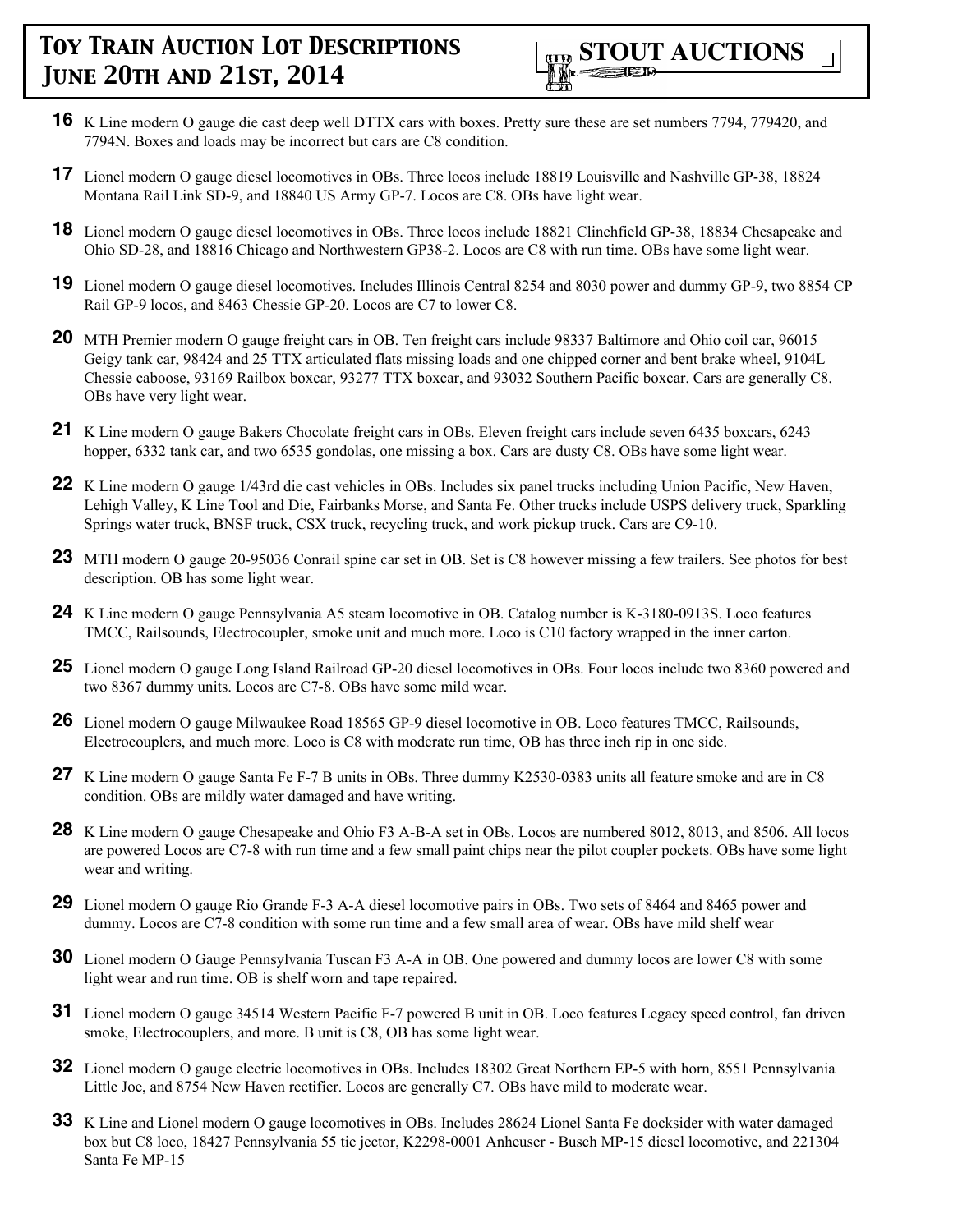**16** K Line modern O gauge die cast deep well DTTX cars with boxes. Pretty sure these are set numbers 7794, 779420, and 7794N. Boxes and loads may be incorrect but cars are C8 condition.

**17** Lionel modern O gauge diesel locomotives in OBs. Three locos include 18819 Louisville and Nashville GP-38, 18824 Montana Rail Link SD-9, and 18840 US Army GP-7. Locos are C8. OBs have light wear.

**18** Lionel modern O gauge diesel locomotives in OBs. Three locos include 18821 Clinchfield GP-38, 18834 Chesapeake and Ohio SD-28, and 18816 Chicago and Northwestern GP38-2. Locos are C8 with run time. OBs have some light wear.

**19** Lionel modern O gauge diesel locomotives. Includes Illinois Central 8254 and 8030 power and dummy GP-9, two 8854 CP Rail GP-9 locos, and 8463 Chessie GP-20. Locos are C7 to lower C8.

**20** MTH Premier modern O gauge freight cars in OB. Ten freight cars include 98337 Baltimore and Ohio coil car, 96015 Geigy tank car, 98424 and 25 TTX articulated flats missing loads and one chipped corner and bent brake wheel, 9104L Chessie caboose, 93169 Railbox boxcar, 93277 TTX boxcar, and 93032 Southern Pacific boxcar. Cars are generally C8. OBs have very light wear.

**21** K Line modern O gauge Bakers Chocolate freight cars in OBs. Eleven freight cars include seven 6435 boxcars, 6243 hopper, 6332 tank car, and two 6535 gondolas, one missing a box. Cars are dusty C8. OBs have some light wear.

**22** K Line modern O gauge 1/43rd die cast vehicles in OBs. Includes six panel trucks including Union Pacific, New Haven, Lehigh Valley, K Line Tool and Die, Fairbanks Morse, and Santa Fe. Other trucks include USPS delivery truck, Sparkling Springs water truck, BNSF truck, CSX truck, recycling truck, and work pickup truck. Cars are C9-10.

**23** MTH modern O gauge 20-95036 Conrail spine car set in OB. Set is C8 however missing a few trailers. See photos for best description. OB has some light wear.

**24** K Line modern O gauge Pennsylvania A5 steam locomotive in OB. Catalog number is K-3180-0913S. Loco features TMCC, Railsounds, Electrocoupler, smoke unit and much more. Loco is C10 factory wrapped in the inner carton.

**25** Lionel modern O gauge Long Island Railroad GP-20 diesel locomotives in OBs. Four locos include two 8360 powered and two 8367 dummy units. Locos are C7-8. OBs have some mild wear.

**26** Lionel modern O gauge Milwaukee Road 18565 GP-9 diesel locomotive in OB. Loco features TMCC, Railsounds, Electrocouplers, and much more. Loco is C8 with moderate run time, OB has three inch rip in one side.

**27** K Line modern O gauge Santa Fe F-7 B units in OBs. Three dummy K2530-0383 units all feature smoke and are in C8 condition. OBs are mildly water damaged and have writing.

**28** K Line modern O gauge Chesapeake and Ohio F3 A-B-A set in OBs. Locos are numbered 8012, 8013, and 8506. All locos are powered Locos are C7-8 with run time and a few small paint chips near the pilot coupler pockets. OBs have some light wear and writing.

**29** Lionel modern O gauge Rio Grande F-3 A-A diesel locomotive pairs in OBs. Two sets of 8464 and 8465 power and dummy. Locos are C7-8 condition with some run time and a few small area of wear. OBs have mild shelf wear

**30** Lionel modern O Gauge Pennsylvania Tuscan F3 A-A in OB. One powered and dummy locos are lower C8 with some light wear and run time. OB is shelf worn and tape repaired.

**31** Lionel modern O gauge 34514 Western Pacific F-7 powered B unit in OB. Loco features Legacy speed control, fan driven smoke, Electrocouplers, and more. B unit is C8, OB has some light wear.

**32** Lionel modern O gauge electric locomotives in OBs. Includes 18302 Great Northern EP-5 with horn, 8551 Pennsylvania Little Joe, and 8754 New Haven rectifier. Locos are generally C7. OBs have mild to moderate wear.

**33** K Line and Lionel modern O gauge locomotives in OBs. Includes 28624 Lionel Santa Fe docksider with water damaged box but C8 loco, 18427 Pennsylvania 55 tie jector, K2298-0001 Anheuser - Busch MP-15 diesel locomotive, and 221304 Santa Fe MP-15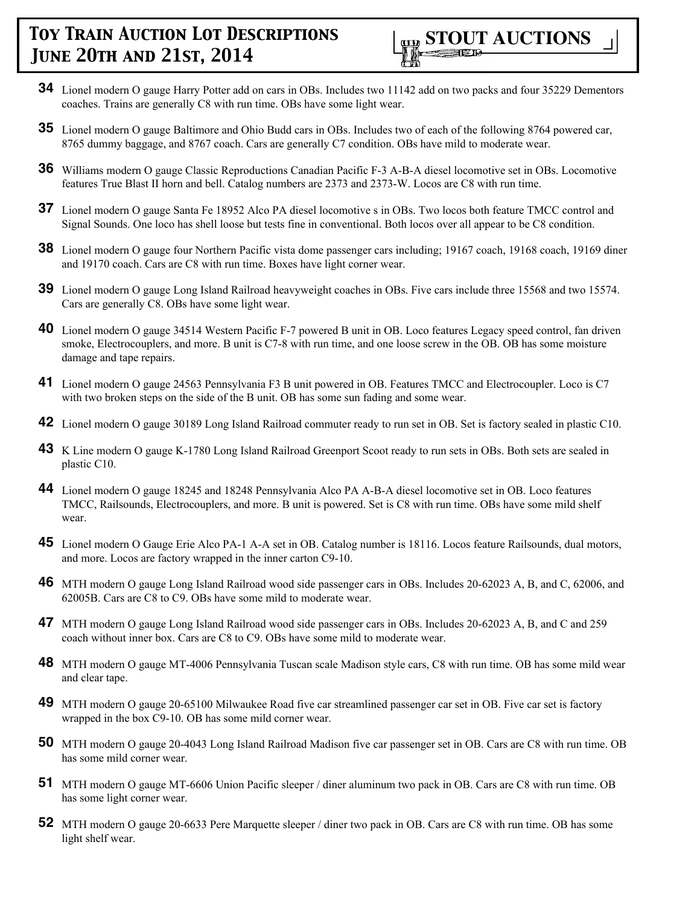**34** Lionel modern O gauge Harry Potter add on cars in OBs. Includes two 11142 add on two packs and four 35229 Dementors coaches. Trains are generally C8 with run time. OBs have some light wear.

**35** Lionel modern O gauge Baltimore and Ohio Budd cars in OBs. Includes two of each of the following 8764 powered car, 8765 dummy baggage, and 8767 coach. Cars are generally C7 condition. OBs have mild to moderate wear.

**36** Williams modern O gauge Classic Reproductions Canadian Pacific F-3 A-B-A diesel locomotive set in OBs. Locomotive features True Blast II horn and bell. Catalog numbers are 2373 and 2373-W. Locos are C8 with run time.

**37** Lionel modern O gauge Santa Fe 18952 Alco PA diesel locomotive s in OBs. Two locos both feature TMCC control and Signal Sounds. One loco has shell loose but tests fine in conventional. Both locos over all appear to be C8 condition.

**38** Lionel modern O gauge four Northern Pacific vista dome passenger cars including; 19167 coach, 19168 coach, 19169 diner and 19170 coach. Cars are C8 with run time. Boxes have light corner wear.

**39** Lionel modern O gauge Long Island Railroad heavyweight coaches in OBs. Five cars include three 15568 and two 15574. Cars are generally C8. OBs have some light wear.

**40** Lionel modern O gauge 34514 Western Pacific F-7 powered B unit in OB. Loco features Legacy speed control, fan driven smoke, Electrocouplers, and more. B unit is C7-8 with run time, and one loose screw in the OB. OB has some moisture damage and tape repairs.

**41** Lionel modern O gauge 24563 Pennsylvania F3 B unit powered in OB. Features TMCC and Electrocoupler. Loco is C7 with two broken steps on the side of the B unit. OB has some sun fading and some wear.

**42** Lionel modern O gauge 30189 Long Island Railroad commuter ready to run set in OB. Set is factory sealed in plastic C10.

**43** K Line modern O gauge K-1780 Long Island Railroad Greenport Scoot ready to run sets in OBs. Both sets are sealed in plastic C10.

**44** Lionel modern O gauge 18245 and 18248 Pennsylvania Alco PA A-B-A diesel locomotive set in OB. Loco features TMCC, Railsounds, Electrocouplers, and more. B unit is powered. Set is C8 with run time. OBs have some mild shelf wear.

**45** Lionel modern O Gauge Erie Alco PA-1 A-A set in OB. Catalog number is 18116. Locos feature Railsounds, dual motors, and more. Locos are factory wrapped in the inner carton C9-10.

**46** MTH modern O gauge Long Island Railroad wood side passenger cars in OBs. Includes 20-62023 A, B, and C, 62006, and 62005B. Cars are C8 to C9. OBs have some mild to moderate wear.

**47** MTH modern O gauge Long Island Railroad wood side passenger cars in OBs. Includes 20-62023 A, B, and C and 259 coach without inner box. Cars are C8 to C9. OBs have some mild to moderate wear.

**48** MTH modern O gauge MT-4006 Pennsylvania Tuscan scale Madison style cars, C8 with run time. OB has some mild wear and clear tape.

**49** MTH modern O gauge 20-65100 Milwaukee Road five car streamlined passenger car set in OB. Five car set is factory wrapped in the box C9-10. OB has some mild corner wear.

**50** MTH modern O gauge 20-4043 Long Island Railroad Madison five car passenger set in OB. Cars are C8 with run time. OB has some mild corner wear.

**51** MTH modern O gauge MT-6606 Union Pacific sleeper / diner aluminum two pack in OB. Cars are C8 with run time. OB has some light corner wear.

**52** MTH modern O gauge 20-6633 Pere Marquette sleeper / diner two pack in OB. Cars are C8 with run time. OB has some light shelf wear.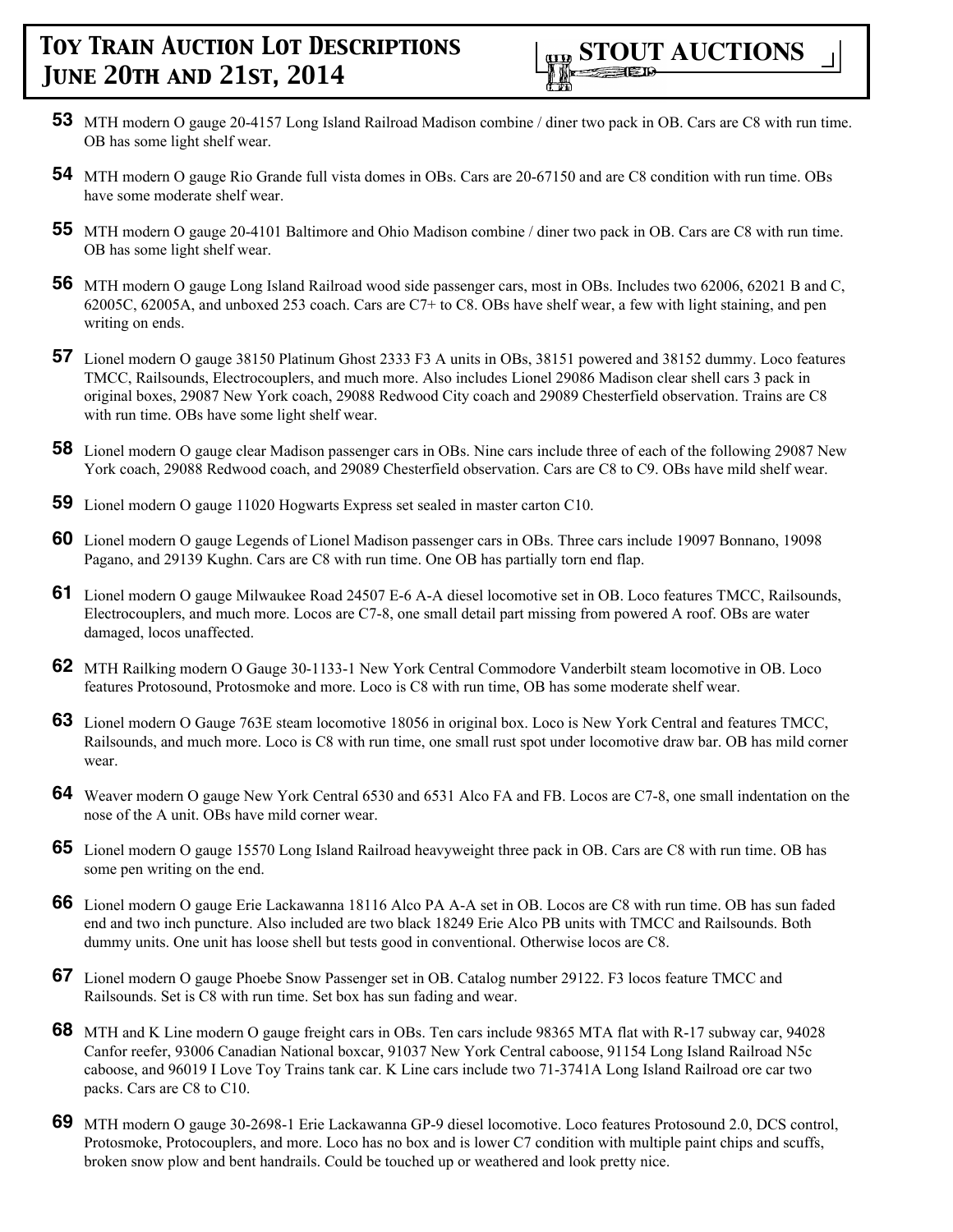**53** MTH modern O gauge 20-4157 Long Island Railroad Madison combine / diner two pack in OB. Cars are C8 with run time. OB has some light shelf wear.

**54** MTH modern O gauge Rio Grande full vista domes in OBs. Cars are 20-67150 and are C8 condition with run time. OBs have some moderate shelf wear.

**55** MTH modern O gauge 20-4101 Baltimore and Ohio Madison combine / diner two pack in OB. Cars are C8 with run time. OB has some light shelf wear.

**56** MTH modern O gauge Long Island Railroad wood side passenger cars, most in OBs. Includes two 62006, 62021 B and C, 62005C, 62005A, and unboxed 253 coach. Cars are C7+ to C8. OBs have shelf wear, a few with light staining, and pen writing on ends.

**57** Lionel modern O gauge 38150 Platinum Ghost 2333 F3 A units in OBs, 38151 powered and 38152 dummy. Loco features TMCC, Railsounds, Electrocouplers, and much more. Also includes Lionel 29086 Madison clear shell cars 3 pack in original boxes, 29087 New York coach, 29088 Redwood City coach and 29089 Chesterfield observation. Trains are C8 with run time. OBs have some light shelf wear.

**58** Lionel modern O gauge clear Madison passenger cars in OBs. Nine cars include three of each of the following 29087 New York coach, 29088 Redwood coach, and 29089 Chesterfield observation. Cars are C8 to C9. OBs have mild shelf wear.

**59** Lionel modern O gauge 11020 Hogwarts Express set sealed in master carton C10.

**60** Lionel modern O gauge Legends of Lionel Madison passenger cars in OBs. Three cars include 19097 Bonnano, 19098 Pagano, and 29139 Kughn. Cars are C8 with run time. One OB has partially torn end flap.

**61** Lionel modern O gauge Milwaukee Road 24507 E-6 A-A diesel locomotive set in OB. Loco features TMCC, Railsounds, Electrocouplers, and much more. Locos are C7-8, one small detail part missing from powered A roof. OBs are water damaged, locos unaffected.

**62** MTH Railking modern O Gauge 30-1133-1 New York Central Commodore Vanderbilt steam locomotive in OB. Loco features Protosound, Protosmoke and more. Loco is C8 with run time, OB has some moderate shelf wear.

**63** Lionel modern O Gauge 763E steam locomotive 18056 in original box. Loco is New York Central and features TMCC, Railsounds, and much more. Loco is C8 with run time, one small rust spot under locomotive draw bar. OB has mild corner wear.

**64** Weaver modern O gauge New York Central 6530 and 6531 Alco FA and FB. Locos are C7-8, one small indentation on the nose of the A unit. OBs have mild corner wear.

**65** Lionel modern O gauge 15570 Long Island Railroad heavyweight three pack in OB. Cars are C8 with run time. OB has some pen writing on the end.

**66** Lionel modern O gauge Erie Lackawanna 18116 Alco PA A-A set in OB. Locos are C8 with run time. OB has sun faded end and two inch puncture. Also included are two black 18249 Erie Alco PB units with TMCC and Railsounds. Both dummy units. One unit has loose shell but tests good in conventional. Otherwise locos are C8.

**67** Lionel modern O gauge Phoebe Snow Passenger set in OB. Catalog number 29122. F3 locos feature TMCC and Railsounds. Set is C8 with run time. Set box has sun fading and wear.

**68** MTH and K Line modern O gauge freight cars in OBs. Ten cars include 98365 MTA flat with R-17 subway car, 94028 Canfor reefer, 93006 Canadian National boxcar, 91037 New York Central caboose, 91154 Long Island Railroad N5c caboose, and 96019 I Love Toy Trains tank car. K Line cars include two 71-3741A Long Island Railroad ore car two packs. Cars are C8 to C10.

**69** MTH modern O gauge 30-2698-1 Erie Lackawanna GP-9 diesel locomotive. Loco features Protosound 2.0, DCS control, Protosmoke, Protocouplers, and more. Loco has no box and is lower C7 condition with multiple paint chips and scuffs, broken snow plow and bent handrails. Could be touched up or weathered and look pretty nice.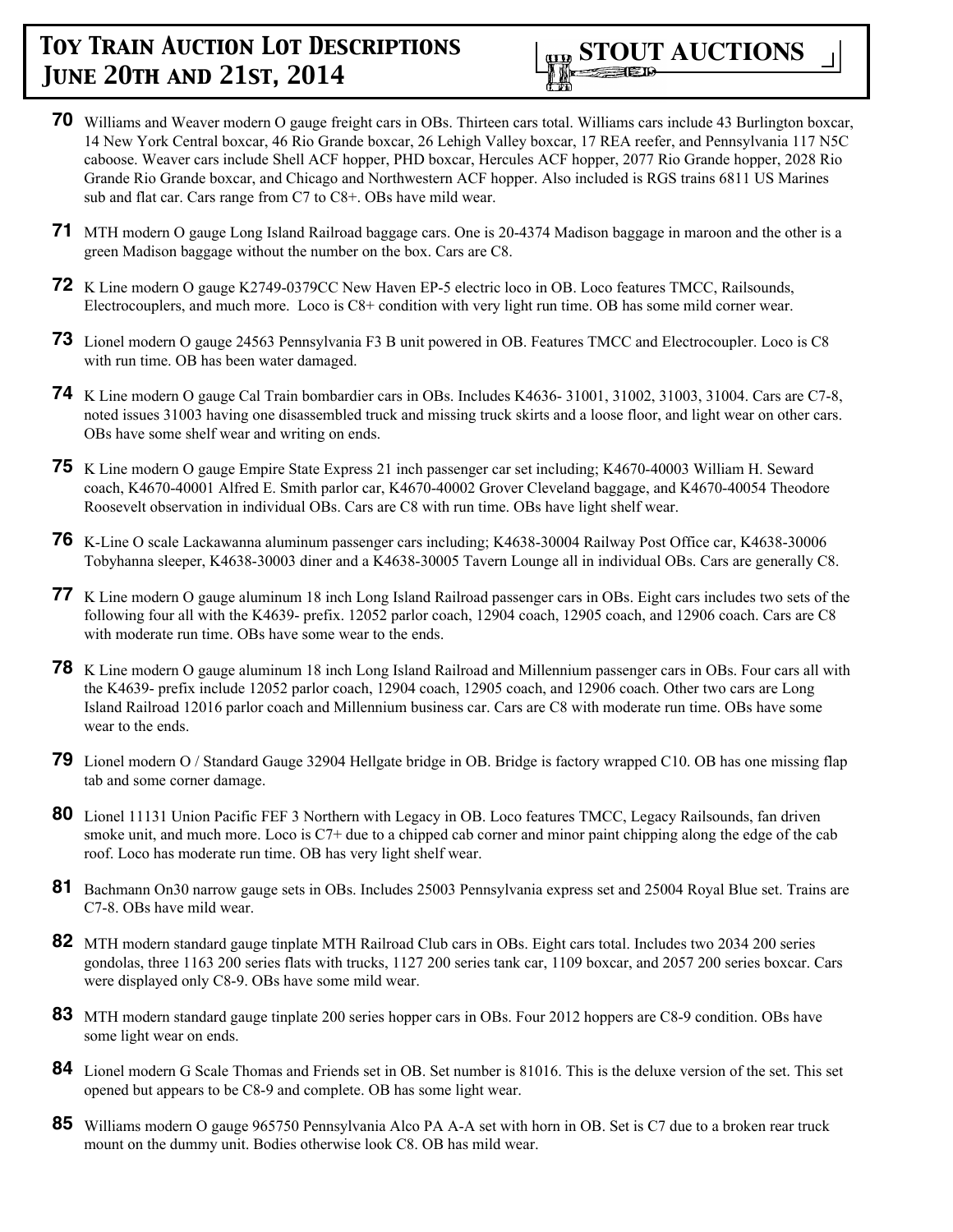**70** Williams and Weaver modern O gauge freight cars in OBs. Thirteen cars total. Williams cars include 43 Burlington boxcar, 14 New York Central boxcar, 46 Rio Grande boxcar, 26 Lehigh Valley boxcar, 17 REA reefer, and Pennsylvania 117 N5C caboose. Weaver cars include Shell ACF hopper, PHD boxcar, Hercules ACF hopper, 2077 Rio Grande hopper, 2028 Rio Grande Rio Grande boxcar, and Chicago and Northwestern ACF hopper. Also included is RGS trains 6811 US Marines sub and flat car. Cars range from C7 to C8+. OBs have mild wear.

**71** MTH modern O gauge Long Island Railroad baggage cars. One is 20-4374 Madison baggage in maroon and the other is a green Madison baggage without the number on the box. Cars are C8.

**72** K Line modern O gauge K2749-0379CC New Haven EP-5 electric loco in OB. Loco features TMCC, Railsounds, Electrocouplers, and much more. Loco is C8+ condition with very light run time. OB has some mild corner wear.

**73** Lionel modern O gauge 24563 Pennsylvania F3 B unit powered in OB. Features TMCC and Electrocoupler. Loco is C8 with run time. OB has been water damaged.

**74** K Line modern O gauge Cal Train bombardier cars in OBs. Includes K4636- 31001, 31002, 31003, 31004. Cars are C7-8, noted issues 31003 having one disassembled truck and missing truck skirts and a loose floor, and light wear on other cars. OBs have some shelf wear and writing on ends.

**75** K Line modern O gauge Empire State Express 21 inch passenger car set including; K4670-40003 William H. Seward coach, K4670-40001 Alfred E. Smith parlor car, K4670-40002 Grover Cleveland baggage, and K4670-40054 Theodore Roosevelt observation in individual OBs. Cars are C8 with run time. OBs have light shelf wear.

**76** K-Line O scale Lackawanna aluminum passenger cars including; K4638-30004 Railway Post Office car, K4638-30006 Tobyhanna sleeper, K4638-30003 diner and a K4638-30005 Tavern Lounge all in individual OBs. Cars are generally C8.

**77** K Line modern O gauge aluminum 18 inch Long Island Railroad passenger cars in OBs. Eight cars includes two sets of the following four all with the K4639- prefix. 12052 parlor coach, 12904 coach, 12905 coach, and 12906 coach. Cars are C8 with moderate run time. OBs have some wear to the ends.

**78** K Line modern O gauge aluminum 18 inch Long Island Railroad and Millennium passenger cars in OBs. Four cars all with the K4639- prefix include 12052 parlor coach, 12904 coach, 12905 coach, and 12906 coach. Other two cars are Long Island Railroad 12016 parlor coach and Millennium business car. Cars are C8 with moderate run time. OBs have some wear to the ends.

**79** Lionel modern O / Standard Gauge 32904 Hellgate bridge in OB. Bridge is factory wrapped C10. OB has one missing flap tab and some corner damage.

**80** Lionel 11131 Union Pacific FEF 3 Northern with Legacy in OB. Loco features TMCC, Legacy Railsounds, fan driven smoke unit, and much more. Loco is C7+ due to a chipped cab corner and minor paint chipping along the edge of the cab roof. Loco has moderate run time. OB has very light shelf wear.

**81** Bachmann On30 narrow gauge sets in OBs. Includes 25003 Pennsylvania express set and 25004 Royal Blue set. Trains are C7-8. OBs have mild wear.

**82** MTH modern standard gauge tinplate MTH Railroad Club cars in OBs. Eight cars total. Includes two 2034 200 series gondolas, three 1163 200 series flats with trucks, 1127 200 series tank car, 1109 boxcar, and 2057 200 series boxcar. Cars were displayed only C8-9. OBs have some mild wear.

**83** MTH modern standard gauge tinplate 200 series hopper cars in OBs. Four 2012 hoppers are C8-9 condition. OBs have some light wear on ends.

**84** Lionel modern G Scale Thomas and Friends set in OB. Set number is 81016. This is the deluxe version of the set. This set opened but appears to be C8-9 and complete. OB has some light wear.

**85** Williams modern O gauge 965750 Pennsylvania Alco PA A-A set with horn in OB. Set is C7 due to a broken rear truck mount on the dummy unit. Bodies otherwise look C8. OB has mild wear.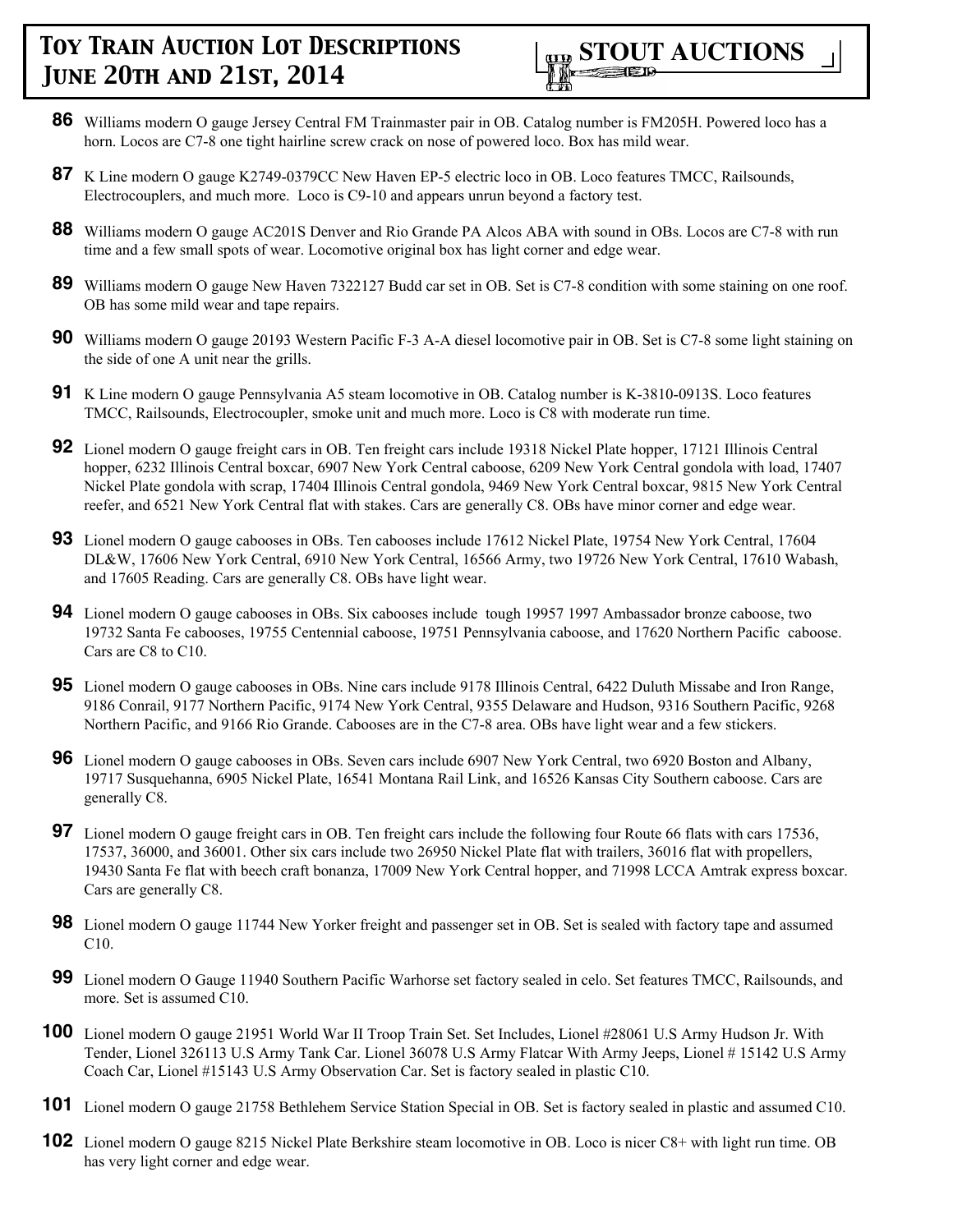**86** Williams modern O gauge Jersey Central FM Trainmaster pair in OB. Catalog number is FM205H. Powered loco has a horn. Locos are C7-8 one tight hairline screw crack on nose of powered loco. Box has mild wear.

**87** K Line modern O gauge K2749-0379CC New Haven EP-5 electric loco in OB. Loco features TMCC, Railsounds, Electrocouplers, and much more. Loco is C9-10 and appears unrun beyond a factory test.

**88** Williams modern O gauge AC201S Denver and Rio Grande PA Alcos ABA with sound in OBs. Locos are C7-8 with run time and a few small spots of wear. Locomotive original box has light corner and edge wear.

**89** Williams modern O gauge New Haven 7322127 Budd car set in OB. Set is C7-8 condition with some staining on one roof. OB has some mild wear and tape repairs.

**90** Williams modern O gauge 20193 Western Pacific F-3 A-A diesel locomotive pair in OB. Set is C7-8 some light staining on the side of one A unit near the grills.

**91** K Line modern O gauge Pennsylvania A5 steam locomotive in OB. Catalog number is K-3810-0913S. Loco features TMCC, Railsounds, Electrocoupler, smoke unit and much more. Loco is C8 with moderate run time.

**92** Lionel modern O gauge freight cars in OB. Ten freight cars include 19318 Nickel Plate hopper, 17121 Illinois Central hopper, 6232 Illinois Central boxcar, 6907 New York Central caboose, 6209 New York Central gondola with load, 17407 Nickel Plate gondola with scrap, 17404 Illinois Central gondola, 9469 New York Central boxcar, 9815 New York Central reefer, and 6521 New York Central flat with stakes. Cars are generally C8. OBs have minor corner and edge wear.

**93** Lionel modern O gauge cabooses in OBs. Ten cabooses include 17612 Nickel Plate, 19754 New York Central, 17604 DL&W, 17606 New York Central, 6910 New York Central, 16566 Army, two 19726 New York Central, 17610 Wabash, and 17605 Reading. Cars are generally C8. OBs have light wear.

**94** Lionel modern O gauge cabooses in OBs. Six cabooses include tough 19957 1997 Ambassador bronze caboose, two 19732 Santa Fe cabooses, 19755 Centennial caboose, 19751 Pennsylvania caboose, and 17620 Northern Pacific caboose. Cars are C8 to C10.

**95** Lionel modern O gauge cabooses in OBs. Nine cars include 9178 Illinois Central, 6422 Duluth Missabe and Iron Range, 9186 Conrail, 9177 Northern Pacific, 9174 New York Central, 9355 Delaware and Hudson, 9316 Southern Pacific, 9268 Northern Pacific, and 9166 Rio Grande. Cabooses are in the C7-8 area. OBs have light wear and a few stickers.

**96** Lionel modern O gauge cabooses in OBs. Seven cars include 6907 New York Central, two 6920 Boston and Albany, 19717 Susquehanna, 6905 Nickel Plate, 16541 Montana Rail Link, and 16526 Kansas City Southern caboose. Cars are generally C8.

**97** Lionel modern O gauge freight cars in OB. Ten freight cars include the following four Route 66 flats with cars 17536, 17537, 36000, and 36001. Other six cars include two 26950 Nickel Plate flat with trailers, 36016 flat with propellers, 19430 Santa Fe flat with beech craft bonanza, 17009 New York Central hopper, and 71998 LCCA Amtrak express boxcar. Cars are generally C8.

**98** Lionel modern O gauge 11744 New Yorker freight and passenger set in OB. Set is sealed with factory tape and assumed C10.

**99** Lionel modern O Gauge 11940 Southern Pacific Warhorse set factory sealed in celo. Set features TMCC, Railsounds, and more. Set is assumed C10.

**100** Lionel modern O gauge 21951 World War II Troop Train Set. Set Includes, Lionel #28061 U.S Army Hudson Jr. With Tender, Lionel 326113 U.S Army Tank Car. Lionel 36078 U.S Army Flatcar With Army Jeeps, Lionel # 15142 U.S Army Coach Car, Lionel #15143 U.S Army Observation Car. Set is factory sealed in plastic C10.

**101** Lionel modern O gauge 21758 Bethlehem Service Station Special in OB. Set is factory sealed in plastic and assumed C10.

**102** Lionel modern O gauge 8215 Nickel Plate Berkshire steam locomotive in OB. Loco is nicer C8+ with light run time. OB has very light corner and edge wear.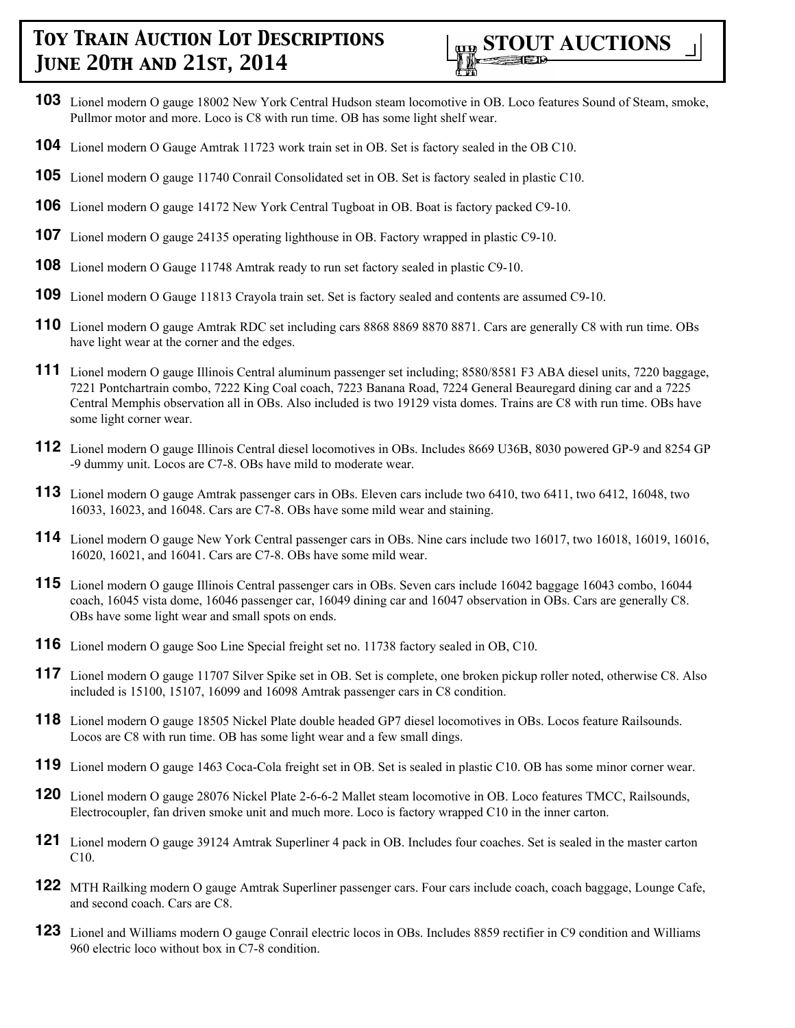# Toy Train Auction Lot Descriptions June 20th and 21st, 2014

**103** Lionel modern O gauge 18002 New York Central Hudson steam locomotive in OB. Loco features Sound of Steam, smoke, Pullmor motor and more. Loco is C8 with run time. OB has some light shelf wear.

**104** Lionel modern O Gauge Amtrak 11723 work train set in OB. Set is factory sealed in the OB C10.

**105** Lionel modern O gauge 11740 Conrail Consolidated set in OB. Set is factory sealed in plastic C10.

**106** Lionel modern O gauge 14172 New York Central Tugboat in OB. Boat is factory packed C9-10.

**107** Lionel modern O gauge 24135 operating lighthouse in OB. Factory wrapped in plastic C9-10.

**108** Lionel modern O Gauge 11748 Amtrak ready to run set factory sealed in plastic C9-10.

**109** Lionel modern O Gauge 11813 Crayola train set. Set is factory sealed and contents are assumed C9-10.

**110** Lionel modern O gauge Amtrak RDC set including cars 8868 8869 8870 8871. Cars are generally C8 with run time. OBs have light wear at the corner and the edges.

**111** Lionel modern O gauge Illinois Central aluminum passenger set including; 8580/8581 F3 ABA diesel units, 7220 baggage, 7221 Pontchartrain combo, 7222 King Coal coach, 7223 Banana Road, 7224 General Beauregard dining car and a 7225 Central Memphis observation all in OBs. Also included is two 19129 vista domes. Trains are C8 with run time. OBs have some light corner wear.

**112** Lionel modern O gauge Illinois Central diesel locomotives in OBs. Includes 8669 U36B, 8030 powered GP-9 and 8254 GP -9 dummy unit. Locos are C7-8. OBs have mild to moderate wear.

**113** Lionel modern O gauge Amtrak passenger cars in OBs. Eleven cars include two 6410, two 6411, two 6412, 16048, two 16033, 16023, and 16048. Cars are C7-8. OBs have some mild wear and staining.

**114** Lionel modern O gauge New York Central passenger cars in OBs. Nine cars include two 16017, two 16018, 16019, 16016, 16020, 16021, and 16041. Cars are C7-8. OBs have some mild wear.

**115** Lionel modern O gauge Illinois Central passenger cars in OBs. Seven cars include 16042 baggage 16043 combo, 16044 coach, 16045 vista dome, 16046 passenger car, 16049 dining car and 16047 observation in OBs. Cars are generally C8. OBs have some light wear and small spots on ends.

**116** Lionel modern O gauge Soo Line Special freight set no. 11738 factory sealed in OB, C10.

**117** Lionel modern O gauge 11707 Silver Spike set in OB. Set is complete, one broken pickup roller noted, otherwise C8. Also included is 15100, 15107, 16099 and 16098 Amtrak passenger cars in C8 condition.

**118** Lionel modern O gauge 18505 Nickel Plate double headed GP7 diesel locomotives in OBs. Locos feature Railsounds. Locos are C8 with run time. OB has some light wear and a few small dings.

**119** Lionel modern O gauge 1463 Coca-Cola freight set in OB. Set is sealed in plastic C10. OB has some minor corner wear.

**120** Lionel modern O gauge 28076 Nickel Plate 2-6-6-2 Mallet steam locomotive in OB. Loco features TMCC, Railsounds, Electrocoupler, fan driven smoke unit and much more. Loco is factory wrapped C10 in the inner carton.

**121** Lionel modern O gauge 39124 Amtrak Superliner 4 pack in OB. Includes four coaches. Set is sealed in the master carton C10.

**122** MTH Railking modern O gauge Amtrak Superliner passenger cars. Four cars include coach, coach baggage, Lounge Cafe, and second coach. Cars are C8.

**123** Lionel and Williams modern O gauge Conrail electric locos in OBs. Includes 8859 rectifier in C9 condition and Williams 960 electric loco without box in C7-8 condition.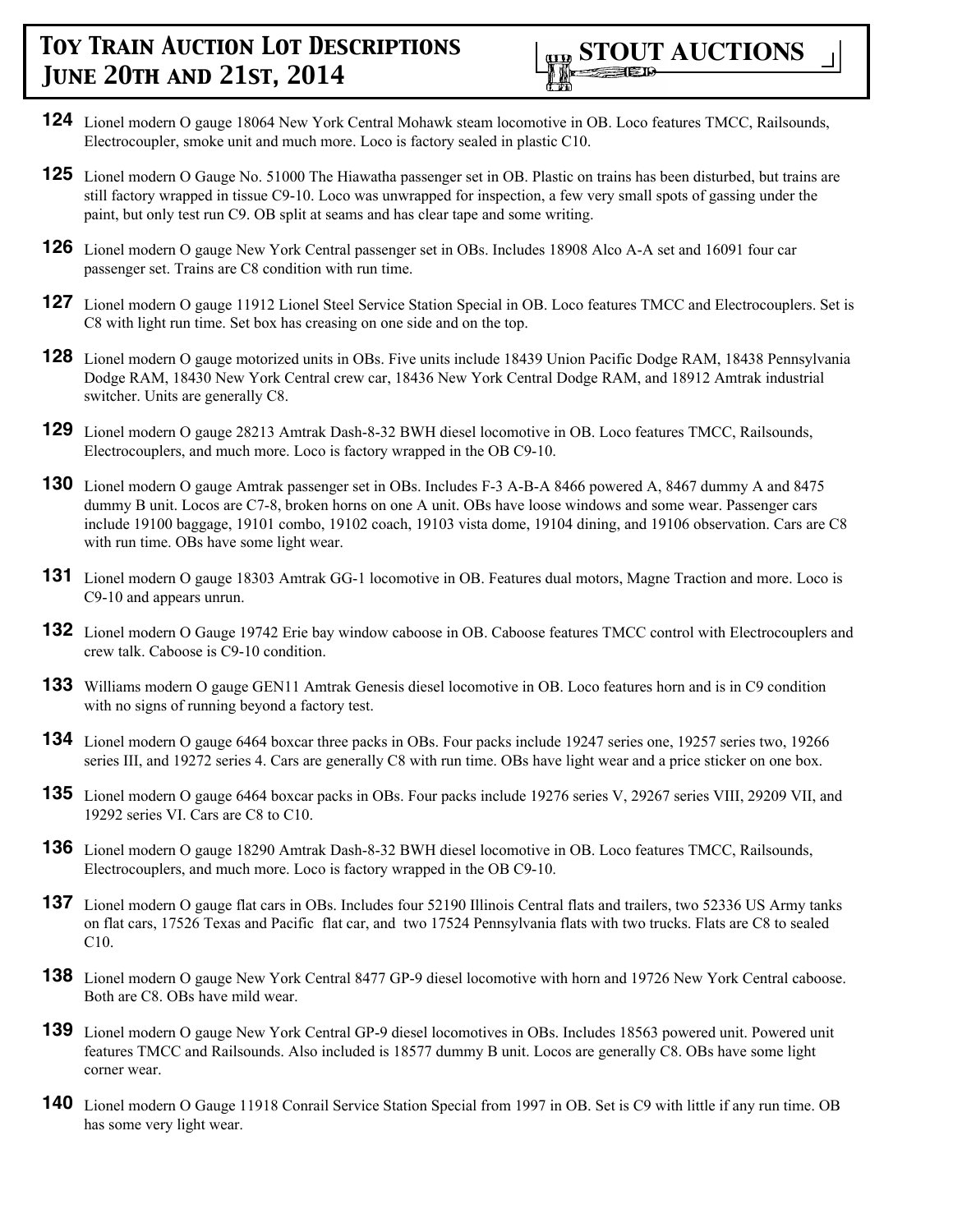**124** Lionel modern O gauge 18064 New York Central Mohawk steam locomotive in OB. Loco features TMCC, Railsounds, Electrocoupler, smoke unit and much more. Loco is factory sealed in plastic C10.

**125** Lionel modern O Gauge No. 51000 The Hiawatha passenger set in OB. Plastic on trains has been disturbed, but trains are still factory wrapped in tissue C9-10. Loco was unwrapped for inspection, a few very small spots of gassing under the paint, but only test run C9. OB split at seams and has clear tape and some writing.

**126** Lionel modern O gauge New York Central passenger set in OBs. Includes 18908 Alco A-A set and 16091 four car passenger set. Trains are C8 condition with run time.

**127** Lionel modern O gauge 11912 Lionel Steel Service Station Special in OB. Loco features TMCC and Electrocouplers. Set is C8 with light run time. Set box has creasing on one side and on the top.

**128** Lionel modern O gauge motorized units in OBs. Five units include 18439 Union Pacific Dodge RAM, 18438 Pennsylvania Dodge RAM, 18430 New York Central crew car, 18436 New York Central Dodge RAM, and 18912 Amtrak industrial switcher. Units are generally C8.

**129** Lionel modern O gauge 28213 Amtrak Dash-8-32 BWH diesel locomotive in OB. Loco features TMCC, Railsounds, Electrocouplers, and much more. Loco is factory wrapped in the OB C9-10.

**130** Lionel modern O gauge Amtrak passenger set in OBs. Includes F-3 A-B-A 8466 powered A, 8467 dummy A and 8475 dummy B unit. Locos are C7-8, broken horns on one A unit. OBs have loose windows and some wear. Passenger cars include 19100 baggage, 19101 combo, 19102 coach, 19103 vista dome, 19104 dining, and 19106 observation. Cars are C8 with run time. OBs have some light wear.

**131** Lionel modern O gauge 18303 Amtrak GG-1 locomotive in OB. Features dual motors, Magne Traction and more. Loco is C9-10 and appears unrun.

**132** Lionel modern O Gauge 19742 Erie bay window caboose in OB. Caboose features TMCC control with Electrocouplers and crew talk. Caboose is C9-10 condition.

**133** Williams modern O gauge GEN11 Amtrak Genesis diesel locomotive in OB. Loco features horn and is in C9 condition with no signs of running beyond a factory test.

**134** Lionel modern O gauge 6464 boxcar three packs in OBs. Four packs include 19247 series one, 19257 series two, 19266 series III, and 19272 series 4. Cars are generally C8 with run time. OBs have light wear and a price sticker on one box.

**135** Lionel modern O gauge 6464 boxcar packs in OBs. Four packs include 19276 series V, 29267 series VIII, 29209 VII, and 19292 series VI. Cars are C8 to C10.

**136** Lionel modern O gauge 18290 Amtrak Dash-8-32 BWH diesel locomotive in OB. Loco features TMCC, Railsounds, Electrocouplers, and much more. Loco is factory wrapped in the OB C9-10.

**137** Lionel modern O gauge flat cars in OBs. Includes four 52190 Illinois Central flats and trailers, two 52336 US Army tanks on flat cars, 17526 Texas and Pacific flat car, and two 17524 Pennsylvania flats with two trucks. Flats are C8 to sealed C10.

**138** Lionel modern O gauge New York Central 8477 GP-9 diesel locomotive with horn and 19726 New York Central caboose. Both are C8. OBs have mild wear.

**139** Lionel modern O gauge New York Central GP-9 diesel locomotives in OBs. Includes 18563 powered unit. Powered unit features TMCC and Railsounds. Also included is 18577 dummy B unit. Locos are generally C8. OBs have some light corner wear.

**140** Lionel modern O Gauge 11918 Conrail Service Station Special from 1997 in OB. Set is C9 with little if any run time. OB has some very light wear.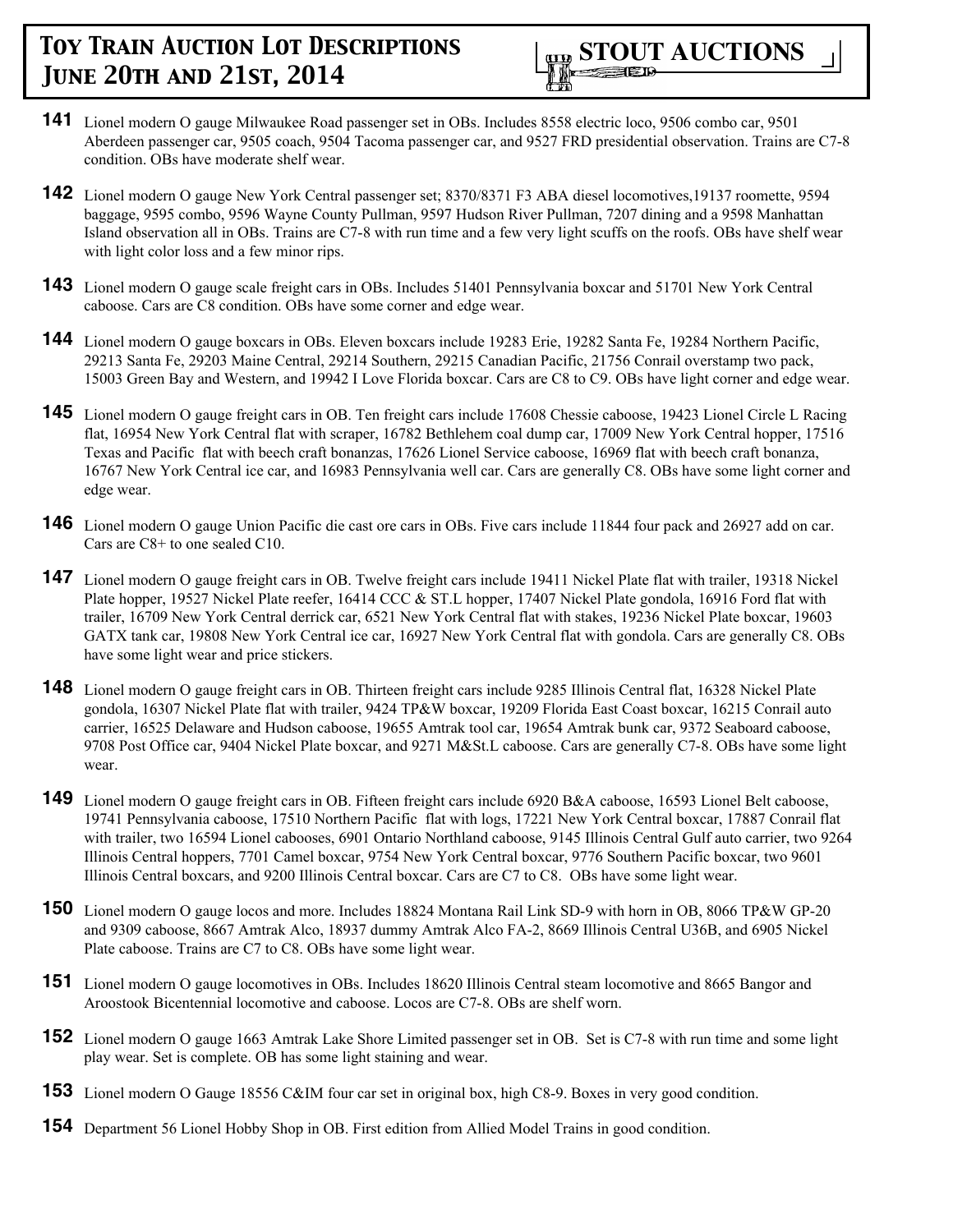**141** Lionel modern O gauge Milwaukee Road passenger set in OBs. Includes 8558 electric loco, 9506 combo car, 9501 Aberdeen passenger car, 9505 coach, 9504 Tacoma passenger car, and 9527 FRD presidential observation. Trains are C7-8 condition. OBs have moderate shelf wear.

**142** Lionel modern O gauge New York Central passenger set; 8370/8371 F3 ABA diesel locomotives,19137 roomette, 9594 baggage, 9595 combo, 9596 Wayne County Pullman, 9597 Hudson River Pullman, 7207 dining and a 9598 Manhattan Island observation all in OBs. Trains are C7-8 with run time and a few very light scuffs on the roofs. OBs have shelf wear with light color loss and a few minor rips.

**143** Lionel modern O gauge scale freight cars in OBs. Includes 51401 Pennsylvania boxcar and 51701 New York Central caboose. Cars are C8 condition. OBs have some corner and edge wear.

**144** Lionel modern O gauge boxcars in OBs. Eleven boxcars include 19283 Erie, 19282 Santa Fe, 19284 Northern Pacific, 29213 Santa Fe, 29203 Maine Central, 29214 Southern, 29215 Canadian Pacific, 21756 Conrail overstamp two pack, 15003 Green Bay and Western, and 19942 I Love Florida boxcar. Cars are C8 to C9. OBs have light corner and edge wear.

**145** Lionel modern O gauge freight cars in OB. Ten freight cars include 17608 Chessie caboose, 19423 Lionel Circle L Racing flat, 16954 New York Central flat with scraper, 16782 Bethlehem coal dump car, 17009 New York Central hopper, 17516 Texas and Pacific flat with beech craft bonanzas, 17626 Lionel Service caboose, 16969 flat with beech craft bonanza, 16767 New York Central ice car, and 16983 Pennsylvania well car. Cars are generally C8. OBs have some light corner and edge wear.

**146** Lionel modern O gauge Union Pacific die cast ore cars in OBs. Five cars include 11844 four pack and 26927 add on car. Cars are C8+ to one sealed C10.

**147** Lionel modern O gauge freight cars in OB. Twelve freight cars include 19411 Nickel Plate flat with trailer, 19318 Nickel Plate hopper, 19527 Nickel Plate reefer, 16414 CCC & ST.L hopper, 17407 Nickel Plate gondola, 16916 Ford flat with trailer, 16709 New York Central derrick car, 6521 New York Central flat with stakes, 19236 Nickel Plate boxcar, 19603 GATX tank car, 19808 New York Central ice car, 16927 New York Central flat with gondola. Cars are generally C8. OBs have some light wear and price stickers.

**148** Lionel modern O gauge freight cars in OB. Thirteen freight cars include 9285 Illinois Central flat, 16328 Nickel Plate gondola, 16307 Nickel Plate flat with trailer, 9424 TP&W boxcar, 19209 Florida East Coast boxcar, 16215 Conrail auto carrier, 16525 Delaware and Hudson caboose, 19655 Amtrak tool car, 19654 Amtrak bunk car, 9372 Seaboard caboose, 9708 Post Office car, 9404 Nickel Plate boxcar, and 9271 M&St.L caboose. Cars are generally C7-8. OBs have some light wear.

**149** Lionel modern O gauge freight cars in OB. Fifteen freight cars include 6920 B&A caboose, 16593 Lionel Belt caboose, 19741 Pennsylvania caboose, 17510 Northern Pacific flat with logs, 17221 New York Central boxcar, 17887 Conrail flat with trailer, two 16594 Lionel cabooses, 6901 Ontario Northland caboose, 9145 Illinois Central Gulf auto carrier, two 9264 Illinois Central hoppers, 7701 Camel boxcar, 9754 New York Central boxcar, 9776 Southern Pacific boxcar, two 9601 Illinois Central boxcars, and 9200 Illinois Central boxcar. Cars are C7 to C8. OBs have some light wear.

**150** Lionel modern O gauge locos and more. Includes 18824 Montana Rail Link SD-9 with horn in OB, 8066 TP&W GP-20 and 9309 caboose, 8667 Amtrak Alco, 18937 dummy Amtrak Alco FA-2, 8669 Illinois Central U36B, and 6905 Nickel Plate caboose. Trains are C7 to C8. OBs have some light wear.

**151** Lionel modern O gauge locomotives in OBs. Includes 18620 Illinois Central steam locomotive and 8665 Bangor and Aroostook Bicentennial locomotive and caboose. Locos are C7-8. OBs are shelf worn.

**152** Lionel modern O gauge 1663 Amtrak Lake Shore Limited passenger set in OB. Set is C7-8 with run time and some light play wear. Set is complete. OB has some light staining and wear.

**153** Lionel modern O Gauge 18556 C&IM four car set in original box, high C8-9. Boxes in very good condition.

**154** Department 56 Lionel Hobby Shop in OB. First edition from Allied Model Trains in good condition.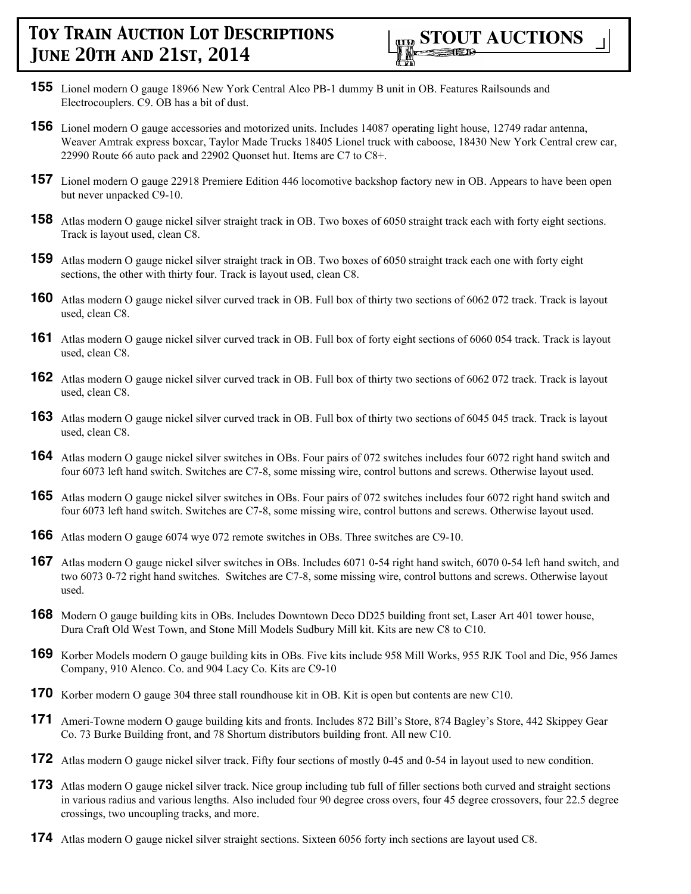**155** Lionel modern O gauge 18966 New York Central Alco PB-1 dummy B unit in OB. Features Railsounds and Electrocouplers. C9. OB has a bit of dust.

**156** Lionel modern O gauge accessories and motorized units. Includes 14087 operating light house, 12749 radar antenna, Weaver Amtrak express boxcar, Taylor Made Trucks 18405 Lionel truck with caboose, 18430 New York Central crew car, 22990 Route 66 auto pack and 22902 Quonset hut. Items are C7 to C8+.

**157** Lionel modern O gauge 22918 Premiere Edition 446 locomotive backshop factory new in OB. Appears to have been open but never unpacked C9-10.

**158** Atlas modern O gauge nickel silver straight track in OB. Two boxes of 6050 straight track each with forty eight sections. Track is layout used, clean C8.

**159** Atlas modern O gauge nickel silver straight track in OB. Two boxes of 6050 straight track each one with forty eight sections, the other with thirty four. Track is layout used, clean C8.

**160** Atlas modern O gauge nickel silver curved track in OB. Full box of thirty two sections of 6062 072 track. Track is layout used, clean C8.

**161** Atlas modern O gauge nickel silver curved track in OB. Full box of forty eight sections of 6060 054 track. Track is layout used, clean C8.

**162** Atlas modern O gauge nickel silver curved track in OB. Full box of thirty two sections of 6062 072 track. Track is layout used, clean C8.

**163** Atlas modern O gauge nickel silver curved track in OB. Full box of thirty two sections of 6045 045 track. Track is layout used, clean C8.

**164** Atlas modern O gauge nickel silver switches in OBs. Four pairs of 072 switches includes four 6072 right hand switch and four 6073 left hand switch. Switches are C7-8, some missing wire, control buttons and screws. Otherwise layout used.

**165** Atlas modern O gauge nickel silver switches in OBs. Four pairs of 072 switches includes four 6072 right hand switch and four 6073 left hand switch. Switches are C7-8, some missing wire, control buttons and screws. Otherwise layout used.

**166** Atlas modern O gauge 6074 wye 072 remote switches in OBs. Three switches are C9-10.

**167** Atlas modern O gauge nickel silver switches in OBs. Includes 6071 0-54 right hand switch, 6070 0-54 left hand switch, and two 6073 0-72 right hand switches. Switches are C7-8, some missing wire, control buttons and screws. Otherwise layout used.

**168** Modern O gauge building kits in OBs. Includes Downtown Deco DD25 building front set, Laser Art 401 tower house, Dura Craft Old West Town, and Stone Mill Models Sudbury Mill kit. Kits are new C8 to C10.

**169** Korber Models modern O gauge building kits in OBs. Five kits include 958 Mill Works, 955 RJK Tool and Die, 956 James Company, 910 Alenco. Co. and 904 Lacy Co. Kits are C9-10

**170** Korber modern O gauge 304 three stall roundhouse kit in OB. Kit is open but contents are new C10.

**171** Ameri-Towne modern O gauge building kits and fronts. Includes 872 Bill's Store, 874 Bagley's Store, 442 Skippey Gear Co. 73 Burke Building front, and 78 Shortum distributors building front. All new C10.

**172** Atlas modern O gauge nickel silver track. Fifty four sections of mostly 0-45 and 0-54 in layout used to new condition.

**173** Atlas modern O gauge nickel silver track. Nice group including tub full of filler sections both curved and straight sections in various radius and various lengths. Also included four 90 degree cross overs, four 45 degree crossovers, four 22.5 degree crossings, two uncoupling tracks, and more.

**174** Atlas modern O gauge nickel silver straight sections. Sixteen 6056 forty inch sections are layout used C8.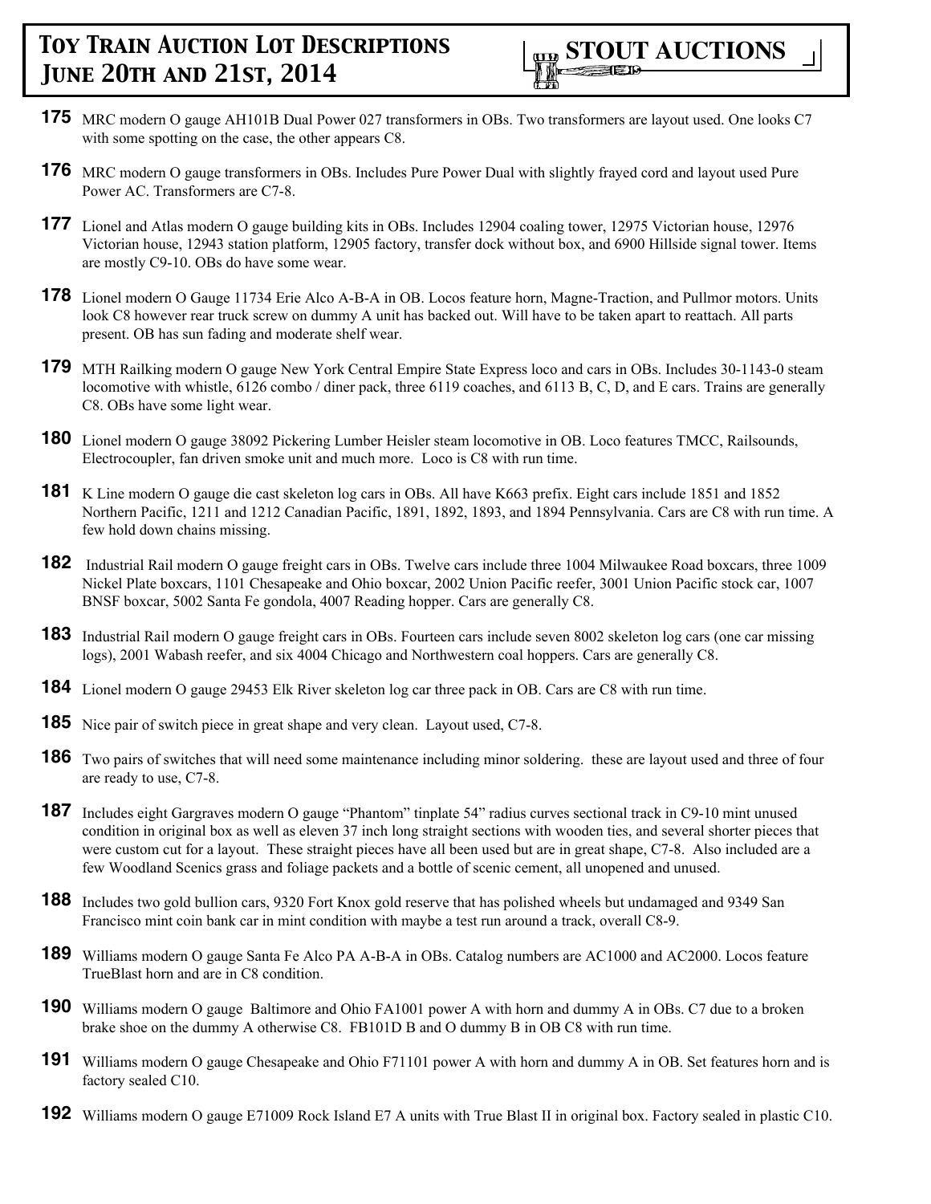**175** MRC modern O gauge AH101B Dual Power 027 transformers in OBs. Two transformers are layout used. One looks C7 with some spotting on the case, the other appears C8.

**176** MRC modern O gauge transformers in OBs. Includes Pure Power Dual with slightly frayed cord and layout used Pure Power AC. Transformers are C7-8.

**177** Lionel and Atlas modern O gauge building kits in OBs. Includes 12904 coaling tower, 12975 Victorian house, 12976 Victorian house, 12943 station platform, 12905 factory, transfer dock without box, and 6900 Hillside signal tower. Items are mostly C9-10. OBs do have some wear.

**178** Lionel modern O Gauge 11734 Erie Alco A-B-A in OB. Locos feature horn, Magne-Traction, and Pullmor motors. Units look C8 however rear truck screw on dummy A unit has backed out. Will have to be taken apart to reattach. All parts present. OB has sun fading and moderate shelf wear.

**179** MTH Railking modern O gauge New York Central Empire State Express loco and cars in OBs. Includes 30-1143-0 steam locomotive with whistle, 6126 combo / diner pack, three 6119 coaches, and 6113 B, C, D, and E cars. Trains are generally C8. OBs have some light wear.

**180** Lionel modern O gauge 38092 Pickering Lumber Heisler steam locomotive in OB. Loco features TMCC, Railsounds, Electrocoupler, fan driven smoke unit and much more. Loco is C8 with run time.

**181** K Line modern O gauge die cast skeleton log cars in OBs. All have K663 prefix. Eight cars include 1851 and 1852 Northern Pacific, 1211 and 1212 Canadian Pacific, 1891, 1892, 1893, and 1894 Pennsylvania. Cars are C8 with run time. A few hold down chains missing.

**182** Industrial Rail modern O gauge freight cars in OBs. Twelve cars include three 1004 Milwaukee Road boxcars, three 1009 Nickel Plate boxcars, 1101 Chesapeake and Ohio boxcar, 2002 Union Pacific reefer, 3001 Union Pacific stock car, 1007 BNSF boxcar, 5002 Santa Fe gondola, 4007 Reading hopper. Cars are generally C8.

**183** Industrial Rail modern O gauge freight cars in OBs. Fourteen cars include seven 8002 skeleton log cars (one car missing logs), 2001 Wabash reefer, and six 4004 Chicago and Northwestern coal hoppers. Cars are generally C8.

**184** Lionel modern O gauge 29453 Elk River skeleton log car three pack in OB. Cars are C8 with run time.

**185** Nice pair of switch piece in great shape and very clean. Layout used, C7-8.

**186** Two pairs of switches that will need some maintenance including minor soldering. these are layout used and three of four are ready to use, C7-8.

**187** Includes eight Gargraves modern O gauge "Phantom" tinplate 54" radius curves sectional track in C9-10 mint unused condition in original box as well as eleven 37 inch long straight sections with wooden ties, and several shorter pieces that were custom cut for a layout. These straight pieces have all been used but are in great shape, C7-8. Also included are a few Woodland Scenics grass and foliage packets and a bottle of scenic cement, all unopened and unused.

**188** Includes two gold bullion cars, 9320 Fort Knox gold reserve that has polished wheels but undamaged and 9349 San Francisco mint coin bank car in mint condition with maybe a test run around a track, overall C8-9.

**189** Williams modern O gauge Santa Fe Alco PA A-B-A in OBs. Catalog numbers are AC1000 and AC2000. Locos feature TrueBlast horn and are in C8 condition.

**190** Williams modern O gauge Baltimore and Ohio FA1001 power A with horn and dummy A in OBs. C7 due to a broken brake shoe on the dummy A otherwise C8. FB101D B and O dummy B in OB C8 with run time.

**191** Williams modern O gauge Chesapeake and Ohio F71101 power A with horn and dummy A in OB. Set features horn and is factory sealed C10.

**192** Williams modern O gauge E71009 Rock Island E7 A units with True Blast II in original box. Factory sealed in plastic C10.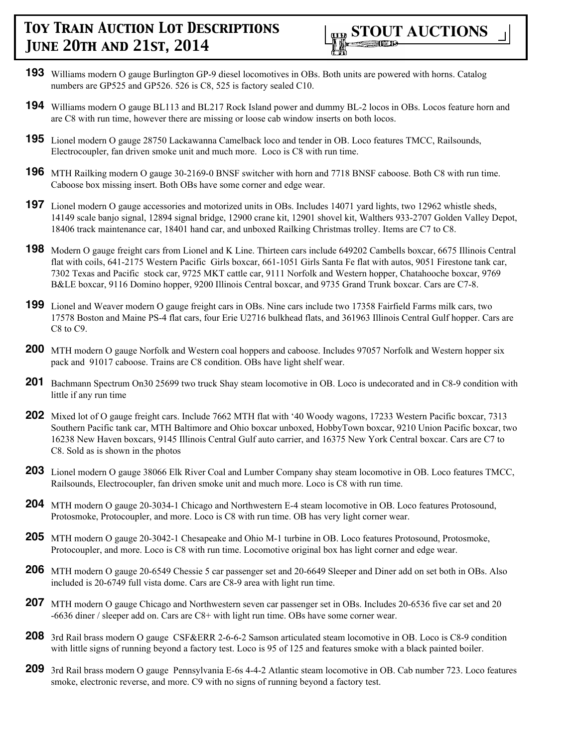**193** Williams modern O gauge Burlington GP-9 diesel locomotives in OBs. Both units are powered with horns. Catalog numbers are GP525 and GP526. 526 is C8, 525 is factory sealed C10.

**194** Williams modern O gauge BL113 and BL217 Rock Island power and dummy BL-2 locos in OBs. Locos feature horn and are C8 with run time, however there are missing or loose cab window inserts on both locos.

**195** Lionel modern O gauge 28750 Lackawanna Camelback loco and tender in OB. Loco features TMCC, Railsounds, Electrocoupler, fan driven smoke unit and much more. Loco is C8 with run time.

**196** MTH Railking modern O gauge 30-2169-0 BNSF switcher with horn and 7718 BNSF caboose. Both C8 with run time. Caboose box missing insert. Both OBs have some corner and edge wear.

**197** Lionel modern O gauge accessories and motorized units in OBs. Includes 14071 yard lights, two 12962 whistle sheds, 14149 scale banjo signal, 12894 signal bridge, 12900 crane kit, 12901 shovel kit, Walthers 933-2707 Golden Valley Depot, 18406 track maintenance car, 18401 hand car, and unboxed Railking Christmas trolley. Items are C7 to C8.

**198** Modern O gauge freight cars from Lionel and K Line. Thirteen cars include 649202 Cambells boxcar, 6675 Illinois Central flat with coils, 641-2175 Western Pacific Girls boxcar, 661-1051 Girls Santa Fe flat with autos, 9051 Firestone tank car, 7302 Texas and Pacific stock car, 9725 MKT cattle car, 9111 Norfolk and Western hopper, Chatahooche boxcar, 9769 B&LE boxcar, 9116 Domino hopper, 9200 Illinois Central boxcar, and 9735 Grand Trunk boxcar. Cars are C7-8.

**199** Lionel and Weaver modern O gauge freight cars in OBs. Nine cars include two 17358 Fairfield Farms milk cars, two 17578 Boston and Maine PS-4 flat cars, four Erie U2716 bulkhead flats, and 361963 Illinois Central Gulf hopper. Cars are C8 to C9.

**200** MTH modern O gauge Norfolk and Western coal hoppers and caboose. Includes 97057 Norfolk and Western hopper six pack and 91017 caboose. Trains are C8 condition. OBs have light shelf wear.

**201** Bachmann Spectrum On30 25699 two truck Shay steam locomotive in OB. Loco is undecorated and in C8-9 condition with little if any run time

**202** Mixed lot of O gauge freight cars. Include 7662 MTH flat with '40 Woody wagons, 17233 Western Pacific boxcar, 7313 Southern Pacific tank car, MTH Baltimore and Ohio boxcar unboxed, HobbyTown boxcar, 9210 Union Pacific boxcar, two 16238 New Haven boxcars, 9145 Illinois Central Gulf auto carrier, and 16375 New York Central boxcar. Cars are C7 to C8. Sold as is shown in the photos

**203** Lionel modern O gauge 38066 Elk River Coal and Lumber Company shay steam locomotive in OB. Loco features TMCC, Railsounds, Electrocoupler, fan driven smoke unit and much more. Loco is C8 with run time.

**204** MTH modern O gauge 20-3034-1 Chicago and Northwestern E-4 steam locomotive in OB. Loco features Protosound, Protosmoke, Protocoupler, and more. Loco is C8 with run time. OB has very light corner wear.

**205** MTH modern O gauge 20-3042-1 Chesapeake and Ohio M-1 turbine in OB. Loco features Protosound, Protosmoke, Protocoupler, and more. Loco is C8 with run time. Locomotive original box has light corner and edge wear.

**206** MTH modern O gauge 20-6549 Chessie 5 car passenger set and 20-6649 Sleeper and Diner add on set both in OBs. Also included is 20-6749 full vista dome. Cars are C8-9 area with light run time.

**207** MTH modern O gauge Chicago and Northwestern seven car passenger set in OBs. Includes 20-6536 five car set and 20 -6636 diner / sleeper add on. Cars are C8+ with light run time. OBs have some corner wear.

**208** 3rd Rail brass modern O gauge CSF&ERR 2-6-6-2 Samson articulated steam locomotive in OB. Loco is C8-9 condition with little signs of running beyond a factory test. Loco is 95 of 125 and features smoke with a black painted boiler.

**209** 3rd Rail brass modern O gauge Pennsylvania E-6s 4-4-2 Atlantic steam locomotive in OB. Cab number 723. Loco features smoke, electronic reverse, and more. C9 with no signs of running beyond a factory test.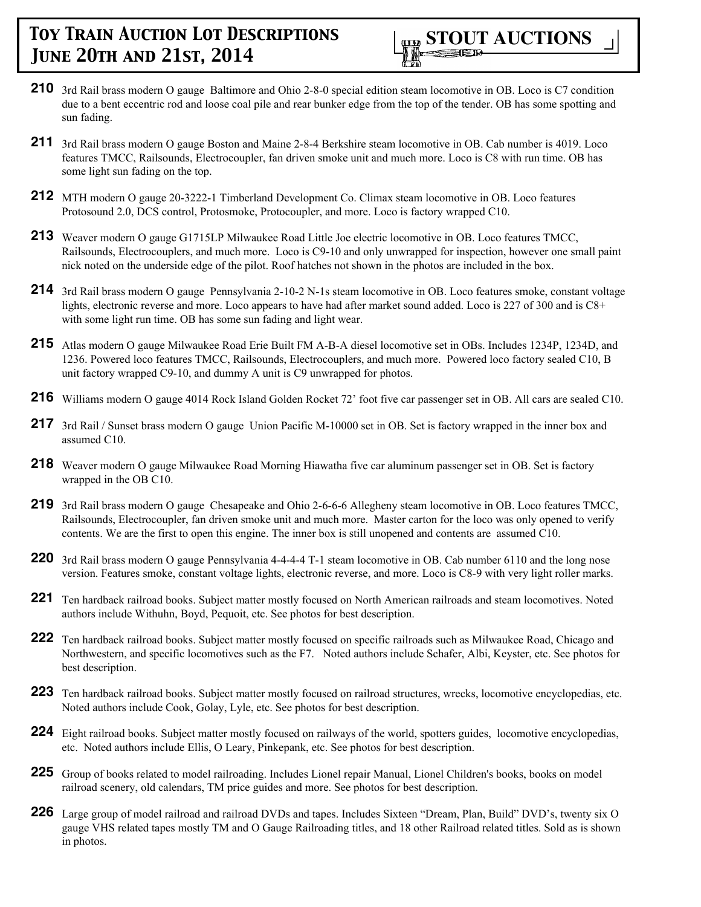**210** 3rd Rail brass modern O gauge Baltimore and Ohio 2-8-0 special edition steam locomotive in OB. Loco is C7 condition due to a bent eccentric rod and loose coal pile and rear bunker edge from the top of the tender. OB has some spotting and sun fading.

**211** 3rd Rail brass modern O gauge Boston and Maine 2-8-4 Berkshire steam locomotive in OB. Cab number is 4019. Loco features TMCC, Railsounds, Electrocoupler, fan driven smoke unit and much more. Loco is C8 with run time. OB has some light sun fading on the top.

**212** MTH modern O gauge 20-3222-1 Timberland Development Co. Climax steam locomotive in OB. Loco features Protosound 2.0, DCS control, Protosmoke, Protocoupler, and more. Loco is factory wrapped C10.

**213** Weaver modern O gauge G1715LP Milwaukee Road Little Joe electric locomotive in OB. Loco features TMCC, Railsounds, Electrocouplers, and much more. Loco is C9-10 and only unwrapped for inspection, however one small paint nick noted on the underside edge of the pilot. Roof hatches not shown in the photos are included in the box.

**214** 3rd Rail brass modern O gauge Pennsylvania 2-10-2 N-1s steam locomotive in OB. Loco features smoke, constant voltage lights, electronic reverse and more. Loco appears to have had after market sound added. Loco is 227 of 300 and is C8+ with some light run time. OB has some sun fading and light wear.

**215** Atlas modern O gauge Milwaukee Road Erie Built FM A-B-A diesel locomotive set in OBs. Includes 1234P, 1234D, and 1236. Powered loco features TMCC, Railsounds, Electrocouplers, and much more. Powered loco factory sealed C10, B unit factory wrapped C9-10, and dummy A unit is C9 unwrapped for photos.

**216** Williams modern O gauge 4014 Rock Island Golden Rocket 72' foot five car passenger set in OB. All cars are sealed C10.

**217** 3rd Rail / Sunset brass modern O gauge Union Pacific M-10000 set in OB. Set is factory wrapped in the inner box and assumed C10.

**218** Weaver modern O gauge Milwaukee Road Morning Hiawatha five car aluminum passenger set in OB. Set is factory wrapped in the OB C10.

**219** 3rd Rail brass modern O gauge Chesapeake and Ohio 2-6-6-6 Allegheny steam locomotive in OB. Loco features TMCC, Railsounds, Electrocoupler, fan driven smoke unit and much more. Master carton for the loco was only opened to verify contents. We are the first to open this engine. The inner box is still unopened and contents are assumed C10.

**220** 3rd Rail brass modern O gauge Pennsylvania 4-4-4-4 T-1 steam locomotive in OB. Cab number 6110 and the long nose version. Features smoke, constant voltage lights, electronic reverse, and more. Loco is C8-9 with very light roller marks.

**221** Ten hardback railroad books. Subject matter mostly focused on North American railroads and steam locomotives. Noted authors include Withuhn, Boyd, Pequoit, etc. See photos for best description.

**222** Ten hardback railroad books. Subject matter mostly focused on specific railroads such as Milwaukee Road, Chicago and Northwestern, and specific locomotives such as the F7. Noted authors include Schafer, Albi, Keyster, etc. See photos for best description.

**223** Ten hardback railroad books. Subject matter mostly focused on railroad structures, wrecks, locomotive encyclopedias, etc. Noted authors include Cook, Golay, Lyle, etc. See photos for best description.

**224** Eight railroad books. Subject matter mostly focused on railways of the world, spotters guides, locomotive encyclopedias, etc. Noted authors include Ellis, O Leary, Pinkepank, etc. See photos for best description.

**225** Group of books related to model railroading. Includes Lionel repair Manual, Lionel Children's books, books on model railroad scenery, old calendars, TM price guides and more. See photos for best description.

**226** Large group of model railroad and railroad DVDs and tapes. Includes Sixteen "Dream, Plan, Build" DVD's, twenty six O gauge VHS related tapes mostly TM and O Gauge Railroading titles, and 18 other Railroad related titles. Sold as is shown in photos.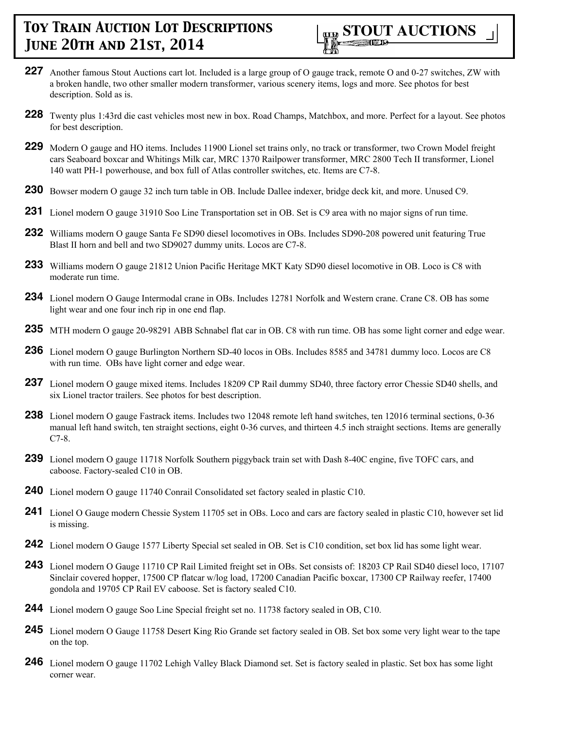**227** Another famous Stout Auctions cart lot. Included is a large group of O gauge track, remote O and 0-27 switches, ZW with a broken handle, two other smaller modern transformer, various scenery items, logs and more. See photos for best description. Sold as is.

**228** Twenty plus 1:43rd die cast vehicles most new in box. Road Champs, Matchbox, and more. Perfect for a layout. See photos for best description.

**229** Modern O gauge and HO items. Includes 11900 Lionel set trains only, no track or transformer, two Crown Model freight cars Seaboard boxcar and Whitings Milk car, MRC 1370 Railpower transformer, MRC 2800 Tech II transformer, Lionel 140 watt PH-1 powerhouse, and box full of Atlas controller switches, etc. Items are C7-8.

**230** Bowser modern O gauge 32 inch turn table in OB. Include Dallee indexer, bridge deck kit, and more. Unused C9.

**231** Lionel modern O gauge 31910 Soo Line Transportation set in OB. Set is C9 area with no major signs of run time.

**232** Williams modern O gauge Santa Fe SD90 diesel locomotives in OBs. Includes SD90-208 powered unit featuring True Blast II horn and bell and two SD9027 dummy units. Locos are C7-8.

**233** Williams modern O gauge 21812 Union Pacific Heritage MKT Katy SD90 diesel locomotive in OB. Loco is C8 with moderate run time.

**234** Lionel modern O Gauge Intermodal crane in OBs. Includes 12781 Norfolk and Western crane. Crane C8. OB has some light wear and one four inch rip in one end flap.

**235** MTH modern O gauge 20-98291 ABB Schnabel flat car in OB. C8 with run time. OB has some light corner and edge wear.

**236** Lionel modern O gauge Burlington Northern SD-40 locos in OBs. Includes 8585 and 34781 dummy loco. Locos are C8 with run time. OBs have light corner and edge wear.

**237** Lionel modern O gauge mixed items. Includes 18209 CP Rail dummy SD40, three factory error Chessie SD40 shells, and six Lionel tractor trailers. See photos for best description.

**238** Lionel modern O gauge Fastrack items. Includes two 12048 remote left hand switches, ten 12016 terminal sections, 0-36 manual left hand switch, ten straight sections, eight 0-36 curves, and thirteen 4.5 inch straight sections. Items are generally C7-8.

**239** Lionel modern O gauge 11718 Norfolk Southern piggyback train set with Dash 8-40C engine, five TOFC cars, and caboose. Factory-sealed C10 in OB.

**240** Lionel modern O gauge 11740 Conrail Consolidated set factory sealed in plastic C10.

**241** Lionel O Gauge modern Chessie System 11705 set in OBs. Loco and cars are factory sealed in plastic C10, however set lid is missing.

**242** Lionel modern O Gauge 1577 Liberty Special set sealed in OB. Set is C10 condition, set box lid has some light wear.

**243** Lionel modern O Gauge 11710 CP Rail Limited freight set in OBs. Set consists of: 18203 CP Rail SD40 diesel loco, 17107 Sinclair covered hopper, 17500 CP flatcar w/log load, 17200 Canadian Pacific boxcar, 17300 CP Railway reefer, 17400 gondola and 19705 CP Rail EV caboose. Set is factory sealed C10.

**244** Lionel modern O gauge Soo Line Special freight set no. 11738 factory sealed in OB, C10.

**245** Lionel modern O Gauge 11758 Desert King Rio Grande set factory sealed in OB. Set box some very light wear to the tape on the top.

**246** Lionel modern O gauge 11702 Lehigh Valley Black Diamond set. Set is factory sealed in plastic. Set box has some light corner wear.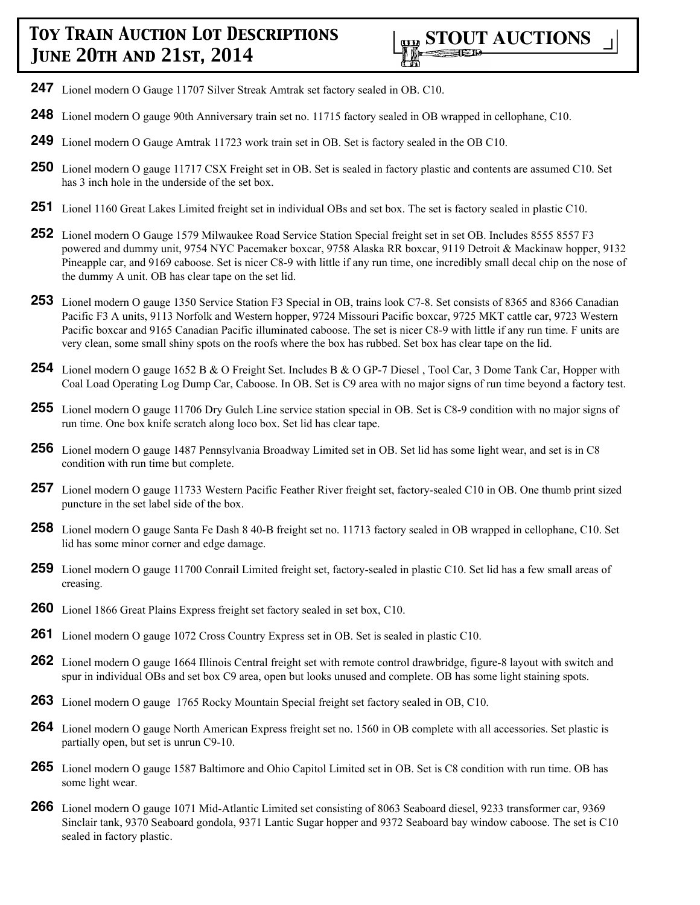**247** Lionel modern O Gauge 11707 Silver Streak Amtrak set factory sealed in OB. C10.

**248** Lionel modern O gauge 90th Anniversary train set no. 11715 factory sealed in OB wrapped in cellophane, C10.

**249** Lionel modern O Gauge Amtrak 11723 work train set in OB. Set is factory sealed in the OB C10.

**250** Lionel modern O gauge 11717 CSX Freight set in OB. Set is sealed in factory plastic and contents are assumed C10. Set has 3 inch hole in the underside of the set box.

**251** Lionel 1160 Great Lakes Limited freight set in individual OBs and set box. The set is factory sealed in plastic C10.

**252** Lionel modern O Gauge 1579 Milwaukee Road Service Station Special freight set in set OB. Includes 8555 8557 F3 powered and dummy unit, 9754 NYC Pacemaker boxcar, 9758 Alaska RR boxcar, 9119 Detroit & Mackinaw hopper, 9132 Pineapple car, and 9169 caboose. Set is nicer C8-9 with little if any run time, one incredibly small decal chip on the nose of the dummy A unit. OB has clear tape on the set lid.

**253** Lionel modern O gauge 1350 Service Station F3 Special in OB, trains look C7-8. Set consists of 8365 and 8366 Canadian Pacific F3 A units, 9113 Norfolk and Western hopper, 9724 Missouri Pacific boxcar, 9725 MKT cattle car, 9723 Western Pacific boxcar and 9165 Canadian Pacific illuminated caboose. The set is nicer C8-9 with little if any run time. F units are very clean, some small shiny spots on the roofs where the box has rubbed. Set box has clear tape on the lid.

**254** Lionel modern O gauge 1652 B & O Freight Set. Includes B & O GP-7 Diesel , Tool Car, 3 Dome Tank Car, Hopper with Coal Load Operating Log Dump Car, Caboose. In OB. Set is C9 area with no major signs of run time beyond a factory test.

**255** Lionel modern O gauge 11706 Dry Gulch Line service station special in OB. Set is C8-9 condition with no major signs of run time. One box knife scratch along loco box. Set lid has clear tape.

**256** Lionel modern O gauge 1487 Pennsylvania Broadway Limited set in OB. Set lid has some light wear, and set is in C8 condition with run time but complete.

**257** Lionel modern O gauge 11733 Western Pacific Feather River freight set, factory-sealed C10 in OB. One thumb print sized puncture in the set label side of the box.

**258** Lionel modern O gauge Santa Fe Dash 8 40-B freight set no. 11713 factory sealed in OB wrapped in cellophane, C10. Set lid has some minor corner and edge damage.

**259** Lionel modern O gauge 11700 Conrail Limited freight set, factory-sealed in plastic C10. Set lid has a few small areas of creasing.

**260** Lionel 1866 Great Plains Express freight set factory sealed in set box, C10.

**261** Lionel modern O gauge 1072 Cross Country Express set in OB. Set is sealed in plastic C10.

**262** Lionel modern O gauge 1664 Illinois Central freight set with remote control drawbridge, figure-8 layout with switch and spur in individual OBs and set box C9 area, open but looks unused and complete. OB has some light staining spots.

**263** Lionel modern O gauge 1765 Rocky Mountain Special freight set factory sealed in OB, C10.

**264** Lionel modern O gauge North American Express freight set no. 1560 in OB complete with all accessories. Set plastic is partially open, but set is unrun C9-10.

**265** Lionel modern O gauge 1587 Baltimore and Ohio Capitol Limited set in OB. Set is C8 condition with run time. OB has some light wear.

**266** Lionel modern O gauge 1071 Mid-Atlantic Limited set consisting of 8063 Seaboard diesel, 9233 transformer car, 9369 Sinclair tank, 9370 Seaboard gondola, 9371 Lantic Sugar hopper and 9372 Seaboard bay window caboose. The set is C10 sealed in factory plastic.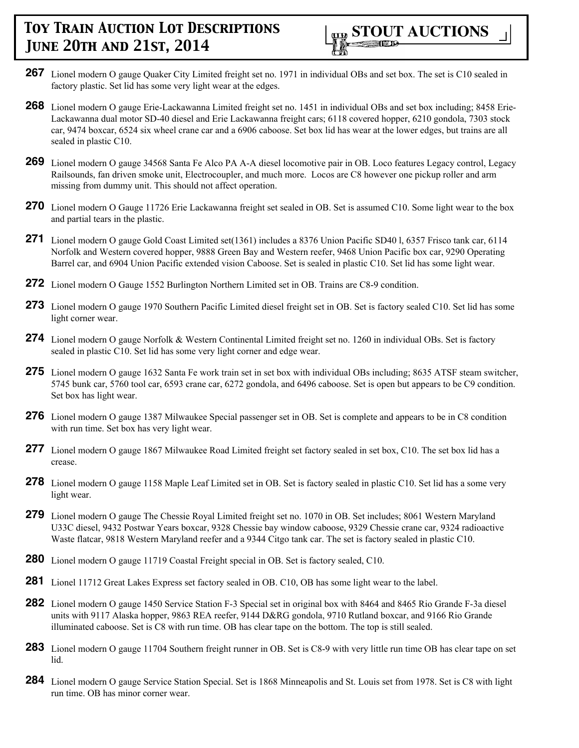**267** Lionel modern O gauge Quaker City Limited freight set no. 1971 in individual OBs and set box. The set is C10 sealed in factory plastic. Set lid has some very light wear at the edges.

**268** Lionel modern O gauge Erie-Lackawanna Limited freight set no. 1451 in individual OBs and set box including; 8458 Erie-Lackawanna dual motor SD-40 diesel and Erie Lackawanna freight cars; 6118 covered hopper, 6210 gondola, 7303 stock car, 9474 boxcar, 6524 six wheel crane car and a 6906 caboose. Set box lid has wear at the lower edges, but trains are all sealed in plastic C10.

**269** Lionel modern O gauge 34568 Santa Fe Alco PA A-A diesel locomotive pair in OB. Loco features Legacy control, Legacy Railsounds, fan driven smoke unit, Electrocoupler, and much more. Locos are C8 however one pickup roller and arm missing from dummy unit. This should not affect operation.

**270** Lionel modern O Gauge 11726 Erie Lackawanna freight set sealed in OB. Set is assumed C10. Some light wear to the box and partial tears in the plastic.

**271** Lionel modern O gauge Gold Coast Limited set(1361) includes a 8376 Union Pacific SD40 l, 6357 Frisco tank car, 6114 Norfolk and Western covered hopper, 9888 Green Bay and Western reefer, 9468 Union Pacific box car, 9290 Operating Barrel car, and 6904 Union Pacific extended vision Caboose. Set is sealed in plastic C10. Set lid has some light wear.

**272** Lionel modern O Gauge 1552 Burlington Northern Limited set in OB. Trains are C8-9 condition.

**273** Lionel modern O gauge 1970 Southern Pacific Limited diesel freight set in OB. Set is factory sealed C10. Set lid has some light corner wear.

**274** Lionel modern O gauge Norfolk & Western Continental Limited freight set no. 1260 in individual OBs. Set is factory sealed in plastic C10. Set lid has some very light corner and edge wear.

**275** Lionel modern O gauge 1632 Santa Fe work train set in set box with individual OBs including; 8635 ATSF steam switcher, 5745 bunk car, 5760 tool car, 6593 crane car, 6272 gondola, and 6496 caboose. Set is open but appears to be C9 condition. Set box has light wear.

**276** Lionel modern O gauge 1387 Milwaukee Special passenger set in OB. Set is complete and appears to be in C8 condition with run time. Set box has very light wear.

**277** Lionel modern O gauge 1867 Milwaukee Road Limited freight set factory sealed in set box, C10. The set box lid has a crease.

**278** Lionel modern O gauge 1158 Maple Leaf Limited set in OB. Set is factory sealed in plastic C10. Set lid has a some very light wear.

**279** Lionel modern O gauge The Chessie Royal Limited freight set no. 1070 in OB. Set includes; 8061 Western Maryland U33C diesel, 9432 Postwar Years boxcar, 9328 Chessie bay window caboose, 9329 Chessie crane car, 9324 radioactive Waste flatcar, 9818 Western Maryland reefer and a 9344 Citgo tank car. The set is factory sealed in plastic C10.

**280** Lionel modern O gauge 11719 Coastal Freight special in OB. Set is factory sealed, C10.

**281** Lionel 11712 Great Lakes Express set factory sealed in OB. C10, OB has some light wear to the label.

**282** Lionel modern O gauge 1450 Service Station F-3 Special set in original box with 8464 and 8465 Rio Grande F-3a diesel units with 9117 Alaska hopper, 9863 REA reefer, 9144 D&RG gondola, 9710 Rutland boxcar, and 9166 Rio Grande illuminated caboose. Set is C8 with run time. OB has clear tape on the bottom. The top is still sealed.

**283** Lionel modern O gauge 11704 Southern freight runner in OB. Set is C8-9 with very little run time OB has clear tape on set lid.

**284** Lionel modern O gauge Service Station Special. Set is 1868 Minneapolis and St. Louis set from 1978. Set is C8 with light run time. OB has minor corner wear.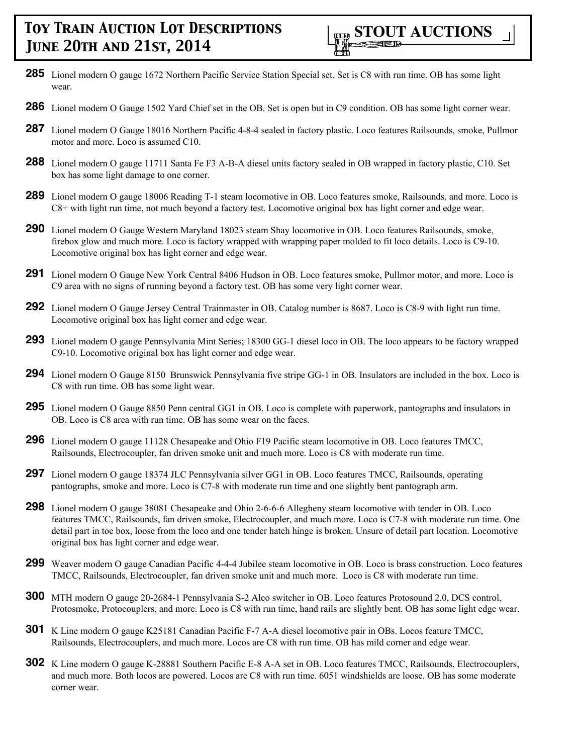**285** Lionel modern O gauge 1672 Northern Pacific Service Station Special set. Set is C8 with run time. OB has some light wear.

**286** Lionel modern O Gauge 1502 Yard Chief set in the OB. Set is open but in C9 condition. OB has some light corner wear.

**287** Lionel modern O Gauge 18016 Northern Pacific 4-8-4 sealed in factory plastic. Loco features Railsounds, smoke, Pullmor motor and more. Loco is assumed C10.

**288** Lionel modern O gauge 11711 Santa Fe F3 A-B-A diesel units factory sealed in OB wrapped in factory plastic, C10. Set box has some light damage to one corner.

**289** Lionel modern O gauge 18006 Reading T-1 steam locomotive in OB. Loco features smoke, Railsounds, and more. Loco is C8+ with light run time, not much beyond a factory test. Locomotive original box has light corner and edge wear.

**290** Lionel modern O Gauge Western Maryland 18023 steam Shay locomotive in OB. Loco features Railsounds, smoke, firebox glow and much more. Loco is factory wrapped with wrapping paper molded to fit loco details. Loco is C9-10. Locomotive original box has light corner and edge wear.

**291** Lionel modern O Gauge New York Central 8406 Hudson in OB. Loco features smoke, Pullmor motor, and more. Loco is C9 area with no signs of running beyond a factory test. OB has some very light corner wear.

**292** Lionel modern O Gauge Jersey Central Trainmaster in OB. Catalog number is 8687. Loco is C8-9 with light run time. Locomotive original box has light corner and edge wear.

**293** Lionel modern O gauge Pennsylvania Mint Series; 18300 GG-1 diesel loco in OB. The loco appears to be factory wrapped C9-10. Locomotive original box has light corner and edge wear.

**294** Lionel modern O Gauge 8150 Brunswick Pennsylvania five stripe GG-1 in OB. Insulators are included in the box. Loco is C8 with run time. OB has some light wear.

**295** Lionel modern O Gauge 8850 Penn central GG1 in OB. Loco is complete with paperwork, pantographs and insulators in OB. Loco is C8 area with run time. OB has some wear on the faces.

**296** Lionel modern O gauge 11128 Chesapeake and Ohio F19 Pacific steam locomotive in OB. Loco features TMCC, Railsounds, Electrocoupler, fan driven smoke unit and much more. Loco is C8 with moderate run time.

**297** Lionel modern O gauge 18374 JLC Pennsylvania silver GG1 in OB. Loco features TMCC, Railsounds, operating pantographs, smoke and more. Loco is C7-8 with moderate run time and one slightly bent pantograph arm.

**298** Lionel modern O gauge 38081 Chesapeake and Ohio 2-6-6-6 Allegheny steam locomotive with tender in OB. Loco features TMCC, Railsounds, fan driven smoke, Electrocoupler, and much more. Loco is C7-8 with moderate run time. One detail part in toe box, loose from the loco and one tender hatch hinge is broken. Unsure of detail part location. Locomotive original box has light corner and edge wear.

**299** Weaver modern O gauge Canadian Pacific 4-4-4 Jubilee steam locomotive in OB. Loco is brass construction. Loco features TMCC, Railsounds, Electrocoupler, fan driven smoke unit and much more. Loco is C8 with moderate run time.

**300** MTH modern O gauge 20-2684-1 Pennsylvania S-2 Alco switcher in OB. Loco features Protosound 2.0, DCS control, Protosmoke, Protocouplers, and more. Loco is C8 with run time, hand rails are slightly bent. OB has some light edge wear.

**301** K Line modern O gauge K25181 Canadian Pacific F-7 A-A diesel locomotive pair in OBs. Locos feature TMCC, Railsounds, Electrocouplers, and much more. Locos are C8 with run time. OB has mild corner and edge wear.

**302** K Line modern O gauge K-28881 Southern Pacific E-8 A-A set in OB. Loco features TMCC, Railsounds, Electrocouplers, and much more. Both locos are powered. Locos are C8 with run time. 6051 windshields are loose. OB has some moderate corner wear.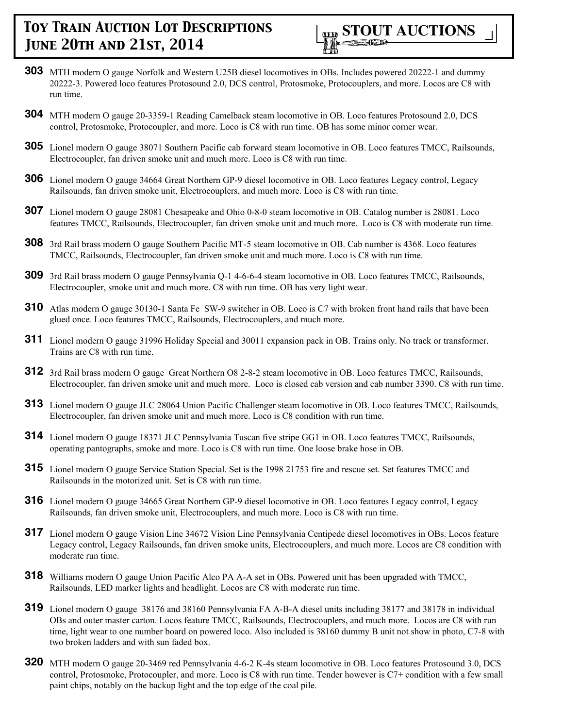**303** MTH modern O gauge Norfolk and Western U25B diesel locomotives in OBs. Includes powered 20222-1 and dummy 20222-3. Powered loco features Protosound 2.0, DCS control, Protosmoke, Protocouplers, and more. Locos are C8 with run time.

**304** MTH modern O gauge 20-3359-1 Reading Camelback steam locomotive in OB. Loco features Protosound 2.0, DCS control, Protosmoke, Protocoupler, and more. Loco is C8 with run time. OB has some minor corner wear.

**305** Lionel modern O gauge 38071 Southern Pacific cab forward steam locomotive in OB. Loco features TMCC, Railsounds, Electrocoupler, fan driven smoke unit and much more. Loco is C8 with run time.

**306** Lionel modern O gauge 34664 Great Northern GP-9 diesel locomotive in OB. Loco features Legacy control, Legacy Railsounds, fan driven smoke unit, Electrocouplers, and much more. Loco is C8 with run time.

**307** Lionel modern O gauge 28081 Chesapeake and Ohio 0-8-0 steam locomotive in OB. Catalog number is 28081. Loco features TMCC, Railsounds, Electrocoupler, fan driven smoke unit and much more. Loco is C8 with moderate run time.

**308** 3rd Rail brass modern O gauge Southern Pacific MT-5 steam locomotive in OB. Cab number is 4368. Loco features TMCC, Railsounds, Electrocoupler, fan driven smoke unit and much more. Loco is C8 with run time.

**309** 3rd Rail brass modern O gauge Pennsylvania Q-1 4-6-6-4 steam locomotive in OB. Loco features TMCC, Railsounds, Electrocoupler, smoke unit and much more. C8 with run time. OB has very light wear.

**310** Atlas modern O gauge 30130-1 Santa Fe SW-9 switcher in OB. Loco is C7 with broken front hand rails that have been glued once. Loco features TMCC, Railsounds, Electrocouplers, and much more.

**311** Lionel modern O gauge 31996 Holiday Special and 30011 expansion pack in OB. Trains only. No track or transformer. Trains are C8 with run time.

**312** 3rd Rail brass modern O gauge Great Northern O8 2-8-2 steam locomotive in OB. Loco features TMCC, Railsounds, Electrocoupler, fan driven smoke unit and much more. Loco is closed cab version and cab number 3390. C8 with run time.

**313** Lionel modern O gauge JLC 28064 Union Pacific Challenger steam locomotive in OB. Loco features TMCC, Railsounds, Electrocoupler, fan driven smoke unit and much more. Loco is C8 condition with run time.

**314** Lionel modern O gauge 18371 JLC Pennsylvania Tuscan five stripe GG1 in OB. Loco features TMCC, Railsounds, operating pantographs, smoke and more. Loco is C8 with run time. One loose brake hose in OB.

**315** Lionel modern O gauge Service Station Special. Set is the 1998 21753 fire and rescue set. Set features TMCC and Railsounds in the motorized unit. Set is C8 with run time.

**316** Lionel modern O gauge 34665 Great Northern GP-9 diesel locomotive in OB. Loco features Legacy control, Legacy Railsounds, fan driven smoke unit, Electrocouplers, and much more. Loco is C8 with run time.

**317** Lionel modern O gauge Vision Line 34672 Vision Line Pennsylvania Centipede diesel locomotives in OBs. Locos feature Legacy control, Legacy Railsounds, fan driven smoke units, Electrocouplers, and much more. Locos are C8 condition with moderate run time.

**318** Williams modern O gauge Union Pacific Alco PA A-A set in OBs. Powered unit has been upgraded with TMCC, Railsounds, LED marker lights and headlight. Locos are C8 with moderate run time.

**319** Lionel modern O gauge 38176 and 38160 Pennsylvania FA A-B-A diesel units including 38177 and 38178 in individual OBs and outer master carton. Locos feature TMCC, Railsounds, Electrocouplers, and much more. Locos are C8 with run time, light wear to one number board on powered loco. Also included is 38160 dummy B unit not show in photo, C7-8 with two broken ladders and with sun faded box.

**320** MTH modern O gauge 20-3469 red Pennsylvania 4-6-2 K-4s steam locomotive in OB. Loco features Protosound 3.0, DCS control, Protosmoke, Protocoupler, and more. Loco is C8 with run time. Tender however is C7+ condition with a few small paint chips, notably on the backup light and the top edge of the coal pile.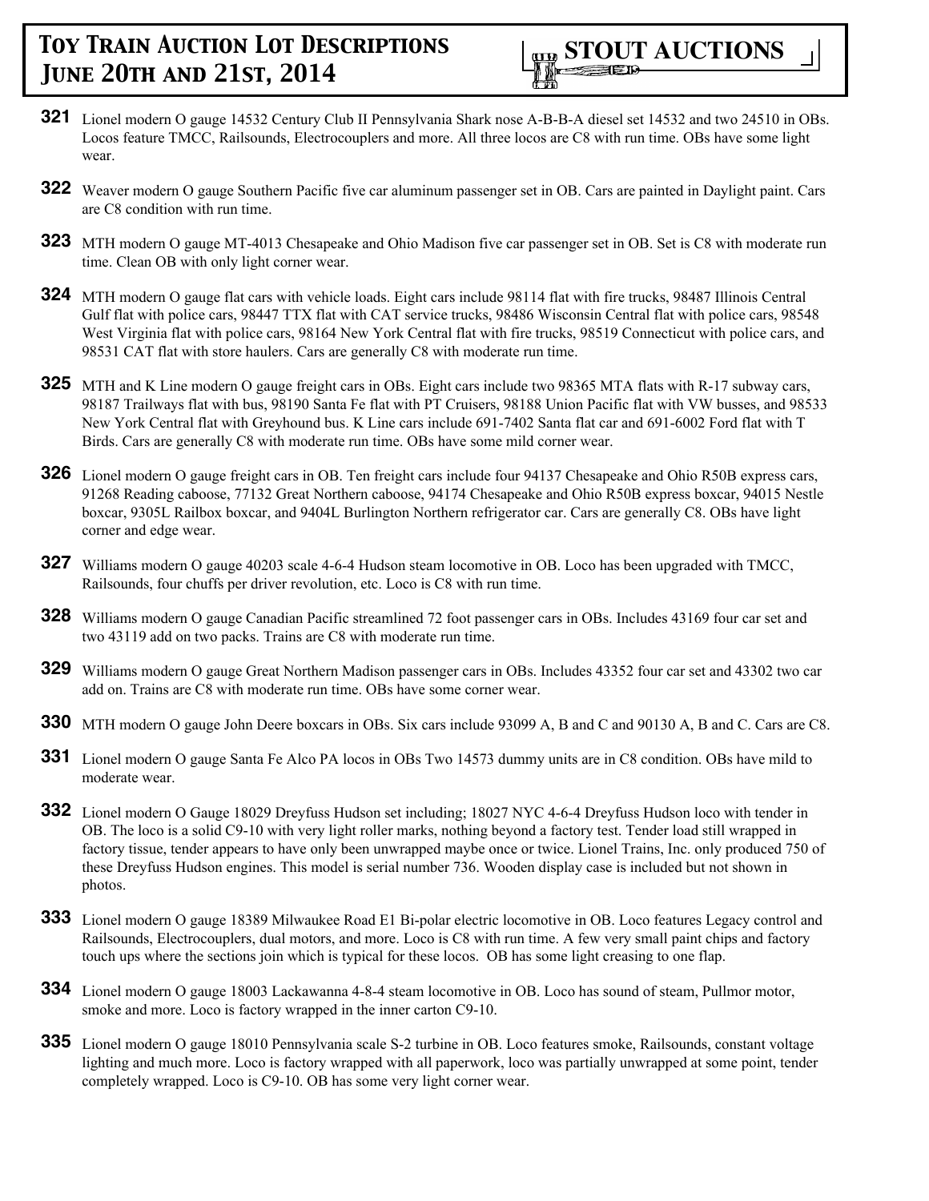**321** Lionel modern O gauge 14532 Century Club II Pennsylvania Shark nose A-B-B-A diesel set 14532 and two 24510 in OBs. Locos feature TMCC, Railsounds, Electrocouplers and more. All three locos are C8 with run time. OBs have some light wear.

**322** Weaver modern O gauge Southern Pacific five car aluminum passenger set in OB. Cars are painted in Daylight paint. Cars are C8 condition with run time.

**323** MTH modern O gauge MT-4013 Chesapeake and Ohio Madison five car passenger set in OB. Set is C8 with moderate run time. Clean OB with only light corner wear.

**324** MTH modern O gauge flat cars with vehicle loads. Eight cars include 98114 flat with fire trucks, 98487 Illinois Central Gulf flat with police cars, 98447 TTX flat with CAT service trucks, 98486 Wisconsin Central flat with police cars, 98548 West Virginia flat with police cars, 98164 New York Central flat with fire trucks, 98519 Connecticut with police cars, and 98531 CAT flat with store haulers. Cars are generally C8 with moderate run time.

**325** MTH and K Line modern O gauge freight cars in OBs. Eight cars include two 98365 MTA flats with R-17 subway cars, 98187 Trailways flat with bus, 98190 Santa Fe flat with PT Cruisers, 98188 Union Pacific flat with VW busses, and 98533 New York Central flat with Greyhound bus. K Line cars include 691-7402 Santa flat car and 691-6002 Ford flat with T Birds. Cars are generally C8 with moderate run time. OBs have some mild corner wear.

**326** Lionel modern O gauge freight cars in OB. Ten freight cars include four 94137 Chesapeake and Ohio R50B express cars, 91268 Reading caboose, 77132 Great Northern caboose, 94174 Chesapeake and Ohio R50B express boxcar, 94015 Nestle boxcar, 9305L Railbox boxcar, and 9404L Burlington Northern refrigerator car. Cars are generally C8. OBs have light corner and edge wear.

**327** Williams modern O gauge 40203 scale 4-6-4 Hudson steam locomotive in OB. Loco has been upgraded with TMCC, Railsounds, four chuffs per driver revolution, etc. Loco is C8 with run time.

**328** Williams modern O gauge Canadian Pacific streamlined 72 foot passenger cars in OBs. Includes 43169 four car set and two 43119 add on two packs. Trains are C8 with moderate run time.

**329** Williams modern O gauge Great Northern Madison passenger cars in OBs. Includes 43352 four car set and 43302 two car add on. Trains are C8 with moderate run time. OBs have some corner wear.

**330** MTH modern O gauge John Deere boxcars in OBs. Six cars include 93099 A, B and C and 90130 A, B and C. Cars are C8.

**331** Lionel modern O gauge Santa Fe Alco PA locos in OBs Two 14573 dummy units are in C8 condition. OBs have mild to moderate wear.

**332** Lionel modern O Gauge 18029 Dreyfuss Hudson set including; 18027 NYC 4-6-4 Dreyfuss Hudson loco with tender in OB. The loco is a solid C9-10 with very light roller marks, nothing beyond a factory test. Tender load still wrapped in factory tissue, tender appears to have only been unwrapped maybe once or twice. Lionel Trains, Inc. only produced 750 of these Dreyfuss Hudson engines. This model is serial number 736. Wooden display case is included but not shown in photos.

**333** Lionel modern O gauge 18389 Milwaukee Road E1 Bi-polar electric locomotive in OB. Loco features Legacy control and Railsounds, Electrocouplers, dual motors, and more. Loco is C8 with run time. A few very small paint chips and factory touch ups where the sections join which is typical for these locos. OB has some light creasing to one flap.

**334** Lionel modern O gauge 18003 Lackawanna 4-8-4 steam locomotive in OB. Loco has sound of steam, Pullmor motor, smoke and more. Loco is factory wrapped in the inner carton C9-10.

**335** Lionel modern O gauge 18010 Pennsylvania scale S-2 turbine in OB. Loco features smoke, Railsounds, constant voltage lighting and much more. Loco is factory wrapped with all paperwork, loco was partially unwrapped at some point, tender completely wrapped. Loco is C9-10. OB has some very light corner wear.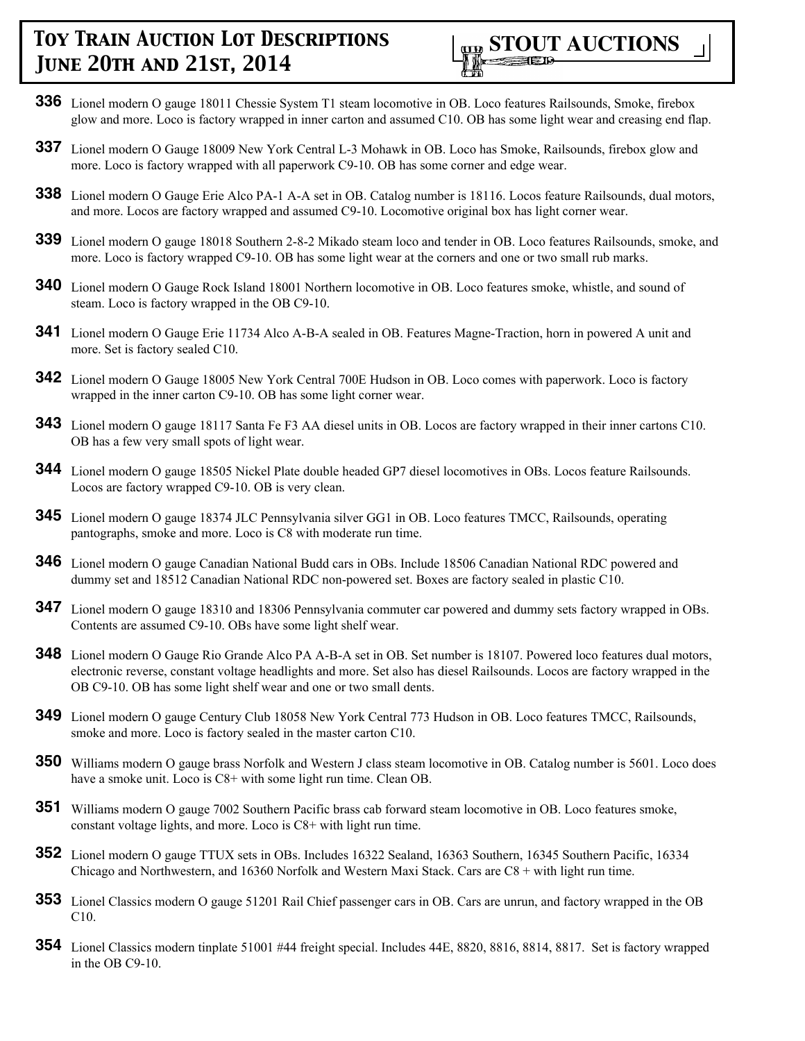**336** Lionel modern O gauge 18011 Chessie System T1 steam locomotive in OB. Loco features Railsounds, Smoke, firebox glow and more. Loco is factory wrapped in inner carton and assumed C10. OB has some light wear and creasing end flap.

**337** Lionel modern O Gauge 18009 New York Central L-3 Mohawk in OB. Loco has Smoke, Railsounds, firebox glow and more. Loco is factory wrapped with all paperwork C9-10. OB has some corner and edge wear.

**338** Lionel modern O Gauge Erie Alco PA-1 A-A set in OB. Catalog number is 18116. Locos feature Railsounds, dual motors, and more. Locos are factory wrapped and assumed C9-10. Locomotive original box has light corner wear.

**339** Lionel modern O gauge 18018 Southern 2-8-2 Mikado steam loco and tender in OB. Loco features Railsounds, smoke, and more. Loco is factory wrapped C9-10. OB has some light wear at the corners and one or two small rub marks.

**340** Lionel modern O Gauge Rock Island 18001 Northern locomotive in OB. Loco features smoke, whistle, and sound of steam. Loco is factory wrapped in the OB C9-10.

**341** Lionel modern O Gauge Erie 11734 Alco A-B-A sealed in OB. Features Magne-Traction, horn in powered A unit and more. Set is factory sealed C10.

**342** Lionel modern O Gauge 18005 New York Central 700E Hudson in OB. Loco comes with paperwork. Loco is factory wrapped in the inner carton C9-10. OB has some light corner wear.

**343** Lionel modern O gauge 18117 Santa Fe F3 AA diesel units in OB. Locos are factory wrapped in their inner cartons C10. OB has a few very small spots of light wear.

**344** Lionel modern O gauge 18505 Nickel Plate double headed GP7 diesel locomotives in OBs. Locos feature Railsounds. Locos are factory wrapped C9-10. OB is very clean.

**345** Lionel modern O gauge 18374 JLC Pennsylvania silver GG1 in OB. Loco features TMCC, Railsounds, operating pantographs, smoke and more. Loco is C8 with moderate run time.

**346** Lionel modern O gauge Canadian National Budd cars in OBs. Include 18506 Canadian National RDC powered and dummy set and 18512 Canadian National RDC non-powered set. Boxes are factory sealed in plastic C10.

**347** Lionel modern O gauge 18310 and 18306 Pennsylvania commuter car powered and dummy sets factory wrapped in OBs. Contents are assumed C9-10. OBs have some light shelf wear.

**348** Lionel modern O Gauge Rio Grande Alco PA A-B-A set in OB. Set number is 18107. Powered loco features dual motors, electronic reverse, constant voltage headlights and more. Set also has diesel Railsounds. Locos are factory wrapped in the OB C9-10. OB has some light shelf wear and one or two small dents.

**349** Lionel modern O gauge Century Club 18058 New York Central 773 Hudson in OB. Loco features TMCC, Railsounds, smoke and more. Loco is factory sealed in the master carton C10.

**350** Williams modern O gauge brass Norfolk and Western J class steam locomotive in OB. Catalog number is 5601. Loco does have a smoke unit. Loco is C8+ with some light run time. Clean OB.

**351** Williams modern O gauge 7002 Southern Pacific brass cab forward steam locomotive in OB. Loco features smoke, constant voltage lights, and more. Loco is C8+ with light run time.

**352** Lionel modern O gauge TTUX sets in OBs. Includes 16322 Sealand, 16363 Southern, 16345 Southern Pacific, 16334 Chicago and Northwestern, and 16360 Norfolk and Western Maxi Stack. Cars are C8 + with light run time.

**353** Lionel Classics modern O gauge 51201 Rail Chief passenger cars in OB. Cars are unrun, and factory wrapped in the OB C10.

**354** Lionel Classics modern tinplate 51001 #44 freight special. Includes 44E, 8820, 8816, 8814, 8817. Set is factory wrapped in the OB C9-10.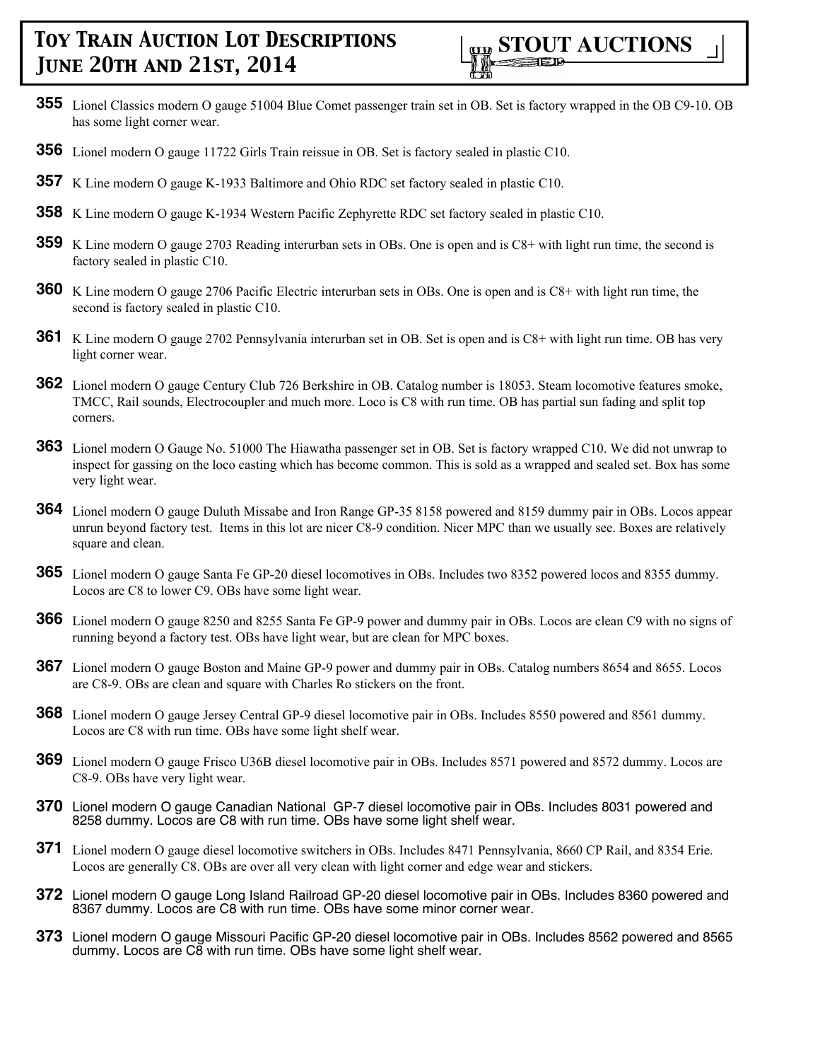**355** Lionel Classics modern O gauge 51004 Blue Comet passenger train set in OB. Set is factory wrapped in the OB C9-10. OB has some light corner wear.

**356** Lionel modern O gauge 11722 Girls Train reissue in OB. Set is factory sealed in plastic C10.

**357** K Line modern O gauge K-1933 Baltimore and Ohio RDC set factory sealed in plastic C10.

**358** K Line modern O gauge K-1934 Western Pacific Zephyrette RDC set factory sealed in plastic C10.

**359** K Line modern O gauge 2703 Reading interurban sets in OBs. One is open and is C8+ with light run time, the second is factory sealed in plastic C10.

**360** K Line modern O gauge 2706 Pacific Electric interurban sets in OBs. One is open and is C8+ with light run time, the second is factory sealed in plastic C10.

**361** K Line modern O gauge 2702 Pennsylvania interurban set in OB. Set is open and is C8+ with light run time. OB has very light corner wear.

**362** Lionel modern O gauge Century Club 726 Berkshire in OB. Catalog number is 18053. Steam locomotive features smoke, TMCC, Rail sounds, Electrocoupler and much more. Loco is C8 with run time. OB has partial sun fading and split top corners.

**363** Lionel modern O Gauge No. 51000 The Hiawatha passenger set in OB. Set is factory wrapped C10. We did not unwrap to inspect for gassing on the loco casting which has become common. This is sold as a wrapped and sealed set. Box has some very light wear.

**364** Lionel modern O gauge Duluth Missabe and Iron Range GP-35 8158 powered and 8159 dummy pair in OBs. Locos appear unrun beyond factory test. Items in this lot are nicer C8-9 condition. Nicer MPC than we usually see. Boxes are relatively square and clean.

**365** Lionel modern O gauge Santa Fe GP-20 diesel locomotives in OBs. Includes two 8352 powered locos and 8355 dummy. Locos are C8 to lower C9. OBs have some light wear.

**366** Lionel modern O gauge 8250 and 8255 Santa Fe GP-9 power and dummy pair in OBs. Locos are clean C9 with no signs of running beyond a factory test. OBs have light wear, but are clean for MPC boxes.

**367** Lionel modern O gauge Boston and Maine GP-9 power and dummy pair in OBs. Catalog numbers 8654 and 8655. Locos are C8-9. OBs are clean and square with Charles Ro stickers on the front.

**368** Lionel modern O gauge Jersey Central GP-9 diesel locomotive pair in OBs. Includes 8550 powered and 8561 dummy. Locos are C8 with run time. OBs have some light shelf wear.

**369** Lionel modern O gauge Frisco U36B diesel locomotive pair in OBs. Includes 8571 powered and 8572 dummy. Locos are C8-9. OBs have very light wear.

**370** Lionel modern O gauge Canadian National GP-7 diesel locomotive pair in OBs. Includes 8031 powered and 8258 dummy. Locos are C8 with run time. OBs have some light shelf wear.

**371** Lionel modern O gauge diesel locomotive switchers in OBs. Includes 8471 Pennsylvania, 8660 CP Rail, and 8354 Erie. Locos are generally C8. OBs are over all very clean with light corner and edge wear and stickers.

**372** Lionel modern O gauge Long Island Railroad GP-20 diesel locomotive pair in OBs. Includes 8360 powered and 8367 dummy. Locos are C8 with run time. OBs have some minor corner wear.

**373** Lionel modern O gauge Missouri Pacific GP-20 diesel locomotive pair in OBs. Includes 8562 powered and 8565 dummy. Locos are C8 with run time. OBs have some light shelf wear.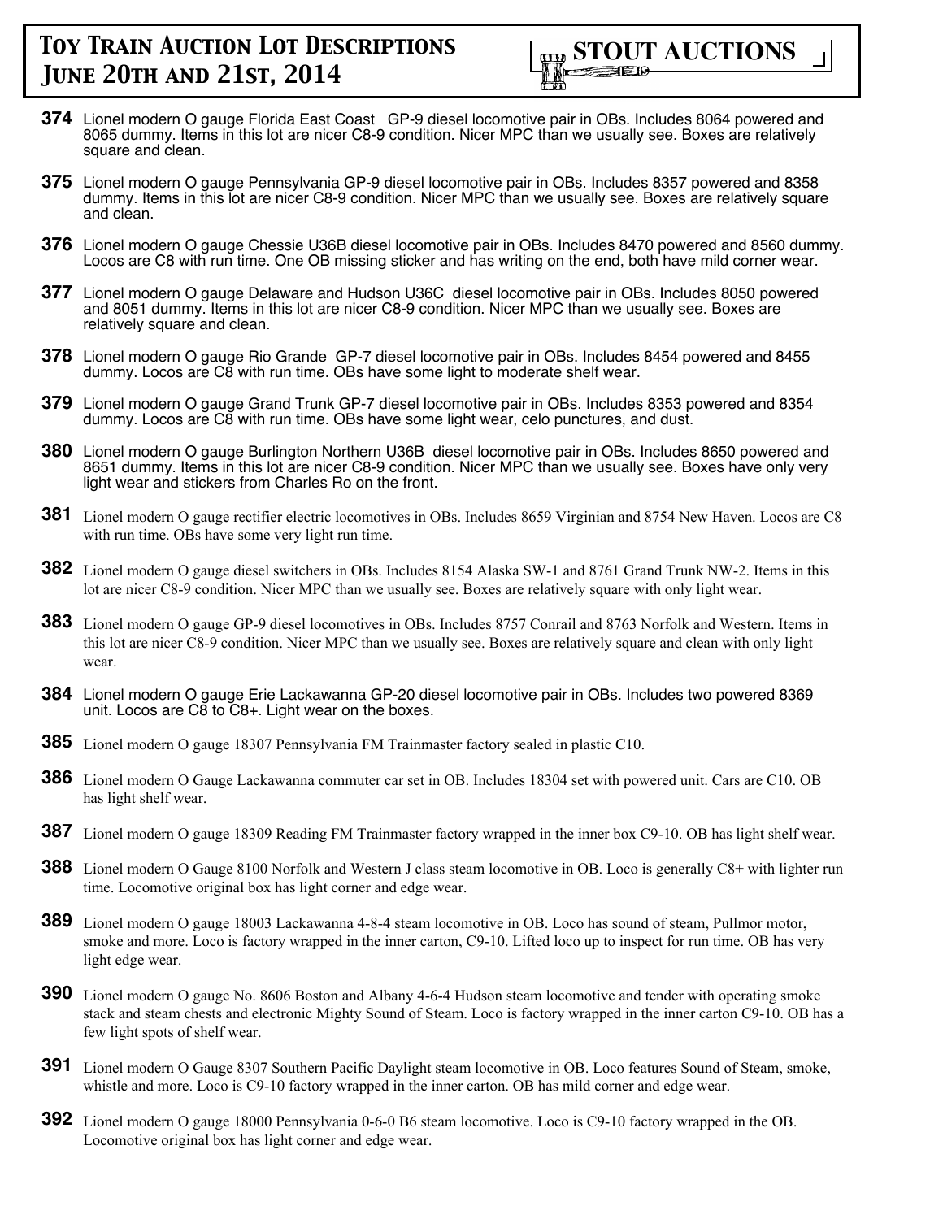**374** Lionel modern O gauge Florida East Coast GP-9 diesel locomotive pair in OBs. Includes 8064 powered and 8065 dummy. Items in this lot are nicer C8-9 condition. Nicer MPC than we usually see. Boxes are relatively square and clean.

**375** Lionel modern O gauge Pennsylvania GP-9 diesel locomotive pair in OBs. Includes 8357 powered and 8358 dummy. Items in this lot are nicer C8-9 condition. Nicer MPC than we usually see. Boxes are relatively square and clean.

**376** Lionel modern O gauge Chessie U36B diesel locomotive pair in OBs. Includes 8470 powered and 8560 dummy. Locos are C8 with run time. One OB missing sticker and has writing on the end, both have mild corner wear.

**377** Lionel modern O gauge Delaware and Hudson U36C diesel locomotive pair in OBs. Includes 8050 powered and 8051 dummy. Items in this lot are nicer C8-9 condition. Nicer MPC than we usually see. Boxes are relatively square and clean.

**378** Lionel modern O gauge Rio Grande GP-7 diesel locomotive pair in OBs. Includes 8454 powered and 8455 dummy. Locos are C8 with run time. OBs have some light to moderate shelf wear.

**379** Lionel modern O gauge Grand Trunk GP-7 diesel locomotive pair in OBs. Includes 8353 powered and 8354 dummy. Locos are C8 with run time. OBs have some light wear, celo punctures, and dust.

**380** Lionel modern O gauge Burlington Northern U36B diesel locomotive pair in OBs. Includes 8650 powered and 8651 dummy. Items in this lot are nicer C8-9 condition. Nicer MPC than we usually see. Boxes have only very light wear and stickers from Charles Ro on the front.

**381** Lionel modern O gauge rectifier electric locomotives in OBs. Includes 8659 Virginian and 8754 New Haven. Locos are C8 with run time. OBs have some very light run time.

**382** Lionel modern O gauge diesel switchers in OBs. Includes 8154 Alaska SW-1 and 8761 Grand Trunk NW-2. Items in this lot are nicer C8-9 condition. Nicer MPC than we usually see. Boxes are relatively square with only light wear.

**383** Lionel modern O gauge GP-9 diesel locomotives in OBs. Includes 8757 Conrail and 8763 Norfolk and Western. Items in this lot are nicer C8-9 condition. Nicer MPC than we usually see. Boxes are relatively square and clean with only light wear.

**384** Lionel modern O gauge Erie Lackawanna GP-20 diesel locomotive pair in OBs. Includes two powered 8369 unit. Locos are C8 to C8+. Light wear on the boxes.

**385** Lionel modern O gauge 18307 Pennsylvania FM Trainmaster factory sealed in plastic C10.

**386** Lionel modern O Gauge Lackawanna commuter car set in OB. Includes 18304 set with powered unit. Cars are C10. OB has light shelf wear.

**387** Lionel modern O gauge 18309 Reading FM Trainmaster factory wrapped in the inner box C9-10. OB has light shelf wear.

**388** Lionel modern O Gauge 8100 Norfolk and Western J class steam locomotive in OB. Loco is generally C8+ with lighter run time. Locomotive original box has light corner and edge wear.

**389** Lionel modern O gauge 18003 Lackawanna 4-8-4 steam locomotive in OB. Loco has sound of steam, Pullmor motor, smoke and more. Loco is factory wrapped in the inner carton, C9-10. Lifted loco up to inspect for run time. OB has very light edge wear.

**390** Lionel modern O gauge No. 8606 Boston and Albany 4-6-4 Hudson steam locomotive and tender with operating smoke stack and steam chests and electronic Mighty Sound of Steam. Loco is factory wrapped in the inner carton C9-10. OB has a few light spots of shelf wear.

**391** Lionel modern O Gauge 8307 Southern Pacific Daylight steam locomotive in OB. Loco features Sound of Steam, smoke, whistle and more. Loco is C9-10 factory wrapped in the inner carton. OB has mild corner and edge wear.

**392** Lionel modern O gauge 18000 Pennsylvania 0-6-0 B6 steam locomotive. Loco is C9-10 factory wrapped in the OB. Locomotive original box has light corner and edge wear.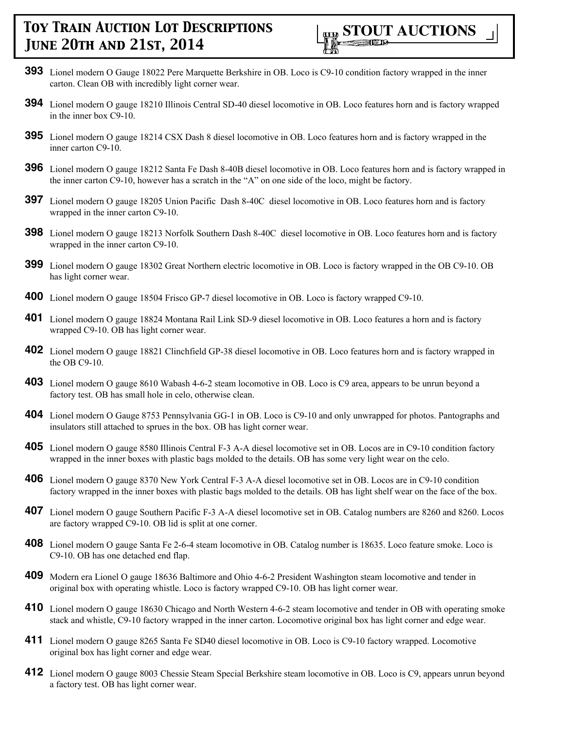**393** Lionel modern O Gauge 18022 Pere Marquette Berkshire in OB. Loco is C9-10 condition factory wrapped in the inner carton. Clean OB with incredibly light corner wear.

**394** Lionel modern O gauge 18210 Illinois Central SD-40 diesel locomotive in OB. Loco features horn and is factory wrapped in the inner box C9-10.

**395** Lionel modern O gauge 18214 CSX Dash 8 diesel locomotive in OB. Loco features horn and is factory wrapped in the inner carton C9-10.

**396** Lionel modern O gauge 18212 Santa Fe Dash 8-40B diesel locomotive in OB. Loco features horn and is factory wrapped in the inner carton C9-10, however has a scratch in the "A" on one side of the loco, might be factory.

**397** Lionel modern O gauge 18205 Union Pacific Dash 8-40C diesel locomotive in OB. Loco features horn and is factory wrapped in the inner carton C9-10.

**398** Lionel modern O gauge 18213 Norfolk Southern Dash 8-40C diesel locomotive in OB. Loco features horn and is factory wrapped in the inner carton C9-10.

**399** Lionel modern O gauge 18302 Great Northern electric locomotive in OB. Loco is factory wrapped in the OB C9-10. OB has light corner wear.

**400** Lionel modern O gauge 18504 Frisco GP-7 diesel locomotive in OB. Loco is factory wrapped C9-10.

**401** Lionel modern O gauge 18824 Montana Rail Link SD-9 diesel locomotive in OB. Loco features a horn and is factory wrapped C9-10. OB has light corner wear.

**402** Lionel modern O gauge 18821 Clinchfield GP-38 diesel locomotive in OB. Loco features horn and is factory wrapped in the OB C9-10.

**403** Lionel modern O gauge 8610 Wabash 4-6-2 steam locomotive in OB. Loco is C9 area, appears to be unrun beyond a factory test. OB has small hole in celo, otherwise clean.

**404** Lionel modern O Gauge 8753 Pennsylvania GG-1 in OB. Loco is C9-10 and only unwrapped for photos. Pantographs and insulators still attached to sprues in the box. OB has light corner wear.

**405** Lionel modern O gauge 8580 Illinois Central F-3 A-A diesel locomotive set in OB. Locos are in C9-10 condition factory wrapped in the inner boxes with plastic bags molded to the details. OB has some very light wear on the celo.

**406** Lionel modern O gauge 8370 New York Central F-3 A-A diesel locomotive set in OB. Locos are in C9-10 condition factory wrapped in the inner boxes with plastic bags molded to the details. OB has light shelf wear on the face of the box.

**407** Lionel modern O gauge Southern Pacific F-3 A-A diesel locomotive set in OB. Catalog numbers are 8260 and 8260. Locos are factory wrapped C9-10. OB lid is split at one corner.

**408** Lionel modern O gauge Santa Fe 2-6-4 steam locomotive in OB. Catalog number is 18635. Loco feature smoke. Loco is C9-10. OB has one detached end flap.

**409** Modern era Lionel O gauge 18636 Baltimore and Ohio 4-6-2 President Washington steam locomotive and tender in original box with operating whistle. Loco is factory wrapped C9-10. OB has light corner wear.

**410** Lionel modern O gauge 18630 Chicago and North Western 4-6-2 steam locomotive and tender in OB with operating smoke stack and whistle, C9-10 factory wrapped in the inner carton. Locomotive original box has light corner and edge wear.

**411** Lionel modern O gauge 8265 Santa Fe SD40 diesel locomotive in OB. Loco is C9-10 factory wrapped. Locomotive original box has light corner and edge wear.

**412** Lionel modern O gauge 8003 Chessie Steam Special Berkshire steam locomotive in OB. Loco is C9, appears unrun beyond a factory test. OB has light corner wear.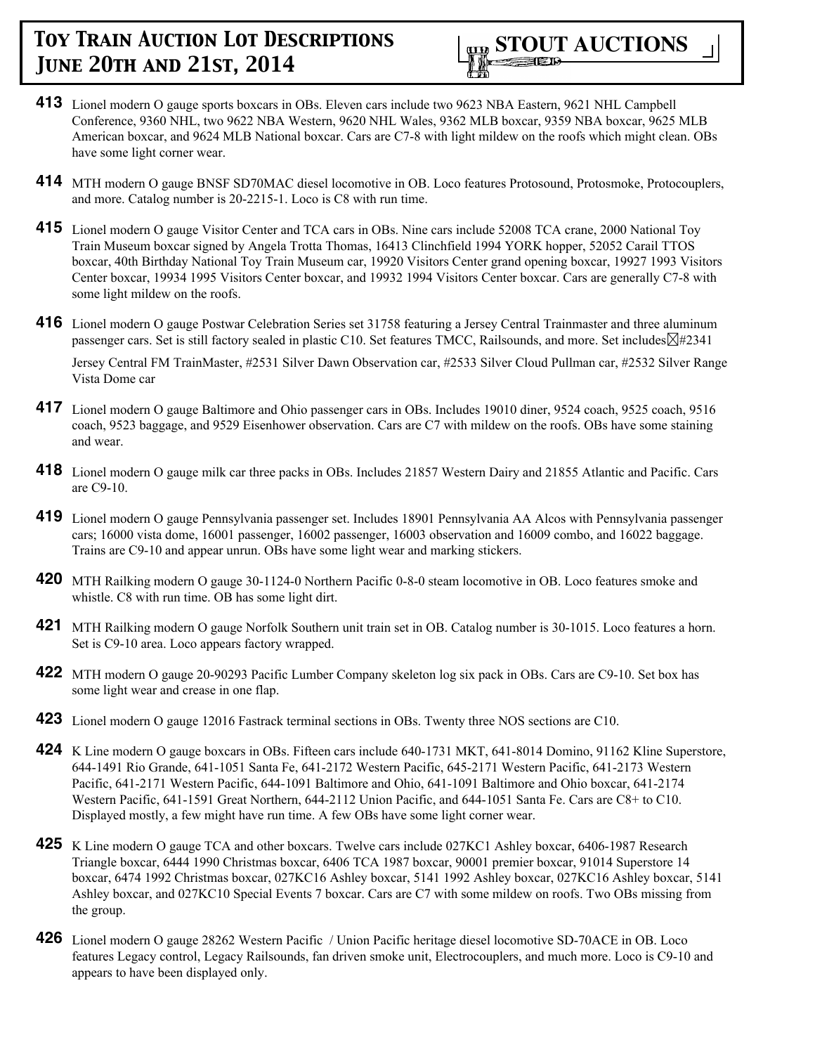**413** Lionel modern O gauge sports boxcars in OBs. Eleven cars include two 9623 NBA Eastern, 9621 NHL Campbell Conference, 9360 NHL, two 9622 NBA Western, 9620 NHL Wales, 9362 MLB boxcar, 9359 NBA boxcar, 9625 MLB American boxcar, and 9624 MLB National boxcar. Cars are C7-8 with light mildew on the roofs which might clean. OBs have some light corner wear.

**414** MTH modern O gauge BNSF SD70MAC diesel locomotive in OB. Loco features Protosound, Protosmoke, Protocouplers, and more. Catalog number is 20-2215-1. Loco is C8 with run time.

**415** Lionel modern O gauge Visitor Center and TCA cars in OBs. Nine cars include 52008 TCA crane, 2000 National Toy Train Museum boxcar signed by Angela Trotta Thomas, 16413 Clinchfield 1994 YORK hopper, 52052 Carail TTOS boxcar, 40th Birthday National Toy Train Museum car, 19920 Visitors Center grand opening boxcar, 19927 1993 Visitors Center boxcar, 19934 1995 Visitors Center boxcar, and 19932 1994 Visitors Center boxcar. Cars are generally C7-8 with some light mildew on the roofs.

**416** Lionel modern O gauge Postwar Celebration Series set 31758 featuring a Jersey Central Trainmaster and three aluminum passenger cars. Set is still factory sealed in plastic C10. Set features TMCC, Railsounds, and more. Set includes☒#2341

Jersey Central FM TrainMaster, #2531 Silver Dawn Observation car, #2533 Silver Cloud Pullman car, #2532 Silver Range Vista Dome car

**417** Lionel modern O gauge Baltimore and Ohio passenger cars in OBs. Includes 19010 diner, 9524 coach, 9525 coach, 9516 coach, 9523 baggage, and 9529 Eisenhower observation. Cars are C7 with mildew on the roofs. OBs have some staining and wear.

**418** Lionel modern O gauge milk car three packs in OBs. Includes 21857 Western Dairy and 21855 Atlantic and Pacific. Cars are C9-10.

**419** Lionel modern O gauge Pennsylvania passenger set. Includes 18901 Pennsylvania AA Alcos with Pennsylvania passenger cars; 16000 vista dome, 16001 passenger, 16002 passenger, 16003 observation and 16009 combo, and 16022 baggage. Trains are C9-10 and appear unrun. OBs have some light wear and marking stickers.

**420** MTH Railking modern O gauge 30-1124-0 Northern Pacific 0-8-0 steam locomotive in OB. Loco features smoke and whistle. C8 with run time. OB has some light dirt.

**421** MTH Railking modern O gauge Norfolk Southern unit train set in OB. Catalog number is 30-1015. Loco features a horn. Set is C9-10 area. Loco appears factory wrapped.

**422** MTH modern O gauge 20-90293 Pacific Lumber Company skeleton log six pack in OBs. Cars are C9-10. Set box has some light wear and crease in one flap.

**423** Lionel modern O gauge 12016 Fastrack terminal sections in OBs. Twenty three NOS sections are C10.

**424** K Line modern O gauge boxcars in OBs. Fifteen cars include 640-1731 MKT, 641-8014 Domino, 91162 Kline Superstore, 644-1491 Rio Grande, 641-1051 Santa Fe, 641-2172 Western Pacific, 645-2171 Western Pacific, 641-2173 Western Pacific, 641-2171 Western Pacific, 644-1091 Baltimore and Ohio, 641-1091 Baltimore and Ohio boxcar, 641-2174 Western Pacific, 641-1591 Great Northern, 644-2112 Union Pacific, and 644-1051 Santa Fe. Cars are C8+ to C10. Displayed mostly, a few might have run time. A few OBs have some light corner wear.

**425** K Line modern O gauge TCA and other boxcars. Twelve cars include 027KC1 Ashley boxcar, 6406-1987 Research Triangle boxcar, 6444 1990 Christmas boxcar, 6406 TCA 1987 boxcar, 90001 premier boxcar, 91014 Superstore 14 boxcar, 6474 1992 Christmas boxcar, 027KC16 Ashley boxcar, 5141 1992 Ashley boxcar, 027KC16 Ashley boxcar, 5141 Ashley boxcar, and 027KC10 Special Events 7 boxcar. Cars are C7 with some mildew on roofs. Two OBs missing from the group.

**426** Lionel modern O gauge 28262 Western Pacific / Union Pacific heritage diesel locomotive SD-70ACE in OB. Loco features Legacy control, Legacy Railsounds, fan driven smoke unit, Electrocouplers, and much more. Loco is C9-10 and appears to have been displayed only.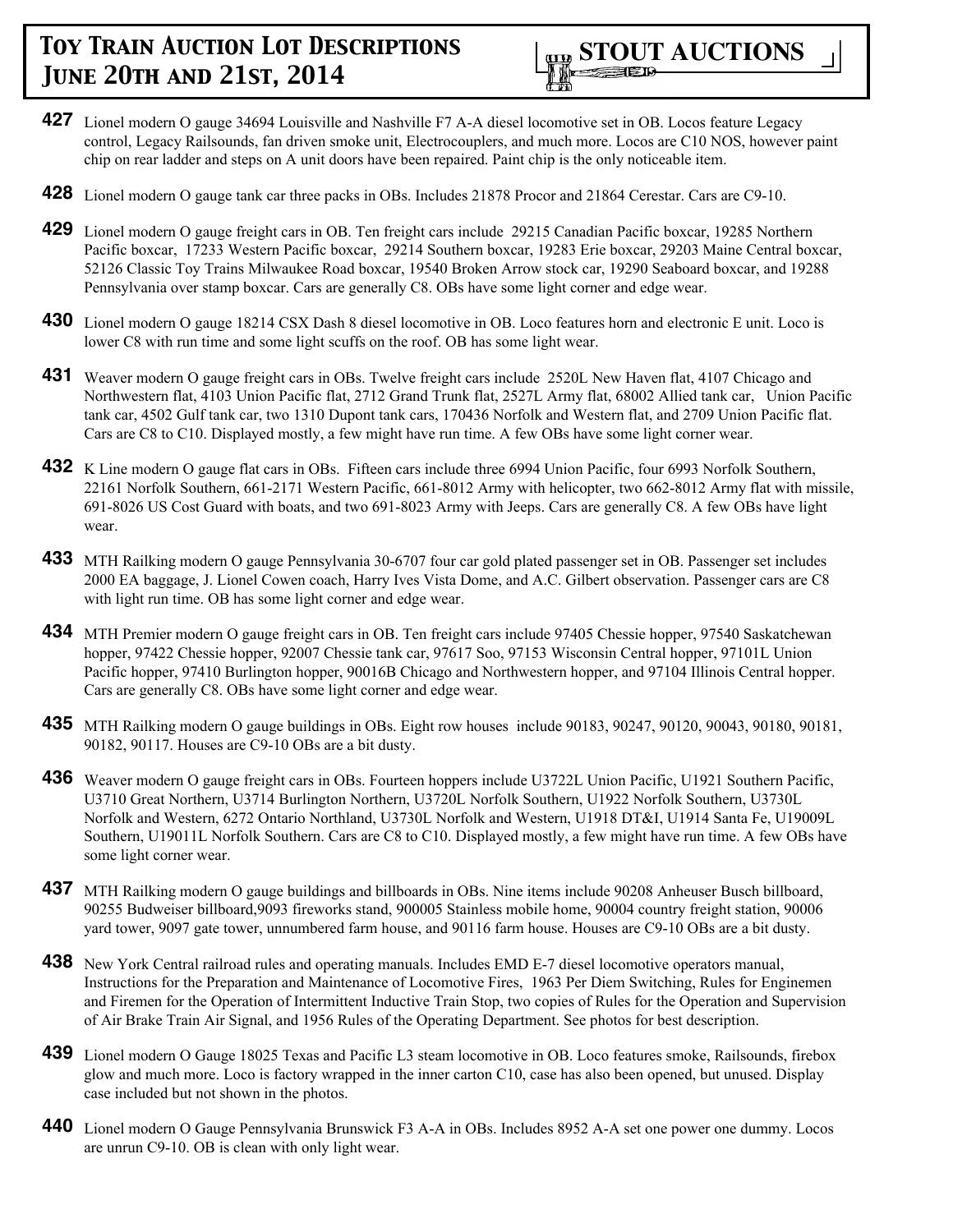**427** Lionel modern O gauge 34694 Louisville and Nashville F7 A-A diesel locomotive set in OB. Locos feature Legacy control, Legacy Railsounds, fan driven smoke unit, Electrocouplers, and much more. Locos are C10 NOS, however paint chip on rear ladder and steps on A unit doors have been repaired. Paint chip is the only noticeable item.

**428** Lionel modern O gauge tank car three packs in OBs. Includes 21878 Procor and 21864 Cerestar. Cars are C9-10.

**429** Lionel modern O gauge freight cars in OB. Ten freight cars include 29215 Canadian Pacific boxcar, 19285 Northern Pacific boxcar, 17233 Western Pacific boxcar, 29214 Southern boxcar, 19283 Erie boxcar, 29203 Maine Central boxcar, 52126 Classic Toy Trains Milwaukee Road boxcar, 19540 Broken Arrow stock car, 19290 Seaboard boxcar, and 19288 Pennsylvania over stamp boxcar. Cars are generally C8. OBs have some light corner and edge wear.

**430** Lionel modern O gauge 18214 CSX Dash 8 diesel locomotive in OB. Loco features horn and electronic E unit. Loco is lower C8 with run time and some light scuffs on the roof. OB has some light wear.

**431** Weaver modern O gauge freight cars in OBs. Twelve freight cars include 2520L New Haven flat, 4107 Chicago and Northwestern flat, 4103 Union Pacific flat, 2712 Grand Trunk flat, 2527L Army flat, 68002 Allied tank car, Union Pacific tank car, 4502 Gulf tank car, two 1310 Dupont tank cars, 170436 Norfolk and Western flat, and 2709 Union Pacific flat. Cars are C8 to C10. Displayed mostly, a few might have run time. A few OBs have some light corner wear.

**432** K Line modern O gauge flat cars in OBs. Fifteen cars include three 6994 Union Pacific, four 6993 Norfolk Southern, 22161 Norfolk Southern, 661-2171 Western Pacific, 661-8012 Army with helicopter, two 662-8012 Army flat with missile, 691-8026 US Cost Guard with boats, and two 691-8023 Army with Jeeps. Cars are generally C8. A few OBs have light wear.

**433** MTH Railking modern O gauge Pennsylvania 30-6707 four car gold plated passenger set in OB. Passenger set includes 2000 EA baggage, J. Lionel Cowen coach, Harry Ives Vista Dome, and A.C. Gilbert observation. Passenger cars are C8 with light run time. OB has some light corner and edge wear.

**434** MTH Premier modern O gauge freight cars in OB. Ten freight cars include 97405 Chessie hopper, 97540 Saskatchewan hopper, 97422 Chessie hopper, 92007 Chessie tank car, 97617 Soo, 97153 Wisconsin Central hopper, 97101L Union Pacific hopper, 97410 Burlington hopper, 90016B Chicago and Northwestern hopper, and 97104 Illinois Central hopper. Cars are generally C8. OBs have some light corner and edge wear.

**435** MTH Railking modern O gauge buildings in OBs. Eight row houses include 90183, 90247, 90120, 90043, 90180, 90181, 90182, 90117. Houses are C9-10 OBs are a bit dusty.

**436** Weaver modern O gauge freight cars in OBs. Fourteen hoppers include U3722L Union Pacific, U1921 Southern Pacific, U3710 Great Northern, U3714 Burlington Northern, U3720L Norfolk Southern, U1922 Norfolk Southern, U3730L Norfolk and Western, 6272 Ontario Northland, U3730L Norfolk and Western, U1918 DT&I, U1914 Santa Fe, U19009L Southern, U19011L Norfolk Southern. Cars are C8 to C10. Displayed mostly, a few might have run time. A few OBs have some light corner wear.

**437** MTH Railking modern O gauge buildings and billboards in OBs. Nine items include 90208 Anheuser Busch billboard, 90255 Budweiser billboard,9093 fireworks stand, 900005 Stainless mobile home, 90004 country freight station, 90006 yard tower, 9097 gate tower, unnumbered farm house, and 90116 farm house. Houses are C9-10 OBs are a bit dusty.

**438** New York Central railroad rules and operating manuals. Includes EMD E-7 diesel locomotive operators manual, Instructions for the Preparation and Maintenance of Locomotive Fires, 1963 Per Diem Switching, Rules for Enginemen and Firemen for the Operation of Intermittent Inductive Train Stop, two copies of Rules for the Operation and Supervision of Air Brake Train Air Signal, and 1956 Rules of the Operating Department. See photos for best description.

**439** Lionel modern O Gauge 18025 Texas and Pacific L3 steam locomotive in OB. Loco features smoke, Railsounds, firebox glow and much more. Loco is factory wrapped in the inner carton C10, case has also been opened, but unused. Display case included but not shown in the photos.

**440** Lionel modern O Gauge Pennsylvania Brunswick F3 A-A in OBs. Includes 8952 A-A set one power one dummy. Locos are unrun C9-10. OB is clean with only light wear.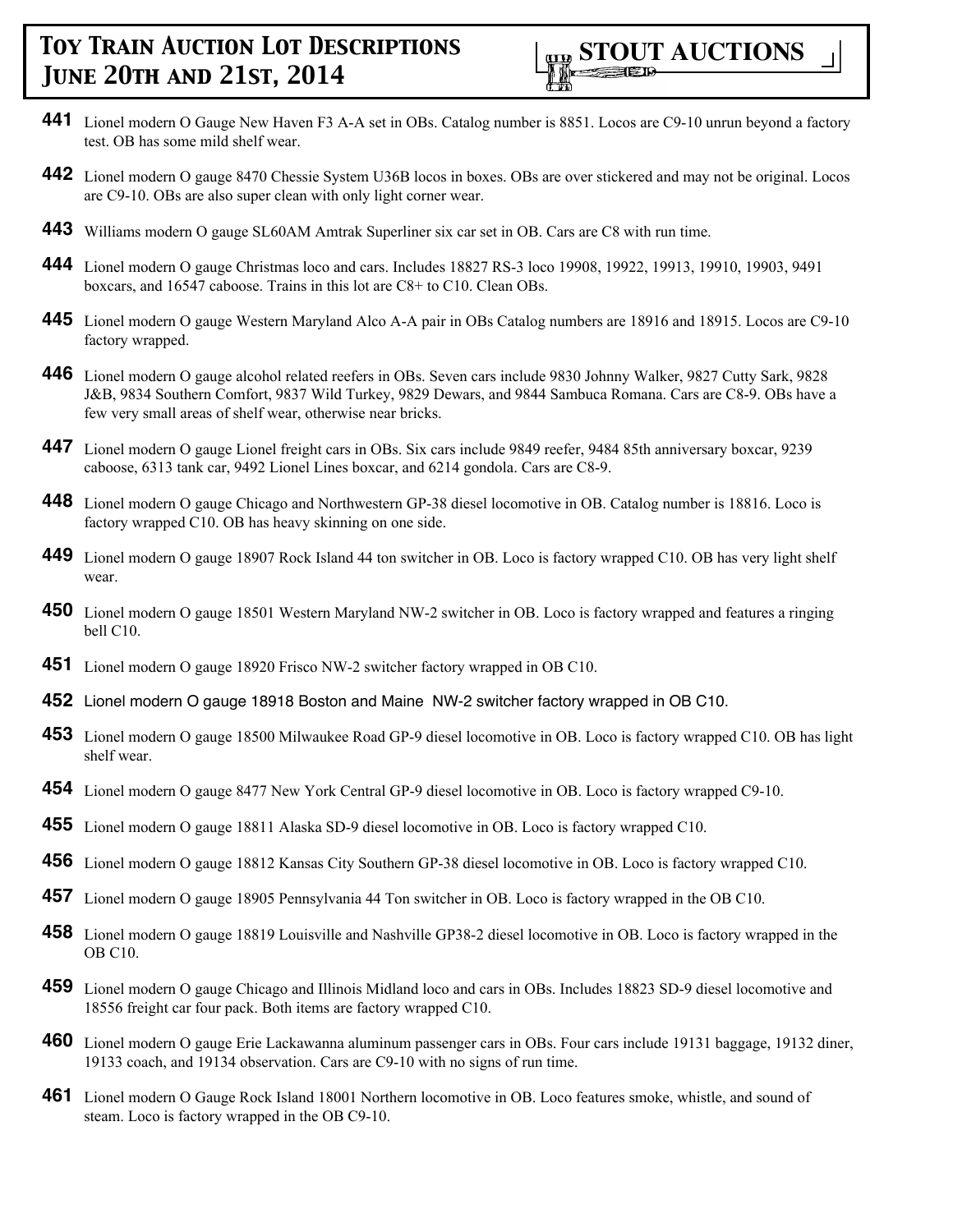**441** Lionel modern O Gauge New Haven F3 A-A set in OBs. Catalog number is 8851. Locos are C9-10 unrun beyond a factory test. OB has some mild shelf wear.

**442** Lionel modern O gauge 8470 Chessie System U36B locos in boxes. OBs are over stickered and may not be original. Locos are C9-10. OBs are also super clean with only light corner wear.

**443** Williams modern O gauge SL60AM Amtrak Superliner six car set in OB. Cars are C8 with run time.

**444** Lionel modern O gauge Christmas loco and cars. Includes 18827 RS-3 loco 19908, 19922, 19913, 19910, 19903, 9491 boxcars, and 16547 caboose. Trains in this lot are C8+ to C10. Clean OBs.

**445** Lionel modern O gauge Western Maryland Alco A-A pair in OBs Catalog numbers are 18916 and 18915. Locos are C9-10 factory wrapped.

**446** Lionel modern O gauge alcohol related reefers in OBs. Seven cars include 9830 Johnny Walker, 9827 Cutty Sark, 9828 J&B, 9834 Southern Comfort, 9837 Wild Turkey, 9829 Dewars, and 9844 Sambuca Romana. Cars are C8-9. OBs have a few very small areas of shelf wear, otherwise near bricks.

**447** Lionel modern O gauge Lionel freight cars in OBs. Six cars include 9849 reefer, 9484 85th anniversary boxcar, 9239 caboose, 6313 tank car, 9492 Lionel Lines boxcar, and 6214 gondola. Cars are C8-9.

**448** Lionel modern O gauge Chicago and Northwestern GP-38 diesel locomotive in OB. Catalog number is 18816. Loco is factory wrapped C10. OB has heavy skinning on one side.

**449** Lionel modern O gauge 18907 Rock Island 44 ton switcher in OB. Loco is factory wrapped C10. OB has very light shelf wear.

**450** Lionel modern O gauge 18501 Western Maryland NW-2 switcher in OB. Loco is factory wrapped and features a ringing bell C10.

**451** Lionel modern O gauge 18920 Frisco NW-2 switcher factory wrapped in OB C10.

**452** Lionel modern O gauge 18918 Boston and Maine NW-2 switcher factory wrapped in OB C10.

**453** Lionel modern O gauge 18500 Milwaukee Road GP-9 diesel locomotive in OB. Loco is factory wrapped C10. OB has light shelf wear.

**454** Lionel modern O gauge 8477 New York Central GP-9 diesel locomotive in OB. Loco is factory wrapped C9-10.

**455** Lionel modern O gauge 18811 Alaska SD-9 diesel locomotive in OB. Loco is factory wrapped C10.

**456** Lionel modern O gauge 18812 Kansas City Southern GP-38 diesel locomotive in OB. Loco is factory wrapped C10.

**457** Lionel modern O gauge 18905 Pennsylvania 44 Ton switcher in OB. Loco is factory wrapped in the OB C10.

**458** Lionel modern O gauge 18819 Louisville and Nashville GP38-2 diesel locomotive in OB. Loco is factory wrapped in the OB C10.

**459** Lionel modern O gauge Chicago and Illinois Midland loco and cars in OBs. Includes 18823 SD-9 diesel locomotive and 18556 freight car four pack. Both items are factory wrapped C10.

**460** Lionel modern O gauge Erie Lackawanna aluminum passenger cars in OBs. Four cars include 19131 baggage, 19132 diner, 19133 coach, and 19134 observation. Cars are C9-10 with no signs of run time.

**461** Lionel modern O Gauge Rock Island 18001 Northern locomotive in OB. Loco features smoke, whistle, and sound of steam. Loco is factory wrapped in the OB C9-10.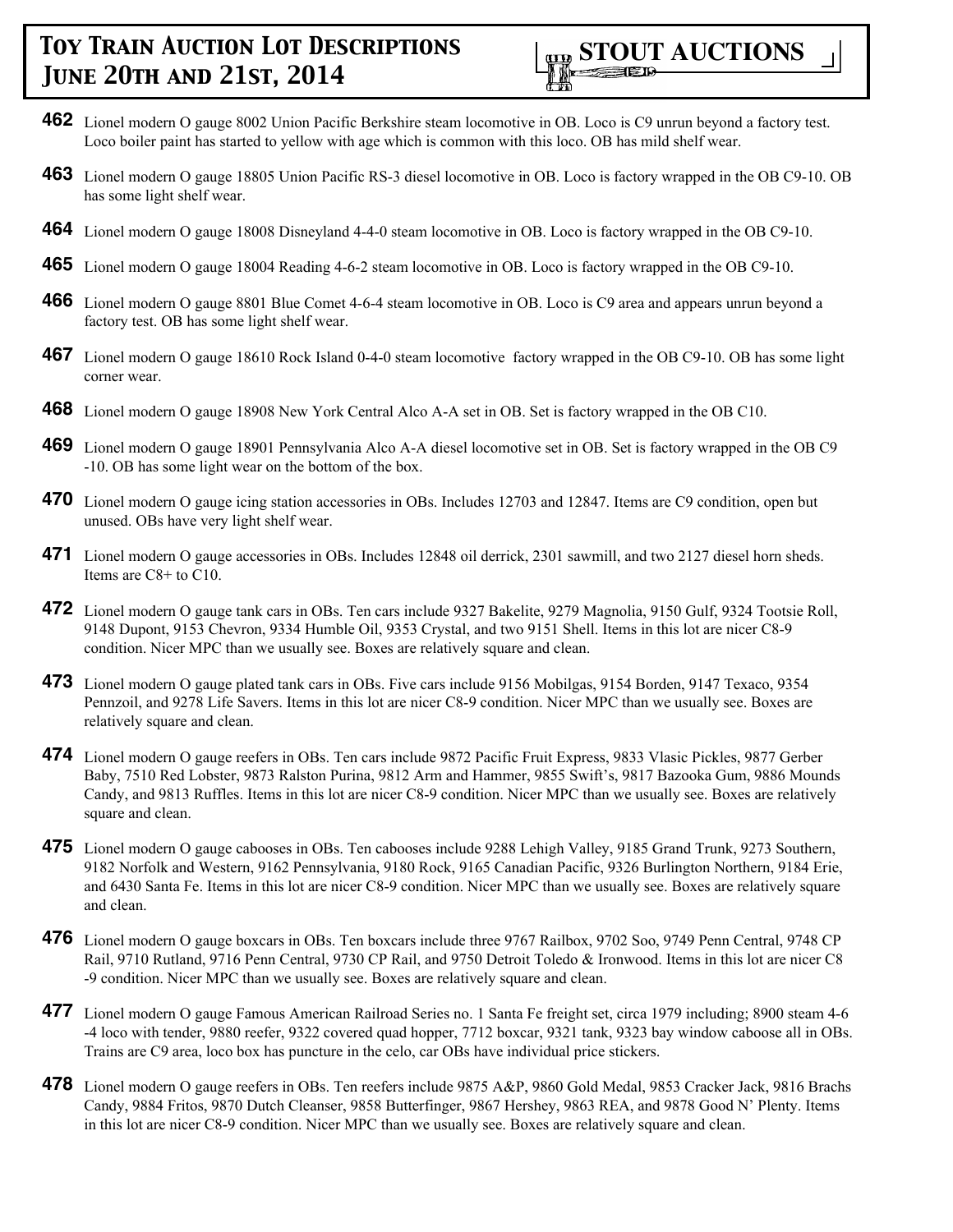**462** Lionel modern O gauge 8002 Union Pacific Berkshire steam locomotive in OB. Loco is C9 unrun beyond a factory test. Loco boiler paint has started to yellow with age which is common with this loco. OB has mild shelf wear.

**463** Lionel modern O gauge 18805 Union Pacific RS-3 diesel locomotive in OB. Loco is factory wrapped in the OB C9-10. OB has some light shelf wear.

**464** Lionel modern O gauge 18008 Disneyland 4-4-0 steam locomotive in OB. Loco is factory wrapped in the OB C9-10.

**465** Lionel modern O gauge 18004 Reading 4-6-2 steam locomotive in OB. Loco is factory wrapped in the OB C9-10.

**466** Lionel modern O gauge 8801 Blue Comet 4-6-4 steam locomotive in OB. Loco is C9 area and appears unrun beyond a factory test. OB has some light shelf wear.

**467** Lionel modern O gauge 18610 Rock Island 0-4-0 steam locomotive factory wrapped in the OB C9-10. OB has some light corner wear.

**468** Lionel modern O gauge 18908 New York Central Alco A-A set in OB. Set is factory wrapped in the OB C10.

**469** Lionel modern O gauge 18901 Pennsylvania Alco A-A diesel locomotive set in OB. Set is factory wrapped in the OB C9-10. OB has some light wear on the bottom of the box.

**470** Lionel modern O gauge icing station accessories in OBs. Includes 12703 and 12847. Items are C9 condition, open but unused. OBs have very light shelf wear.

**471** Lionel modern O gauge accessories in OBs. Includes 12848 oil derrick, 2301 sawmill, and two 2127 diesel horn sheds. Items are C8+ to C10.

**472** Lionel modern O gauge tank cars in OBs. Ten cars include 9327 Bakelite, 9279 Magnolia, 9150 Gulf, 9324 Tootsie Roll, 9148 Dupont, 9153 Chevron, 9334 Humble Oil, 9353 Crystal, and two 9151 Shell. Items in this lot are nicer C8-9 condition. Nicer MPC than we usually see. Boxes are relatively square and clean.

**473** Lionel modern O gauge plated tank cars in OBs. Five cars include 9156 Mobilgas, 9154 Borden, 9147 Texaco, 9354 Pennzoil, and 9278 Life Savers. Items in this lot are nicer C8-9 condition. Nicer MPC than we usually see. Boxes are relatively square and clean.

**474** Lionel modern O gauge reefers in OBs. Ten cars include 9872 Pacific Fruit Express, 9833 Vlasic Pickles, 9877 Gerber Baby, 7510 Red Lobster, 9873 Ralston Purina, 9812 Arm and Hammer, 9855 Swift's, 9817 Bazooka Gum, 9886 Mounds Candy, and 9813 Ruffles. Items in this lot are nicer C8-9 condition. Nicer MPC than we usually see. Boxes are relatively square and clean.

**475** Lionel modern O gauge cabooses in OBs. Ten cabooses include 9288 Lehigh Valley, 9185 Grand Trunk, 9273 Southern, 9182 Norfolk and Western, 9162 Pennsylvania, 9180 Rock, 9165 Canadian Pacific, 9326 Burlington Northern, 9184 Erie, and 6430 Santa Fe. Items in this lot are nicer C8-9 condition. Nicer MPC than we usually see. Boxes are relatively square and clean.

**476** Lionel modern O gauge boxcars in OBs. Ten boxcars include three 9767 Railbox, 9702 Soo, 9749 Penn Central, 9748 CP Rail, 9710 Rutland, 9716 Penn Central, 9730 CP Rail, and 9750 Detroit Toledo & Ironwood. Items in this lot are nicer C8-9 condition. Nicer MPC than we usually see. Boxes are relatively square and clean.

**477** Lionel modern O gauge Famous American Railroad Series no. 1 Santa Fe freight set, circa 1979 including; 8900 steam 4-6-4 loco with tender, 9880 reefer, 9322 covered quad hopper, 7712 boxcar, 9321 tank, 9323 bay window caboose all in OBs. Trains are C9 area, loco box has puncture in the celo, car OBs have individual price stickers.

**478** Lionel modern O gauge reefers in OBs. Ten reefers include 9875 A&P, 9860 Gold Medal, 9853 Cracker Jack, 9816 Brachs Candy, 9884 Fritos, 9870 Dutch Cleanser, 9858 Butterfinger, 9867 Hershey, 9863 REA, and 9878 Good N' Plenty. Items in this lot are nicer C8-9 condition. Nicer MPC than we usually see. Boxes are relatively square and clean.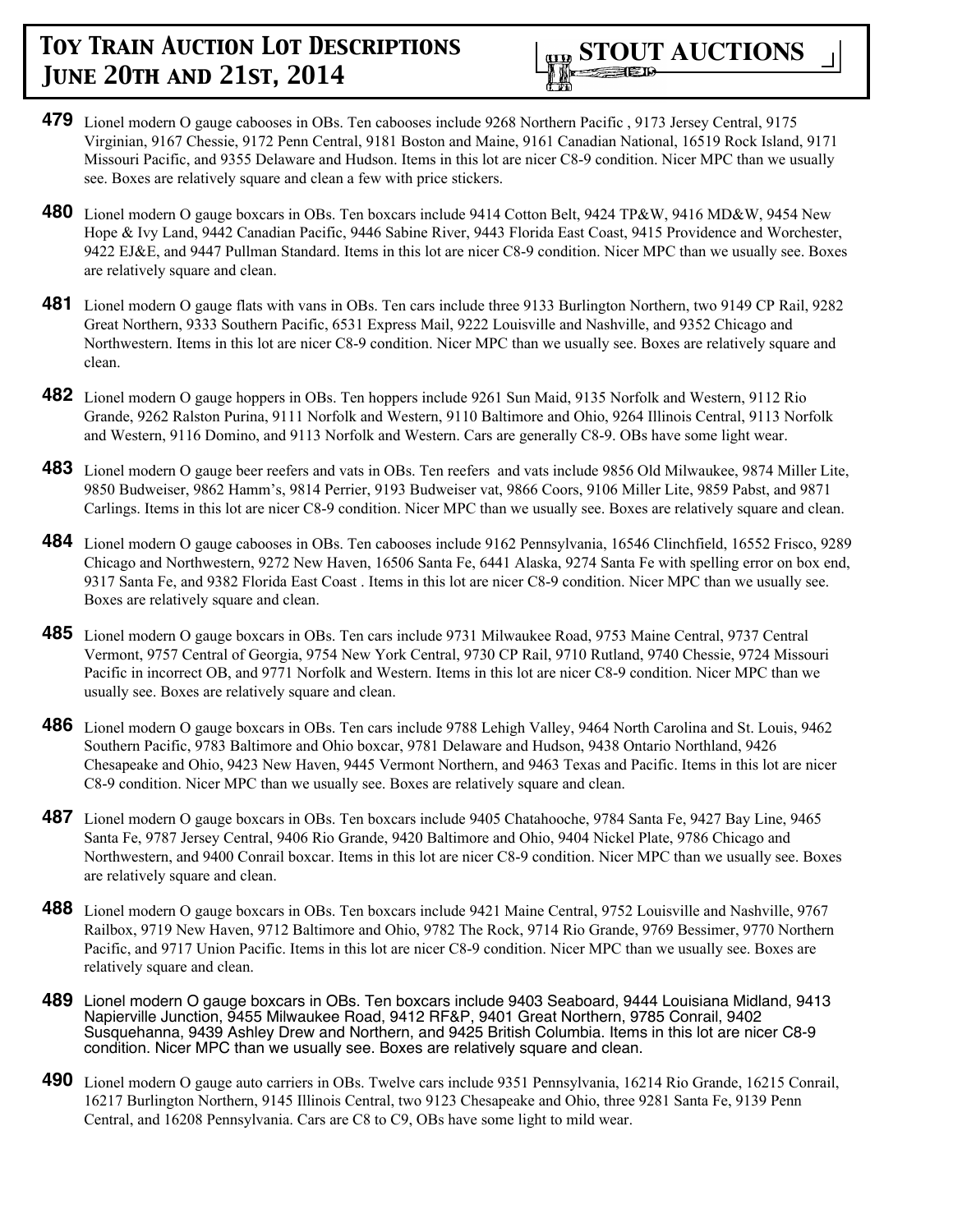**479** Lionel modern O gauge cabooses in OBs. Ten cabooses include 9268 Northern Pacific , 9173 Jersey Central, 9175 Virginian, 9167 Chessie, 9172 Penn Central, 9181 Boston and Maine, 9161 Canadian National, 16519 Rock Island, 9171 Missouri Pacific, and 9355 Delaware and Hudson. Items in this lot are nicer C8-9 condition. Nicer MPC than we usually see. Boxes are relatively square and clean a few with price stickers.

**480** Lionel modern O gauge boxcars in OBs. Ten boxcars include 9414 Cotton Belt, 9424 TP&W, 9416 MD&W, 9454 New Hope & Ivy Land, 9442 Canadian Pacific, 9446 Sabine River, 9443 Florida East Coast, 9415 Providence and Worchester, 9422 EJ&E, and 9447 Pullman Standard. Items in this lot are nicer C8-9 condition. Nicer MPC than we usually see. Boxes are relatively square and clean.

**481** Lionel modern O gauge flats with vans in OBs. Ten cars include three 9133 Burlington Northern, two 9149 CP Rail, 9282 Great Northern, 9333 Southern Pacific, 6531 Express Mail, 9222 Louisville and Nashville, and 9352 Chicago and Northwestern. Items in this lot are nicer C8-9 condition. Nicer MPC than we usually see. Boxes are relatively square and clean.

**482** Lionel modern O gauge hoppers in OBs. Ten hoppers include 9261 Sun Maid, 9135 Norfolk and Western, 9112 Rio Grande, 9262 Ralston Purina, 9111 Norfolk and Western, 9110 Baltimore and Ohio, 9264 Illinois Central, 9113 Norfolk and Western, 9116 Domino, and 9113 Norfolk and Western. Cars are generally C8-9. OBs have some light wear.

**483** Lionel modern O gauge beer reefers and vats in OBs. Ten reefers and vats include 9856 Old Milwaukee, 9874 Miller Lite, 9850 Budweiser, 9862 Hamm's, 9814 Perrier, 9193 Budweiser vat, 9866 Coors, 9106 Miller Lite, 9859 Pabst, and 9871 Carlings. Items in this lot are nicer C8-9 condition. Nicer MPC than we usually see. Boxes are relatively square and clean.

**484** Lionel modern O gauge cabooses in OBs. Ten cabooses include 9162 Pennsylvania, 16546 Clinchfield, 16552 Frisco, 9289 Chicago and Northwestern, 9272 New Haven, 16506 Santa Fe, 6441 Alaska, 9274 Santa Fe with spelling error on box end, 9317 Santa Fe, and 9382 Florida East Coast . Items in this lot are nicer C8-9 condition. Nicer MPC than we usually see. Boxes are relatively square and clean.

**485** Lionel modern O gauge boxcars in OBs. Ten cars include 9731 Milwaukee Road, 9753 Maine Central, 9737 Central Vermont, 9757 Central of Georgia, 9754 New York Central, 9730 CP Rail, 9710 Rutland, 9740 Chessie, 9724 Missouri Pacific in incorrect OB, and 9771 Norfolk and Western. Items in this lot are nicer C8-9 condition. Nicer MPC than we usually see. Boxes are relatively square and clean.

**486** Lionel modern O gauge boxcars in OBs. Ten cars include 9788 Lehigh Valley, 9464 North Carolina and St. Louis, 9462 Southern Pacific, 9783 Baltimore and Ohio boxcar, 9781 Delaware and Hudson, 9438 Ontario Northland, 9426 Chesapeake and Ohio, 9423 New Haven, 9445 Vermont Northern, and 9463 Texas and Pacific. Items in this lot are nicer C8-9 condition. Nicer MPC than we usually see. Boxes are relatively square and clean.

**487** Lionel modern O gauge boxcars in OBs. Ten boxcars include 9405 Chatahoochee, 9784 Santa Fe, 9427 Bay Line, 9465 Santa Fe, 9787 Jersey Central, 9406 Rio Grande, 9420 Baltimore and Ohio, 9404 Nickel Plate, 9786 Chicago and Northwestern, and 9400 Conrail boxcar. Items in this lot are nicer C8-9 condition. Nicer MPC than we usually see. Boxes are relatively square and clean.

**488** Lionel modern O gauge boxcars in OBs. Ten boxcars include 9421 Maine Central, 9752 Louisville and Nashville, 9767 Railbox, 9719 New Haven, 9712 Baltimore and Ohio, 9782 The Rock, 9714 Rio Grande, 9769 Bessimer, 9770 Northern Pacific, and 9717 Union Pacific. Items in this lot are nicer C8-9 condition. Nicer MPC than we usually see. Boxes are relatively square and clean.

**489** Lionel modern O gauge boxcars in OBs. Ten boxcars include 9403 Seaboard, 9444 Louisiana Midland, 9413 Napierville Junction, 9455 Milwaukee Road, 9412 RF&P, 9401 Great Northern, 9785 Conrail, 9402 Susquehanna, 9439 Ashley Drew and Northern, and 9425 British Columbia. Items in this lot are nicer C8-9 condition. Nicer MPC than we usually see. Boxes are relatively square and clean.

**490** Lionel modern O gauge auto carriers in OBs. Twelve cars include 9351 Pennsylvania, 16214 Rio Grande, 16215 Conrail, 16217 Burlington Northern, 9145 Illinois Central, two 9123 Chesapeake and Ohio, three 9281 Santa Fe, 9139 Penn Central, and 16208 Pennsylvania. Cars are C8 to C9, OBs have some light to mild wear.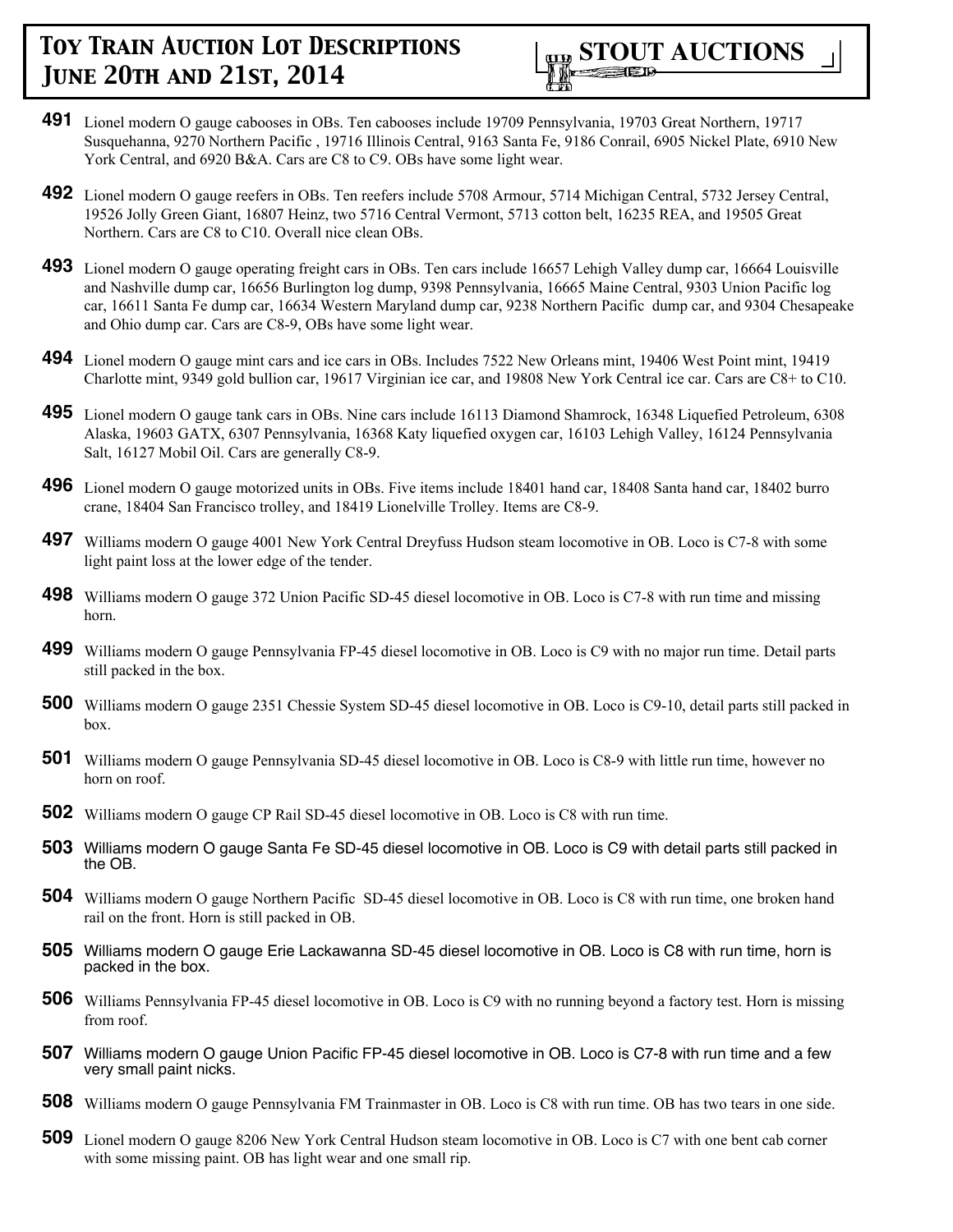**491** Lionel modern O gauge cabooses in OBs. Ten cabooses include 19709 Pennsylvania, 19703 Great Northern, 19717 Susquehanna, 9270 Northern Pacific , 19716 Illinois Central, 9163 Santa Fe, 9186 Conrail, 6905 Nickel Plate, 6910 New York Central, and 6920 B&A. Cars are C8 to C9. OBs have some light wear.

**492** Lionel modern O gauge reefers in OBs. Ten reefers include 5708 Armour, 5714 Michigan Central, 5732 Jersey Central, 19526 Jolly Green Giant, 16807 Heinz, two 5716 Central Vermont, 5713 cotton belt, 16235 REA, and 19505 Great Northern. Cars are C8 to C10. Overall nice clean OBs.

**493** Lionel modern O gauge operating freight cars in OBs. Ten cars include 16657 Lehigh Valley dump car, 16664 Louisville and Nashville dump car, 16656 Burlington log dump, 9398 Pennsylvania, 16665 Maine Central, 9303 Union Pacific log car, 16611 Santa Fe dump car, 16634 Western Maryland dump car, 9238 Northern Pacific dump car, and 9304 Chesapeake and Ohio dump car. Cars are C8-9, OBs have some light wear.

**494** Lionel modern O gauge mint cars and ice cars in OBs. Includes 7522 New Orleans mint, 19406 West Point mint, 19419 Charlotte mint, 9349 gold bullion car, 19617 Virginian ice car, and 19808 New York Central ice car. Cars are C8+ to C10.

**495** Lionel modern O gauge tank cars in OBs. Nine cars include 16113 Diamond Shamrock, 16348 Liquefied Petroleum, 6308 Alaska, 19603 GATX, 6307 Pennsylvania, 16368 Katy liquefied oxygen car, 16103 Lehigh Valley, 16124 Pennsylvania Salt, 16127 Mobil Oil. Cars are generally C8-9.

**496** Lionel modern O gauge motorized units in OBs. Five items include 18401 hand car, 18408 Santa hand car, 18402 burro crane, 18404 San Francisco trolley, and 18419 Lionelville Trolley. Items are C8-9.

**497** Williams modern O gauge 4001 New York Central Dreyfuss Hudson steam locomotive in OB. Loco is C7-8 with some light paint loss at the lower edge of the tender.

**498** Williams modern O gauge 372 Union Pacific SD-45 diesel locomotive in OB. Loco is C7-8 with run time and missing horn.

**499** Williams modern O gauge Pennsylvania FP-45 diesel locomotive in OB. Loco is C9 with no major run time. Detail parts still packed in the box.

**500** Williams modern O gauge 2351 Chessie System SD-45 diesel locomotive in OB. Loco is C9-10, detail parts still packed in box.

**501** Williams modern O gauge Pennsylvania SD-45 diesel locomotive in OB. Loco is C8-9 with little run time, however no horn on roof.

**502** Williams modern O gauge CP Rail SD-45 diesel locomotive in OB. Loco is C8 with run time.

**503** Williams modern O gauge Santa Fe SD-45 diesel locomotive in OB. Loco is C9 with detail parts still packed in the OB.

**504** Williams modern O gauge Northern Pacific SD-45 diesel locomotive in OB. Loco is C8 with run time, one broken hand rail on the front. Horn is still packed in OB.

**505** Williams modern O gauge Erie Lackawanna SD-45 diesel locomotive in OB. Loco is C8 with run time, horn is packed in the box.

**506** Williams Pennsylvania FP-45 diesel locomotive in OB. Loco is C9 with no running beyond a factory test. Horn is missing from roof.

**507** Williams modern O gauge Union Pacific FP-45 diesel locomotive in OB. Loco is C7-8 with run time and a few very small paint nicks.

**508** Williams modern O gauge Pennsylvania FM Trainmaster in OB. Loco is C8 with run time. OB has two tears in one side.

**509** Lionel modern O gauge 8206 New York Central Hudson steam locomotive in OB. Loco is C7 with one bent cab corner with some missing paint. OB has light wear and one small rip.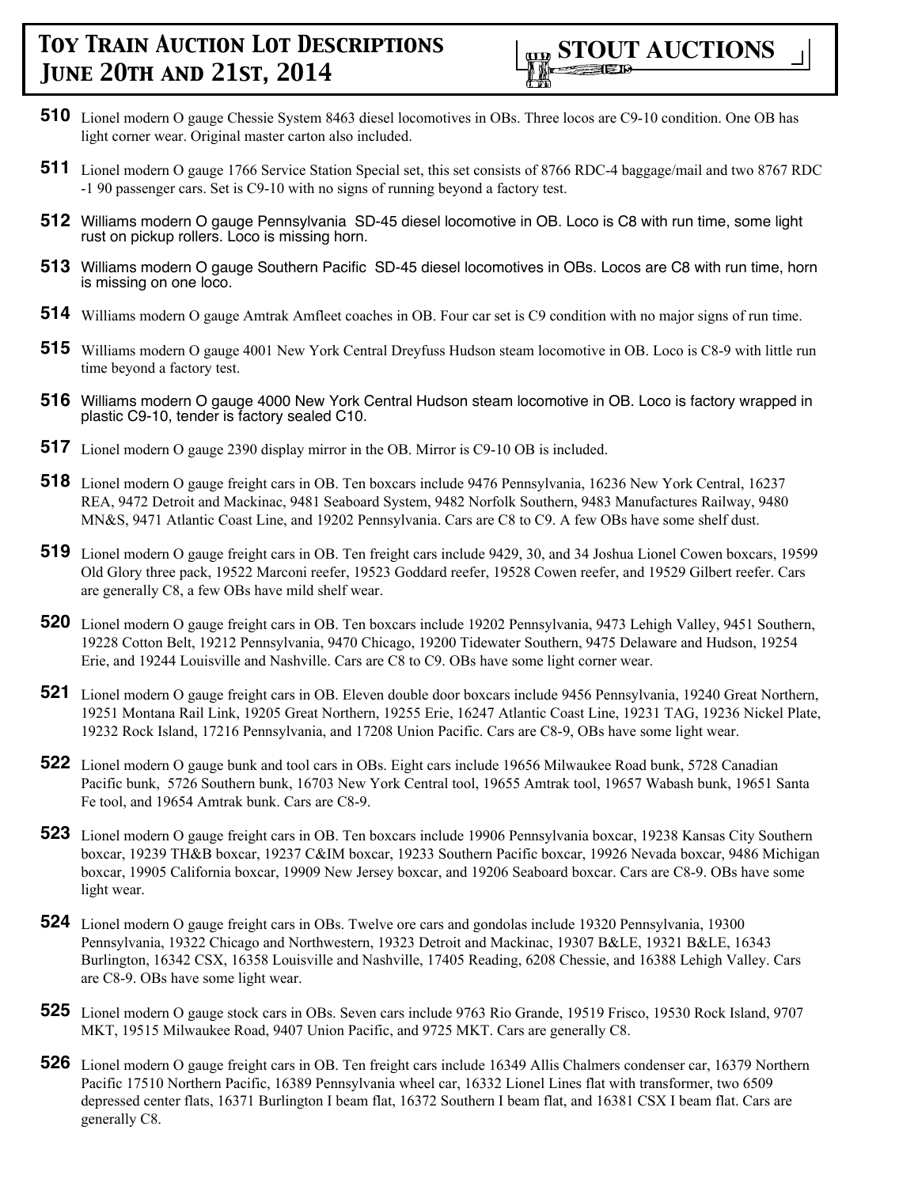**510** Lionel modern O gauge Chessie System 8463 diesel locomotives in OBs. Three locos are C9-10 condition. One OB has light corner wear. Original master carton also included.

**511** Lionel modern O gauge 1766 Service Station Special set, this set consists of 8766 RDC-4 baggage/mail and two 8767 RDC-1 90 passenger cars. Set is C9-10 with no signs of running beyond a factory test.

**512** Williams modern O gauge Pennsylvania SD-45 diesel locomotive in OB. Loco is C8 with run time, some light rust on pickup rollers. Loco is missing horn.

**513** Williams modern O gauge Southern Pacific SD-45 diesel locomotives in OBs. Locos are C8 with run time, horn is missing on one loco.

**514** Williams modern O gauge Amtrak Amfleet coaches in OB. Four car set is C9 condition with no major signs of run time.

**515** Williams modern O gauge 4001 New York Central Dreyfuss Hudson steam locomotive in OB. Loco is C8-9 with little run time beyond a factory test.

**516** Williams modern O gauge 4000 New York Central Hudson steam locomotive in OB. Loco is factory wrapped in plastic C9-10, tender is factory sealed C10.

**517** Lionel modern O gauge 2390 display mirror in the OB. Mirror is C9-10 OB is included.

**518** Lionel modern O gauge freight cars in OB. Ten boxcars include 9476 Pennsylvania, 16236 New York Central, 16237 REA, 9472 Detroit and Mackinac, 9481 Seaboard System, 9482 Norfolk Southern, 9483 Manufactures Railway, 9480 MN&S, 9471 Atlantic Coast Line, and 19202 Pennsylvania. Cars are C8 to C9. A few OBs have some shelf dust.

**519** Lionel modern O gauge freight cars in OB. Ten freight cars include 9429, 30, and 34 Joshua Lionel Cowen boxcars, 19599 Old Glory three pack, 19522 Marconi reefer, 19523 Goddard reefer, 19528 Cowen reefer, and 19529 Gilbert reefer. Cars are generally C8, a few OBs have mild shelf wear.

**520** Lionel modern O gauge freight cars in OB. Ten boxcars include 19202 Pennsylvania, 9473 Lehigh Valley, 9451 Southern, 19228 Cotton Belt, 19212 Pennsylvania, 9470 Chicago, 19200 Tidewater Southern, 9475 Delaware and Hudson, 19254 Erie, and 19244 Louisville and Nashville. Cars are C8 to C9. OBs have some light corner wear.

**521** Lionel modern O gauge freight cars in OB. Eleven double door boxcars include 9456 Pennsylvania, 19240 Great Northern, 19251 Montana Rail Link, 19205 Great Northern, 19255 Erie, 16247 Atlantic Coast Line, 19231 TAG, 19236 Nickel Plate, 19232 Rock Island, 17216 Pennsylvania, and 17208 Union Pacific. Cars are C8-9, OBs have some light wear.

**522** Lionel modern O gauge bunk and tool cars in OBs. Eight cars include 19656 Milwaukee Road bunk, 5728 Canadian Pacific bunk, 5726 Southern bunk, 16703 New York Central tool, 19655 Amtrak tool, 19657 Wabash bunk, 19651 Santa Fe tool, and 19654 Amtrak bunk. Cars are C8-9.

**523** Lionel modern O gauge freight cars in OB. Ten boxcars include 19906 Pennsylvania boxcar, 19238 Kansas City Southern boxcar, 19239 TH&B boxcar, 19237 C&IM boxcar, 19233 Southern Pacific boxcar, 19926 Nevada boxcar, 9486 Michigan boxcar, 19905 California boxcar, 19909 New Jersey boxcar, and 19206 Seaboard boxcar. Cars are C8-9. OBs have some light wear.

**524** Lionel modern O gauge freight cars in OBs. Twelve ore cars and gondolas include 19320 Pennsylvania, 19300 Pennsylvania, 19322 Chicago and Northwestern, 19323 Detroit and Mackinac, 19307 B&LE, 19321 B&LE, 16343 Burlington, 16342 CSX, 16358 Louisville and Nashville, 17405 Reading, 6208 Chessie, and 16388 Lehigh Valley. Cars are C8-9. OBs have some light wear.

**525** Lionel modern O gauge stock cars in OBs. Seven cars include 9763 Rio Grande, 19519 Frisco, 19530 Rock Island, 9707 MKT, 19515 Milwaukee Road, 9407 Union Pacific, and 9725 MKT. Cars are generally C8.

**526** Lionel modern O gauge freight cars in OB. Ten freight cars include 16349 Allis Chalmers condenser car, 16379 Northern Pacific 17510 Northern Pacific, 16389 Pennsylvania wheel car, 16332 Lionel Lines flat with transformer, two 6509 depressed center flats, 16371 Burlington I beam flat, 16372 Southern I beam flat, and 16381 CSX I beam flat. Cars are generally C8.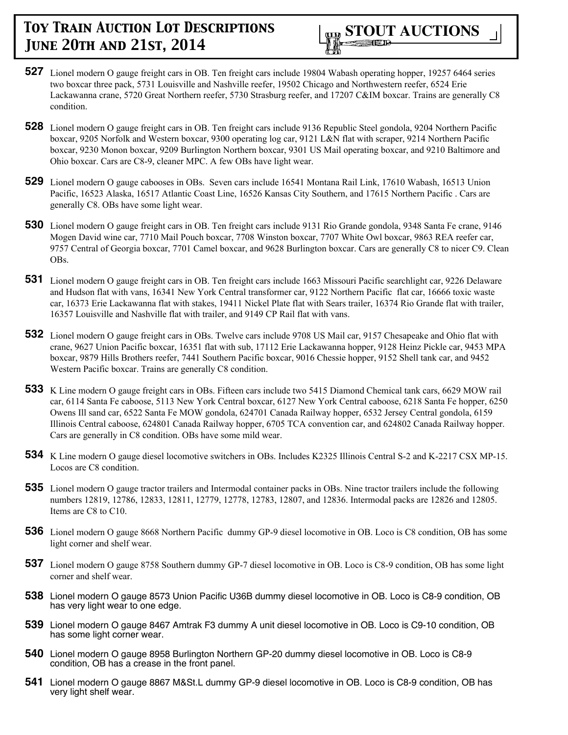**527** Lionel modern O gauge freight cars in OB. Ten freight cars include 19804 Wabash operating hopper, 19257 6464 series two boxcar three pack, 5731 Louisville and Nashville reefer, 19502 Chicago and Northwestern reefer, 6524 Erie Lackawanna crane, 5720 Great Northern reefer, 5730 Strasburg reefer, and 17207 C&IM boxcar. Trains are generally C8 condition.

**528** Lionel modern O gauge freight cars in OB. Ten freight cars include 9136 Republic Steel gondola, 9204 Northern Pacific boxcar, 9205 Norfolk and Western boxcar, 9300 operating log car, 9121 L&N flat with scraper, 9214 Northern Pacific boxcar, 9230 Monon boxcar, 9209 Burlington Northern boxcar, 9301 US Mail operating boxcar, and 9210 Baltimore and Ohio boxcar. Cars are C8-9, cleaner MPC. A few OBs have light wear.

**529** Lionel modern O gauge cabooses in OBs. Seven cars include 16541 Montana Rail Link, 17610 Wabash, 16513 Union Pacific, 16523 Alaska, 16517 Atlantic Coast Line, 16526 Kansas City Southern, and 17615 Northern Pacific . Cars are generally C8. OBs have some light wear.

**530** Lionel modern O gauge freight cars in OB. Ten freight cars include 9131 Rio Grande gondola, 9348 Santa Fe crane, 9146 Mogen David wine car, 7710 Mail Pouch boxcar, 7708 Winston boxcar, 7707 White Owl boxcar, 9863 REA reefer car, 9757 Central of Georgia boxcar, 7701 Camel boxcar, and 9628 Burlington boxcar. Cars are generally C8 to nicer C9. Clean OBs.

**531** Lionel modern O gauge freight cars in OB. Ten freight cars include 1663 Missouri Pacific searchlight car, 9226 Delaware and Hudson flat with vans, 16341 New York Central transformer car, 9122 Northern Pacific flat car, 16666 toxic waste car, 16373 Erie Lackawanna flat with stakes, 19411 Nickel Plate flat with Sears trailer, 16374 Rio Grande flat with trailer, 16357 Louisville and Nashville flat with trailer, and 9149 CP Rail flat with vans.

**532** Lionel modern O gauge freight cars in OBs. Twelve cars include 9708 US Mail car, 9157 Chesapeake and Ohio flat with crane, 9627 Union Pacific boxcar, 16351 flat with sub, 17112 Erie Lackawanna hopper, 9128 Heinz Pickle car, 9453 MPA boxcar, 9879 Hills Brothers reefer, 7441 Southern Pacific boxcar, 9016 Chessie hopper, 9152 Shell tank car, and 9452 Western Pacific boxcar. Trains are generally C8 condition.

**533** K Line modern O gauge freight cars in OBs. Fifteen cars include two 5415 Diamond Chemical tank cars, 6629 MOW rail car, 6114 Santa Fe caboose, 5113 New York Central boxcar, 6127 New York Central caboose, 6218 Santa Fe hopper, 6250 Owens Ill sand car, 6522 Santa Fe MOW gondola, 624701 Canada Railway hopper, 6532 Jersey Central gondola, 6159 Illinois Central caboose, 624801 Canada Railway hopper, 6705 TCA convention car, and 624802 Canada Railway hopper. Cars are generally in C8 condition. OBs have some mild wear.

**534** K Line modern O gauge diesel locomotive switchers in OBs. Includes K2325 Illinois Central S-2 and K-2217 CSX MP-15. Locos are C8 condition.

**535** Lionel modern O gauge tractor trailers and Intermodal container packs in OBs. Nine tractor trailers include the following numbers 12819, 12786, 12833, 12811, 12779, 12778, 12783, 12807, and 12836. Intermodal packs are 12826 and 12805. Items are C8 to C10.

**536** Lionel modern O gauge 8668 Northern Pacific dummy GP-9 diesel locomotive in OB. Loco is C8 condition, OB has some light corner and shelf wear.

**537** Lionel modern O gauge 8758 Southern dummy GP-7 diesel locomotive in OB. Loco is C8-9 condition, OB has some light corner and shelf wear.

**538** Lionel modern O gauge 8573 Union Pacific U36B dummy diesel locomotive in OB. Loco is C8-9 condition, OB has very light wear to one edge.

**539** Lionel modern O gauge 8467 Amtrak F3 dummy A unit diesel locomotive in OB. Loco is C9-10 condition, OB has some light corner wear.

**540** Lionel modern O gauge 8958 Burlington Northern GP-20 dummy diesel locomotive in OB. Loco is C8-9 condition, OB has a crease in the front panel.

**541** Lionel modern O gauge 8867 M&St.L dummy GP-9 diesel locomotive in OB. Loco is C8-9 condition, OB has very light shelf wear.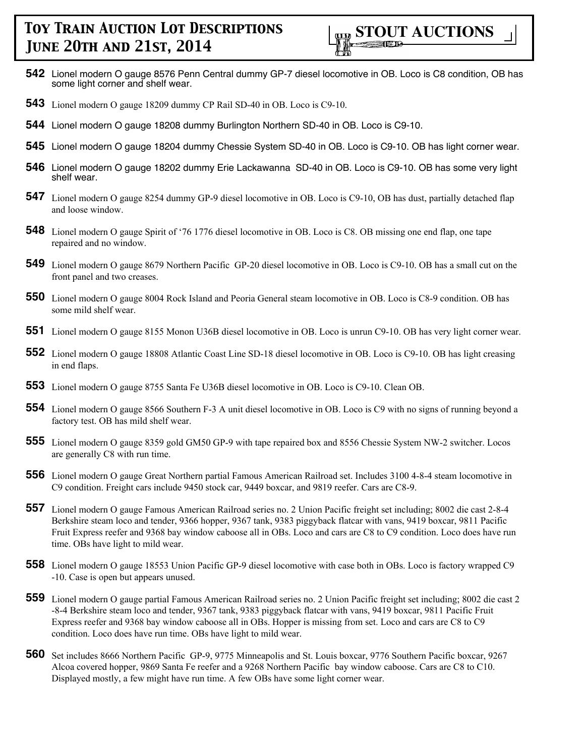**542** Lionel modern O gauge 8576 Penn Central dummy GP-7 diesel locomotive in OB. Loco is C8 condition, OB has some light corner and shelf wear.

**543** Lionel modern O gauge 18209 dummy CP Rail SD-40 in OB. Loco is C9-10.

**544** Lionel modern O gauge 18208 dummy Burlington Northern SD-40 in OB. Loco is C9-10.

**545** Lionel modern O gauge 18204 dummy Chessie System SD-40 in OB. Loco is C9-10. OB has light corner wear.

**546** Lionel modern O gauge 18202 dummy Erie Lackawanna SD-40 in OB. Loco is C9-10. OB has some very light shelf wear.

**547** Lionel modern O gauge 8254 dummy GP-9 diesel locomotive in OB. Loco is C9-10, OB has dust, partially detached flap and loose window.

**548** Lionel modern O gauge Spirit of '76 1776 diesel locomotive in OB. Loco is C8. OB missing one end flap, one tape repaired and no window.

**549** Lionel modern O gauge 8679 Northern Pacific GP-20 diesel locomotive in OB. Loco is C9-10. OB has a small cut on the front panel and two creases.

**550** Lionel modern O gauge 8004 Rock Island and Peoria General steam locomotive in OB. Loco is C8-9 condition. OB has some mild shelf wear.

**551** Lionel modern O gauge 8155 Monon U36B diesel locomotive in OB. Loco is unrun C9-10. OB has very light corner wear.

**552** Lionel modern O gauge 18808 Atlantic Coast Line SD-18 diesel locomotive in OB. Loco is C9-10. OB has light creasing in end flaps.

**553** Lionel modern O gauge 8755 Santa Fe U36B diesel locomotive in OB. Loco is C9-10. Clean OB.

**554** Lionel modern O gauge 8566 Southern F-3 A unit diesel locomotive in OB. Loco is C9 with no signs of running beyond a factory test. OB has mild shelf wear.

**555** Lionel modern O gauge 8359 gold GM50 GP-9 with tape repaired box and 8556 Chessie System NW-2 switcher. Locos are generally C8 with run time.

**556** Lionel modern O gauge Great Northern partial Famous American Railroad set. Includes 3100 4-8-4 steam locomotive in C9 condition. Freight cars include 9450 stock car, 9449 boxcar, and 9819 reefer. Cars are C8-9.

**557** Lionel modern O gauge Famous American Railroad series no. 2 Union Pacific freight set including; 8002 die cast 2-8-4 Berkshire steam loco and tender, 9366 hopper, 9367 tank, 9383 piggyback flatcar with vans, 9419 boxcar, 9811 Pacific Fruit Express reefer and 9368 bay window caboose all in OBs. Loco and cars are C8 to C9 condition. Loco does have run time. OBs have light to mild wear.

**558** Lionel modern O gauge 18553 Union Pacific GP-9 diesel locomotive with case both in OBs. Loco is factory wrapped C9-10. Case is open but appears unused.

**559** Lionel modern O gauge partial Famous American Railroad series no. 2 Union Pacific freight set including; 8002 die cast 2-8-4 Berkshire steam loco and tender, 9367 tank, 9383 piggyback flatcar with vans, 9419 boxcar, 9811 Pacific Fruit Express reefer and 9368 bay window caboose all in OBs. Hopper is missing from set. Loco and cars are C8 to C9 condition. Loco does have run time. OBs have light to mild wear.

**560** Set includes 8666 Northern Pacific GP-9, 9775 Minneapolis and St. Louis boxcar, 9776 Southern Pacific boxcar, 9267 Alcoa covered hopper, 9869 Santa Fe reefer and a 9268 Northern Pacific bay window caboose. Cars are C8 to C10. Displayed mostly, a few might have run time. A few OBs have some light corner wear.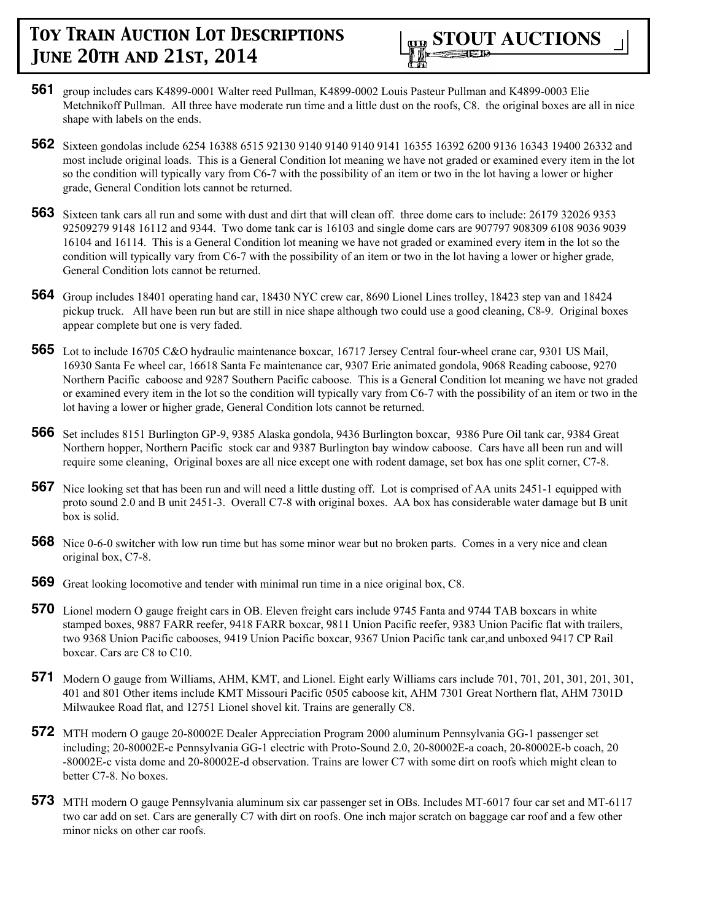**561** group includes cars K4899-0001 Walter reed Pullman, K4899-0002 Louis Pasteur Pullman and K4899-0003 Elie Metchnikoff Pullman. All three have moderate run time and a little dust on the roofs, C8. the original boxes are all in nice shape with labels on the ends.

**562** Sixteen gondolas include 6254 16388 6515 92130 9140 9140 9140 9141 16355 16392 6200 9136 16343 19400 26332 and most include original loads. This is a General Condition lot meaning we have not graded or examined every item in the lot so the condition will typically vary from C6-7 with the possibility of an item or two in the lot having a lower or higher grade, General Condition lots cannot be returned.

**563** Sixteen tank cars all run and some with dust and dirt that will clean off. three dome cars to include: 26179 32026 9353 92509279 9148 16112 and 9344. Two dome tank car is 16103 and single dome cars are 907797 908309 6108 9036 9039 16104 and 16114. This is a General Condition lot meaning we have not graded or examined every item in the lot so the condition will typically vary from C6-7 with the possibility of an item or two in the lot having a lower or higher grade, General Condition lots cannot be returned.

**564** Group includes 18401 operating hand car, 18430 NYC crew car, 8690 Lionel Lines trolley, 18423 step van and 18424 pickup truck. All have been run but are still in nice shape although two could use a good cleaning, C8-9. Original boxes appear complete but one is very faded.

**565** Lot to include 16705 C&O hydraulic maintenance boxcar, 16717 Jersey Central four-wheel crane car, 9301 US Mail, 16930 Santa Fe wheel car, 16618 Santa Fe maintenance car, 9307 Erie animated gondola, 9068 Reading caboose, 9270 Northern Pacific caboose and 9287 Southern Pacific caboose. This is a General Condition lot meaning we have not graded or examined every item in the lot so the condition will typically vary from C6-7 with the possibility of an item or two in the lot having a lower or higher grade, General Condition lots cannot be returned.

**566** Set includes 8151 Burlington GP-9, 9385 Alaska gondola, 9436 Burlington boxcar, 9386 Pure Oil tank car, 9384 Great Northern hopper, Northern Pacific stock car and 9387 Burlington bay window caboose. Cars have all been run and will require some cleaning, Original boxes are all nice except one with rodent damage, set box has one split corner, C7-8.

**567** Nice looking set that has been run and will need a little dusting off. Lot is comprised of AA units 2451-1 equipped with proto sound 2.0 and B unit 2451-3. Overall C7-8 with original boxes. AA box has considerable water damage but B unit box is solid.

**568** Nice 0-6-0 switcher with low run time but has some minor wear but no broken parts. Comes in a very nice and clean original box, C7-8.

**569** Great looking locomotive and tender with minimal run time in a nice original box, C8.

**570** Lionel modern O gauge freight cars in OB. Eleven freight cars include 9745 Fanta and 9744 TAB boxcars in white stamped boxes, 9887 FARR reefer, 9418 FARR boxcar, 9811 Union Pacific reefer, 9383 Union Pacific flat with trailers, two 9368 Union Pacific cabooses, 9419 Union Pacific boxcar, 9367 Union Pacific tank car,and unboxed 9417 CP Rail boxcar. Cars are C8 to C10.

**571** Modern O gauge from Williams, AHM, KMT, and Lionel. Eight early Williams cars include 701, 701, 201, 301, 201, 301, 401 and 801 Other items include KMT Missouri Pacific 0505 caboose kit, AHM 7301 Great Northern flat, AHM 7301D Milwaukee Road flat, and 12751 Lionel shovel kit. Trains are generally C8.

**572** MTH modern O gauge 20-80002E Dealer Appreciation Program 2000 aluminum Pennsylvania GG-1 passenger set including; 20-80002E-e Pennsylvania GG-1 electric with Proto-Sound 2.0, 20-80002E-a coach, 20-80002E-b coach, 20 -80002E-c vista dome and 20-80002E-d observation. Trains are lower C7 with some dirt on roofs which might clean to better C7-8. No boxes.

**573** MTH modern O gauge Pennsylvania aluminum six car passenger set in OBs. Includes MT-6017 four car set and MT-6117 two car add on set. Cars are generally C7 with dirt on roofs. One inch major scratch on baggage car roof and a few other minor nicks on other car roofs.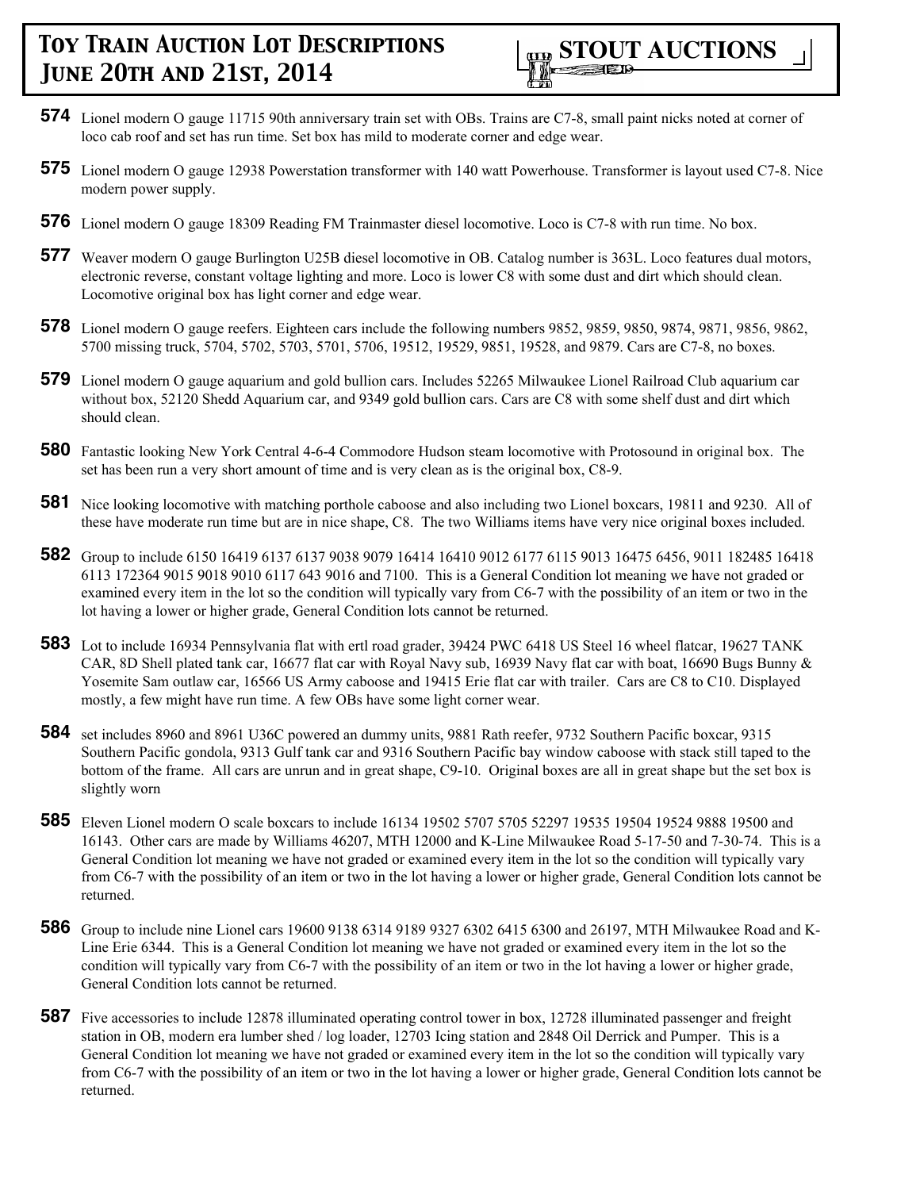**574** Lionel modern O gauge 11715 90th anniversary train set with OBs. Trains are C7-8, small paint nicks noted at corner of loco cab roof and set has run time. Set box has mild to moderate corner and edge wear.

**575** Lionel modern O gauge 12938 Powerstation transformer with 140 watt Powerhouse. Transformer is layout used C7-8. Nice modern power supply.

**576** Lionel modern O gauge 18309 Reading FM Trainmaster diesel locomotive. Loco is C7-8 with run time. No box.

**577** Weaver modern O gauge Burlington U25B diesel locomotive in OB. Catalog number is 363L. Loco features dual motors, electronic reverse, constant voltage lighting and more. Loco is lower C8 with some dust and dirt which should clean. Locomotive original box has light corner and edge wear.

**578** Lionel modern O gauge reefers. Eighteen cars include the following numbers 9852, 9859, 9850, 9874, 9871, 9856, 9862, 5700 missing truck, 5704, 5702, 5703, 5701, 5706, 19512, 19529, 9851, 19528, and 9879. Cars are C7-8, no boxes.

**579** Lionel modern O gauge aquarium and gold bullion cars. Includes 52265 Milwaukee Lionel Railroad Club aquarium car without box, 52120 Shedd Aquarium car, and 9349 gold bullion cars. Cars are C8 with some shelf dust and dirt which should clean.

**580** Fantastic looking New York Central 4-6-4 Commodore Hudson steam locomotive with Protosound in original box. The set has been run a very short amount of time and is very clean as is the original box, C8-9.

**581** Nice looking locomotive with matching porthole caboose and also including two Lionel boxcars, 19811 and 9230. All of these have moderate run time but are in nice shape, C8. The two Williams items have very nice original boxes included.

**582** Group to include 6150 16419 6137 6137 9038 9079 16414 16410 9012 6177 6115 9013 16475 6456, 9011 182485 16418 6113 172364 9015 9018 9010 6117 643 9016 and 7100. This is a General Condition lot meaning we have not graded or examined every item in the lot so the condition will typically vary from C6-7 with the possibility of an item or two in the lot having a lower or higher grade, General Condition lots cannot be returned.

**583** Lot to include 16934 Pennsylvania flat with ertl road grader, 39424 PWC 6418 US Steel 16 wheel flatcar, 19627 TANK CAR, 8D Shell plated tank car, 16677 flat car with Royal Navy sub, 16939 Navy flat car with boat, 16690 Bugs Bunny & Yosemite Sam outlaw car, 16566 US Army caboose and 19415 Erie flat car with trailer. Cars are C8 to C10. Displayed mostly, a few might have run time. A few OBs have some light corner wear.

**584** set includes 8960 and 8961 U36C powered an dummy units, 9881 Rath reefer, 9732 Southern Pacific boxcar, 9315 Southern Pacific gondola, 9313 Gulf tank car and 9316 Southern Pacific bay window caboose with stack still taped to the bottom of the frame. All cars are unrun and in great shape, C9-10. Original boxes are all in great shape but the set box is slightly worn

**585** Eleven Lionel modern O scale boxcars to include 16134 19502 5707 5705 52297 19535 19504 19524 9888 19500 and 16143. Other cars are made by Williams 46207, MTH 12000 and K-Line Milwaukee Road 5-17-50 and 7-30-74. This is a General Condition lot meaning we have not graded or examined every item in the lot so the condition will typically vary from C6-7 with the possibility of an item or two in the lot having a lower or higher grade, General Condition lots cannot be returned.

**586** Group to include nine Lionel cars 19600 9138 6314 9189 9327 6302 6415 6300 and 26197, MTH Milwaukee Road and K-Line Erie 6344. This is a General Condition lot meaning we have not graded or examined every item in the lot so the condition will typically vary from C6-7 with the possibility of an item or two in the lot having a lower or higher grade, General Condition lots cannot be returned.

**587** Five accessories to include 12878 illuminated operating control tower in box, 12728 illuminated passenger and freight station in OB, modern era lumber shed / log loader, 12703 Icing station and 2848 Oil Derrick and Pumper. This is a General Condition lot meaning we have not graded or examined every item in the lot so the condition will typically vary from C6-7 with the possibility of an item or two in the lot having a lower or higher grade, General Condition lots cannot be returned.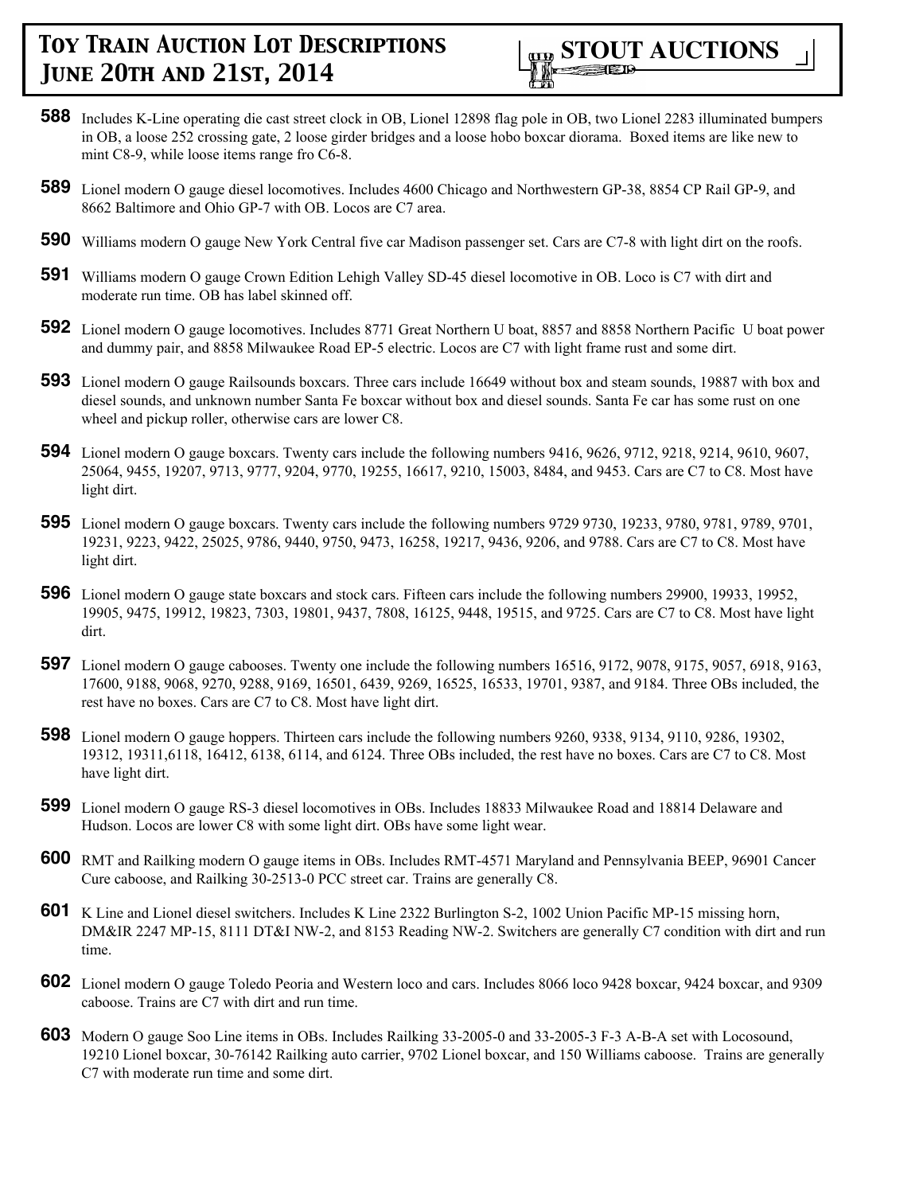**588** Includes K-Line operating die cast street clock in OB, Lionel 12898 flag pole in OB, two Lionel 2283 illuminated bumpers in OB, a loose 252 crossing gate, 2 loose girder bridges and a loose hobo boxcar diorama. Boxed items are like new to mint C8-9, while loose items range fro C6-8.

**589** Lionel modern O gauge diesel locomotives. Includes 4600 Chicago and Northwestern GP-38, 8854 CP Rail GP-9, and 8662 Baltimore and Ohio GP-7 with OB. Locos are C7 area.

**590** Williams modern O gauge New York Central five car Madison passenger set. Cars are C7-8 with light dirt on the roofs.

**591** Williams modern O gauge Crown Edition Lehigh Valley SD-45 diesel locomotive in OB. Loco is C7 with dirt and moderate run time. OB has label skinned off.

**592** Lionel modern O gauge locomotives. Includes 8771 Great Northern U boat, 8857 and 8858 Northern Pacific U boat power and dummy pair, and 8858 Milwaukee Road EP-5 electric. Locos are C7 with light frame rust and some dirt.

**593** Lionel modern O gauge Railsounds boxcars. Three cars include 16649 without box and steam sounds, 19887 with box and diesel sounds, and unknown number Santa Fe boxcar without box and diesel sounds. Santa Fe car has some rust on one wheel and pickup roller, otherwise cars are lower C8.

**594** Lionel modern O gauge boxcars. Twenty cars include the following numbers 9416, 9626, 9712, 9218, 9214, 9610, 9607, 25064, 9455, 19207, 9713, 9777, 9204, 9770, 19255, 16617, 9210, 15003, 8484, and 9453. Cars are C7 to C8. Most have light dirt.

**595** Lionel modern O gauge boxcars. Twenty cars include the following numbers 9729 9730, 19233, 9780, 9781, 9789, 9701, 19231, 9223, 9422, 25025, 9786, 9440, 9750, 9473, 16258, 19217, 9436, 9206, and 9788. Cars are C7 to C8. Most have light dirt.

**596** Lionel modern O gauge state boxcars and stock cars. Fifteen cars include the following numbers 29900, 19933, 19952, 19905, 9475, 19912, 19823, 7303, 19801, 9437, 7808, 16125, 9448, 19515, and 9725. Cars are C7 to C8. Most have light dirt.

**597** Lionel modern O gauge cabooses. Twenty one include the following numbers 16516, 9172, 9078, 9175, 9057, 6918, 9163, 17600, 9188, 9068, 9270, 9288, 9169, 16501, 6439, 9269, 16525, 16533, 19701, 9387, and 9184. Three OBs included, the rest have no boxes. Cars are C7 to C8. Most have light dirt.

**598** Lionel modern O gauge hoppers. Thirteen cars include the following numbers 9260, 9338, 9134, 9110, 9286, 19302, 19312, 19311,6118, 16412, 6138, 6114, and 6124. Three OBs included, the rest have no boxes. Cars are C7 to C8. Most have light dirt.

**599** Lionel modern O gauge RS-3 diesel locomotives in OBs. Includes 18833 Milwaukee Road and 18814 Delaware and Hudson. Locos are lower C8 with some light dirt. OBs have some light wear.

**600** RMT and Railking modern O gauge items in OBs. Includes RMT-4571 Maryland and Pennsylvania BEEP, 96901 Cancer Cure caboose, and Railking 30-2513-0 PCC street car. Trains are generally C8.

**601** K Line and Lionel diesel switchers. Includes K Line 2322 Burlington S-2, 1002 Union Pacific MP-15 missing horn, DM&IR 2247 MP-15, 8111 DT&I NW-2, and 8153 Reading NW-2. Switchers are generally C7 condition with dirt and run time.

**602** Lionel modern O gauge Toledo Peoria and Western loco and cars. Includes 8066 loco 9428 boxcar, 9424 boxcar, and 9309 caboose. Trains are C7 with dirt and run time.

**603** Modern O gauge Soo Line items in OBs. Includes Railking 33-2005-0 and 33-2005-3 F-3 A-B-A set with Locosound, 19210 Lionel boxcar, 30-76142 Railking auto carrier, 9702 Lionel boxcar, and 150 Williams caboose. Trains are generally C7 with moderate run time and some dirt.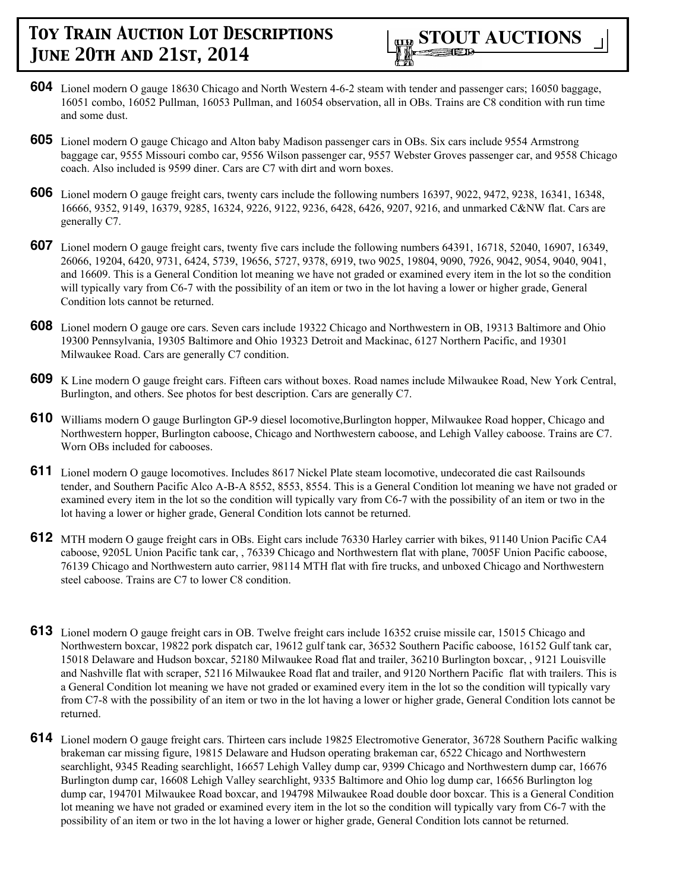**604** Lionel modern O gauge 18630 Chicago and North Western 4-6-2 steam with tender and passenger cars; 16050 baggage, 16051 combo, 16052 Pullman, 16053 Pullman, and 16054 observation, all in OBs. Trains are C8 condition with run time and some dust.

**605** Lionel modern O gauge Chicago and Alton baby Madison passenger cars in OBs. Six cars include 9554 Armstrong baggage car, 9555 Missouri combo car, 9556 Wilson passenger car, 9557 Webster Groves passenger car, and 9558 Chicago coach. Also included is 9599 diner. Cars are C7 with dirt and worn boxes.

**606** Lionel modern O gauge freight cars, twenty cars include the following numbers 16397, 9022, 9472, 9238, 16341, 16348, 16666, 9352, 9149, 16379, 9285, 16324, 9226, 9122, 9236, 6428, 6426, 9207, 9216, and unmarked C&NW flat. Cars are generally C7.

**607** Lionel modern O gauge freight cars, twenty five cars include the following numbers 64391, 16718, 52040, 16907, 16349, 26066, 19204, 6420, 9731, 6424, 5739, 19656, 5727, 9378, 6919, two 9025, 19804, 9090, 7926, 9042, 9054, 9040, 9041, and 16609. This is a General Condition lot meaning we have not graded or examined every item in the lot so the condition will typically vary from C6-7 with the possibility of an item or two in the lot having a lower or higher grade, General Condition lots cannot be returned.

**608** Lionel modern O gauge ore cars. Seven cars include 19322 Chicago and Northwestern in OB, 19313 Baltimore and Ohio 19300 Pennsylvania, 19305 Baltimore and Ohio 19323 Detroit and Mackinac, 6127 Northern Pacific, and 19301 Milwaukee Road. Cars are generally C7 condition.

**609** K Line modern O gauge freight cars. Fifteen cars without boxes. Road names include Milwaukee Road, New York Central, Burlington, and others. See photos for best description. Cars are generally C7.

**610** Williams modern O gauge Burlington GP-9 diesel locomotive,Burlington hopper, Milwaukee Road hopper, Chicago and Northwestern hopper, Burlington caboose, Chicago and Northwestern caboose, and Lehigh Valley caboose. Trains are C7. Worn OBs included for cabooses.

**611** Lionel modern O gauge locomotives. Includes 8617 Nickel Plate steam locomotive, undecorated die cast Railsounds tender, and Southern Pacific Alco A-B-A 8552, 8553, 8554. This is a General Condition lot meaning we have not graded or examined every item in the lot so the condition will typically vary from C6-7 with the possibility of an item or two in the lot having a lower or higher grade, General Condition lots cannot be returned.

**612** MTH modern O gauge freight cars in OBs. Eight cars include 76330 Harley carrier with bikes, 91140 Union Pacific CA4 caboose, 9205L Union Pacific tank car, , 76339 Chicago and Northwestern flat with plane, 7005F Union Pacific caboose, 76139 Chicago and Northwestern auto carrier, 98114 MTH flat with fire trucks, and unboxed Chicago and Northwestern steel caboose. Trains are C7 to lower C8 condition.

**613** Lionel modern O gauge freight cars in OB. Twelve freight cars include 16352 cruise missile car, 15015 Chicago and Northwestern boxcar, 19822 pork dispatch car, 19612 gulf tank car, 36532 Southern Pacific caboose, 16152 Gulf tank car, 15018 Delaware and Hudson boxcar, 52180 Milwaukee Road flat and trailer, 36210 Burlington boxcar, , 9121 Louisville and Nashville flat with scraper, 52116 Milwaukee Road flat and trailer, and 9120 Northern Pacific flat with trailers. This is a General Condition lot meaning we have not graded or examined every item in the lot so the condition will typically vary from C7-8 with the possibility of an item or two in the lot having a lower or higher grade, General Condition lots cannot be returned.

**614** Lionel modern O gauge freight cars. Thirteen cars include 19825 Electromotive Generator, 36728 Southern Pacific walking brakeman car missing figure, 19815 Delaware and Hudson operating brakeman car, 6522 Chicago and Northwestern searchlight, 9345 Reading searchlight, 16657 Lehigh Valley dump car, 9399 Chicago and Northwestern dump car, 16676 Burlington dump car, 16608 Lehigh Valley searchlight, 9335 Baltimore and Ohio log dump car, 16656 Burlington log dump car, 194701 Milwaukee Road boxcar, and 194798 Milwaukee Road double door boxcar. This is a General Condition lot meaning we have not graded or examined every item in the lot so the condition will typically vary from C6-7 with the possibility of an item or two in the lot having a lower or higher grade, General Condition lots cannot be returned.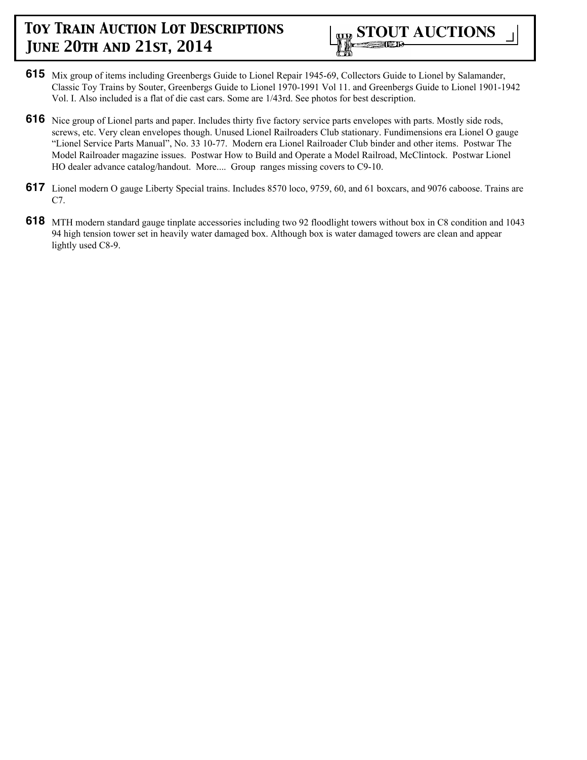**615** Mix group of items including Greenbergs Guide to Lionel Repair 1945-69, Collectors Guide to Lionel by Salamander, Classic Toy Trains by Souter, Greenbergs Guide to Lionel 1970-1991 Vol 11. and Greenbergs Guide to Lionel 1901-1942 Vol. I. Also included is a flat of die cast cars. Some are 1/43rd. See photos for best description.

**616** Nice group of Lionel parts and paper. Includes thirty five factory service parts envelopes with parts. Mostly side rods, screws, etc. Very clean envelopes though. Unused Lionel Railroaders Club stationary. Fundimensions era Lionel O gauge "Lionel Service Parts Manual", No. 33 10-77. Modern era Lionel Railroader Club binder and other items. Postwar The Model Railroader magazine issues. Postwar How to Build and Operate a Model Railroad, McClintock. Postwar Lionel HO dealer advance catalog/handout. More.... Group ranges missing covers to C9-10.

**617** Lionel modern O gauge Liberty Special trains. Includes 8570 loco, 9759, 60, and 61 boxcars, and 9076 caboose. Trains are C7.

**618** MTH modern standard gauge tinplate accessories including two 92 floodlight towers without box in C8 condition and 1043 94 high tension tower set in heavily water damaged box. Although box is water damaged towers are clean and appear lightly used C8-9.